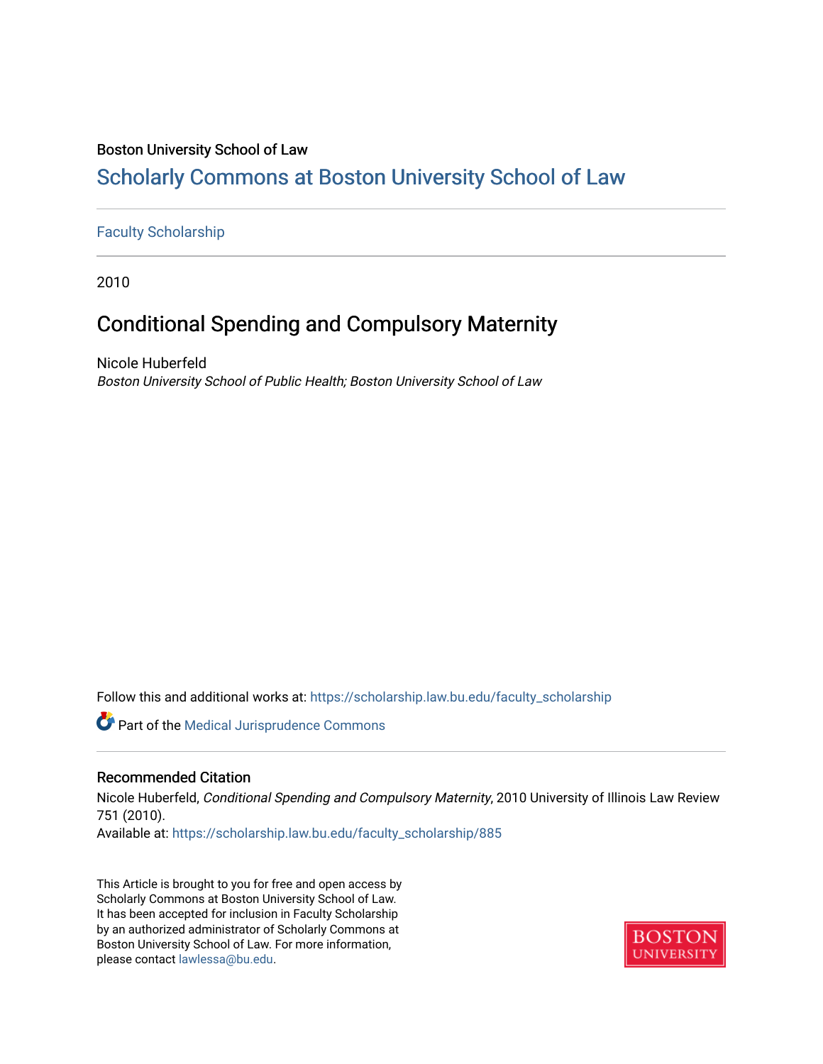Boston University School of Law

# Scholarly Commons at Boston University School of Law

Faculty Scholarship

2010

## Conditional Spending and Compulsory Maternity

Nicole Huberfeld

*Boston University School of Public Health; Boston University School of Law*

Follow this and additional works at: https://scholarship.law.bu.edu/faculty_scholarship

Part of the Medical Jurisprudence Commons

### Recommended Citation

Nicole Huberfeld, *Conditional Spending and Compulsory Maternity*, 2010 University of Illinois Law Review 751 (2010).

Available at: https://scholarship.law.bu.edu/faculty_scholarship/885

This Article is brought to you for free and open access by Scholarly Commons at Boston University School of Law. It has been accepted for inclusion in Faculty Scholarship by an authorized administrator of Scholarly Commons at Boston University School of Law. For more information, please contact lawlessa@bu.edu.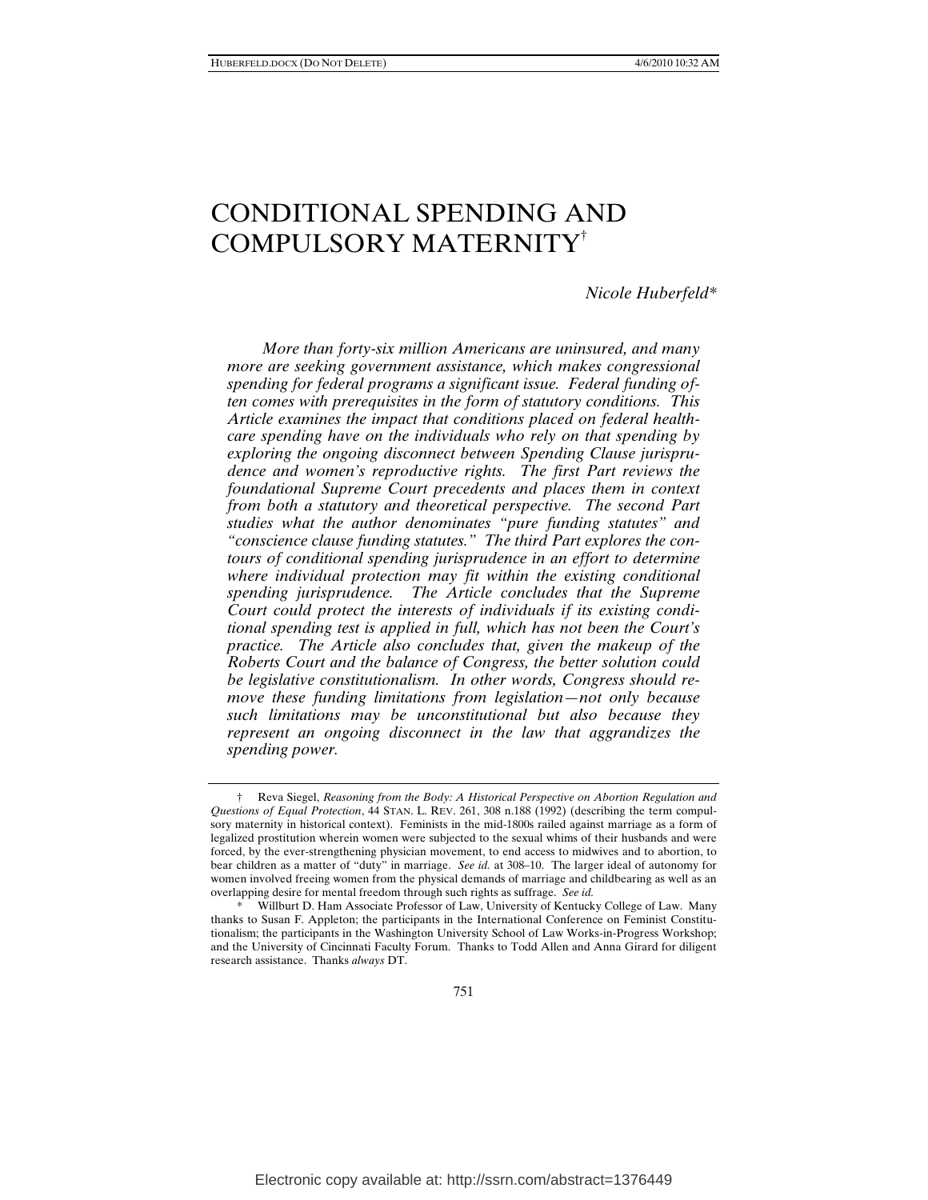# CONDITIONAL SPENDING AND COMPULSORY MATERNITY[†]

*Nicole Huberfeld**

*More than forty-six million Americans are uninsured, and many more are seeking government assistance, which makes congressional spending for federal programs a significant issue. Federal funding often comes with prerequisites in the form of statutory conditions. This Article examines the impact that conditions placed on federal healthcare spending have on the individuals who rely on that spending by exploring the ongoing disconnect between Spending Clause jurisprudence and women's reproductive rights. The first Part reviews the foundational Supreme Court precedents and places them in context from both a statutory and theoretical perspective. The second Part studies what the author denominates "pure funding statutes" and "conscience clause funding statutes." The third Part explores the contours of conditional spending jurisprudence in an effort to determine where individual protection may fit within the existing conditional spending jurisprudence. The Article concludes that the Supreme Court could protect the interests of individuals if its existing conditional spending test is applied in full, which has not been the Court's practice. The Article also concludes that, given the makeup of the Roberts Court and the balance of Congress, the better solution could be legislative constitutionalism. In other words, Congress should remove these funding limitations from legislation—not only because such limitations may be unconstitutional but also because they represent an ongoing disconnect in the law that aggrandizes the spending power.*

---

† Reva Siegel, *Reasoning from the Body: A Historical Perspective on Abortion Regulation and Questions of Equal Protection*, 44 STAN. L. REV. 261, 308 n.188 (1992) (describing the term compulsory maternity in historical context). Feminists in the mid-1800s railed against marriage as a form of legalized prostitution wherein women were subjected to the sexual whims of their husbands and were forced, by the ever-strengthening physician movement, to end access to midwives and to abortion, to bear children as a matter of "duty" in marriage. *See id.* at 308–10. The larger ideal of autonomy for women involved freeing women from the physical demands of marriage and childbearing as well as an overlapping desire for mental freedom through such rights as suffrage. *See id.*

\* Willburt D. Ham Associate Professor of Law, University of Kentucky College of Law. Many thanks to Susan F. Appleton; the participants in the International Conference on Feminist Constitutionalism; the participants in the Washington University School of Law Works-in-Progress Workshop; and the University of Cincinnati Faculty Forum. Thanks to Todd Allen and Anna Girard for diligent research assistance. Thanks *always* DT.

Electronic copy available at: http://ssrn.com/abstract=1376449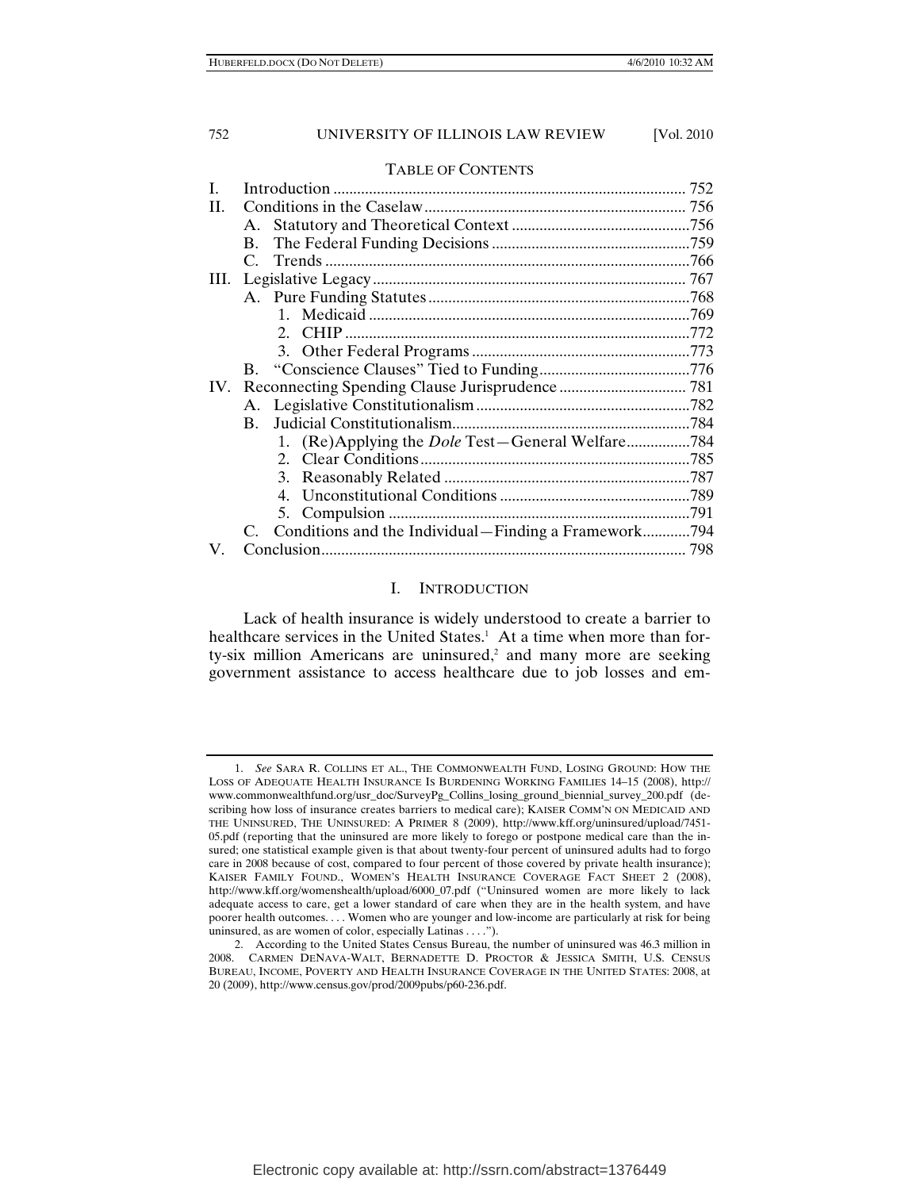TABLE OF CONTENTS

I. Introduction ........................................................................................ 752
II. Conditions in the Caselaw................................................................. 756
   A. Statutory and Theoretical Context ............................................756
   B. The Federal Funding Decisions .................................................759
   C. Trends ..........................................................................................766
III. Legislative Legacy.............................................................................. 767
   A. Pure Funding Statutes ................................................................768
      1. Medicaid ................................................................................769
      2. CHIP ......................................................................................772
      3. Other Federal Programs ......................................................773
   B. "Conscience Clauses" Tied to Funding......................................776
IV. Reconnecting Spending Clause Jurisprudence ................................ 781
   A. Legislative Constitutionalism .....................................................782
   B. Judicial Constitutionalism...........................................................784
      1. (Re)Applying the *Dole* Test—General Welfare................784
      2. Clear Conditions...................................................................785
      3. Reasonably Related .............................................................787
      4. Unconstitutional Conditions ...............................................789
      5. Compulsion ..........................................................................791
   C. Conditions and the Individual—Finding a Framework............794
V. Conclusion........................................................................................... 798

## I. INTRODUCTION

Lack of health insurance is widely understood to create a barrier to healthcare services in the United States.[1] At a time when more than forty-six million Americans are uninsured,[2] and many more are seeking government assistance to access healthcare due to job losses and em-

---

1. *See* SARA R. COLLINS ET AL., THE COMMONWEALTH FUND, LOSING GROUND: HOW THE LOSS OF ADEQUATE HEALTH INSURANCE IS BURDENING WORKING FAMILIES 14–15 (2008), http://www.commonwealthfund.org/usr_doc/SurveyPg_Collins_losing_ground_biennial_survey_200.pdf (describing how loss of insurance creates barriers to medical care); KAISER COMM'N ON MEDICAID AND THE UNINSURED, THE UNINSURED: A PRIMER 8 (2009), http://www.kff.org/uninsured/upload/7451-05.pdf (reporting that the uninsured are more likely to forego or postpone medical care than the insured; one statistical example given is that about twenty-four percent of uninsured adults had to forgo care in 2008 because of cost, compared to four percent of those covered by private health insurance); KAISER FAMILY FOUND., WOMEN'S HEALTH INSURANCE COVERAGE FACT SHEET 2 (2008), http://www.kff.org/womenshealth/upload/6000_07.pdf ("Uninsured women are more likely to lack adequate access to care, get a lower standard of care when they are in the health system, and have poorer health outcomes. . . . Women who are younger and low-income are particularly at risk for being uninsured, as are women of color, especially Latinas . . . .").

2. According to the United States Census Bureau, the number of uninsured was 46.3 million in 2008. CARMEN DENAVA-WALT, BERNADETTE D. PROCTOR & JESSICA SMITH, U.S. CENSUS BUREAU, INCOME, POVERTY AND HEALTH INSURANCE COVERAGE IN THE UNITED STATES: 2008, at 20 (2009), http://www.census.gov/prod/2009pubs/p60-236.pdf.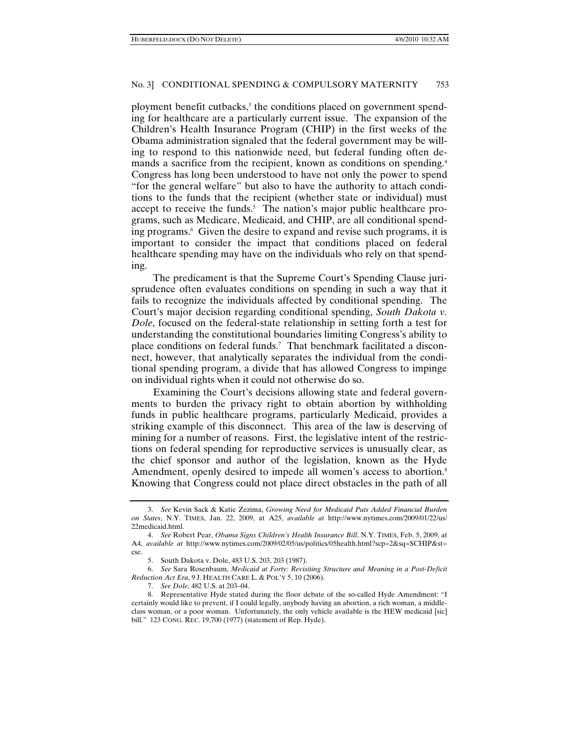ployment benefit cutbacks,[3] the conditions placed on government spending for healthcare are a particularly current issue. The expansion of the Children's Health Insurance Program (CHIP) in the first weeks of the Obama administration signaled that the federal government may be willing to respond to this nationwide need, but federal funding often demands a sacrifice from the recipient, known as conditions on spending.[4] Congress has long been understood to have not only the power to spend "for the general welfare" but also to have the authority to attach conditions to the funds that the recipient (whether state or individual) must accept to receive the funds.[5] The nation's major public healthcare programs, such as Medicare, Medicaid, and CHIP, are all conditional spending programs.[6] Given the desire to expand and revise such programs, it is important to consider the impact that conditions placed on federal healthcare spending may have on the individuals who rely on that spending.

The predicament is that the Supreme Court's Spending Clause jurisprudence often evaluates conditions on spending in such a way that it fails to recognize the individuals affected by conditional spending. The Court's major decision regarding conditional spending, *South Dakota v. Dole*, focused on the federal-state relationship in setting forth a test for understanding the constitutional boundaries limiting Congress's ability to place conditions on federal funds.[7] That benchmark facilitated a disconnect, however, that analytically separates the individual from the conditional spending program, a divide that has allowed Congress to impinge on individual rights when it could not otherwise do so.

Examining the Court's decisions allowing state and federal governments to burden the privacy right to obtain abortion by withholding funds in public healthcare programs, particularly Medicaid, provides a striking example of this disconnect. This area of the law is deserving of mining for a number of reasons. First, the legislative intent of the restrictions on federal spending for reproductive services is unusually clear, as the chief sponsor and author of the legislation, known as the Hyde Amendment, openly desired to impede all women's access to abortion.[8] Knowing that Congress could not place direct obstacles in the path of all

---

3. *See* Kevin Sack & Katie Zezima, *Growing Need for Medicaid Puts Added Financial Burden on States*, N.Y. TIMES, Jan. 22, 2009, at A25, *available at* http://www.nytimes.com/2009/01/22/us/22medicaid.html.

4. *See* Robert Pear, *Obama Signs Children's Health Insurance Bill*, N.Y. TIMES, Feb. 5, 2009, at A4, *available at* http://www.nytimes.com/2009/02/05/us/politics/05health.html?scp=2&sq=SCHIP&st=cse.

5. South Dakota v. Dole, 483 U.S. 203, 203 (1987).

6. *See* Sara Rosenbaum, *Medicaid at Forty: Revisiting Structure and Meaning in a Post-Deficit Reduction Act Era*, 9 J. HEALTH CARE L. & POL'Y 5, 10 (2006).

7. *See Dole*, 482 U.S. at 203–04.

8. Representative Hyde stated during the floor debate of the so-called Hyde Amendment: "I certainly would like to prevent, if I could legally, anybody having an abortion, a rich woman, a middle-class woman, or a poor woman. Unfortunately, the only vehicle available is the HEW medicaid [sic] bill." 123 CONG. REC. 19,700 (1977) (statement of Rep. Hyde).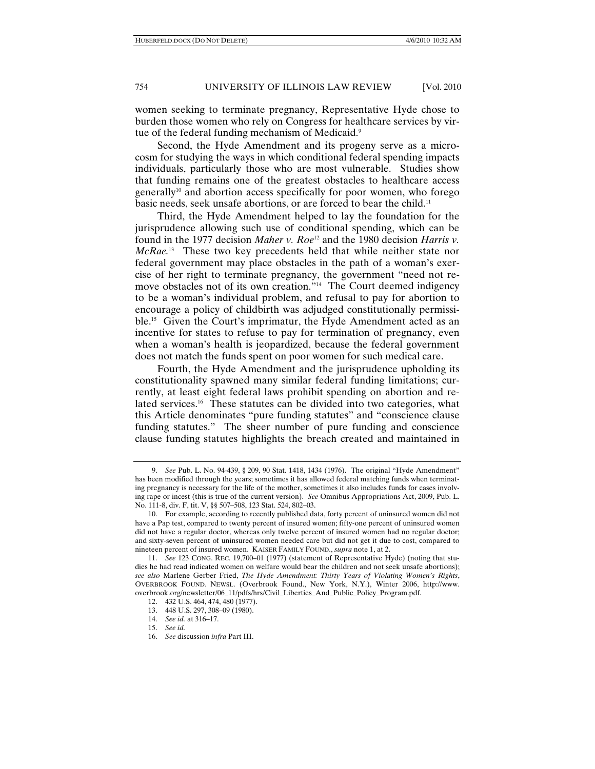women seeking to terminate pregnancy, Representative Hyde chose to burden those women who rely on Congress for healthcare services by virtue of the federal funding mechanism of Medicaid.[9]

Second, the Hyde Amendment and its progeny serve as a microcosm for studying the ways in which conditional federal spending impacts individuals, particularly those who are most vulnerable. Studies show that funding remains one of the greatest obstacles to healthcare access generally[10] and abortion access specifically for poor women, who forego basic needs, seek unsafe abortions, or are forced to bear the child.[11]

Third, the Hyde Amendment helped to lay the foundation for the jurisprudence allowing such use of conditional spending, which can be found in the 1977 decision *Maher v. Roe*[12] and the 1980 decision *Harris v. McRae*.[13] These two key precedents held that while neither state nor federal government may place obstacles in the path of a woman's exercise of her right to terminate pregnancy, the government "need not remove obstacles not of its own creation."[14] The Court deemed indigency to be a woman's individual problem, and refusal to pay for abortion to encourage a policy of childbirth was adjudged constitutionally permissible.[15] Given the Court's imprimatur, the Hyde Amendment acted as an incentive for states to refuse to pay for termination of pregnancy, even when a woman's health is jeopardized, because the federal government does not match the funds spent on poor women for such medical care.

Fourth, the Hyde Amendment and the jurisprudence upholding its constitutionality spawned many similar federal funding limitations; currently, at least eight federal laws prohibit spending on abortion and related services.[16] These statutes can be divided into two categories, what this Article denominates "pure funding statutes" and "conscience clause funding statutes." The sheer number of pure funding and conscience clause funding statutes highlights the breach created and maintained in

---

9. *See* Pub. L. No. 94-439, § 209, 90 Stat. 1418, 1434 (1976). The original "Hyde Amendment" has been modified through the years; sometimes it has allowed federal matching funds when terminating pregnancy is necessary for the life of the mother, sometimes it also includes funds for cases involving rape or incest (this is true of the current version). *See* Omnibus Appropriations Act, 2009, Pub. L. No. 111-8, div. F, tit. V, §§ 507–508, 123 Stat. 524, 802–03.

10. For example, according to recently published data, forty percent of uninsured women did not have a Pap test, compared to twenty percent of insured women; fifty-one percent of uninsured women did not have a regular doctor, whereas only twelve percent of insured women had no regular doctor; and sixty-seven percent of uninsured women needed care but did not get it due to cost, compared to nineteen percent of insured women. KAISER FAMILY FOUND., *supra* note 1, at 2.

11. *See* 123 CONG. REC. 19,700–01 (1977) (statement of Representative Hyde) (noting that studies he had read indicated women on welfare would bear the children and not seek unsafe abortions); *see also* Marlene Gerber Fried, *The Hyde Amendment: Thirty Years of Violating Women's Rights*, OVERBROOK FOUND. NEWSL. (Overbrook Found., New York, N.Y.), Winter 2006, http://www.overbrook.org/newsletter/06_11/pdfs/hrs/Civil_Liberties_And_Public_Policy_Program.pdf.

12. 432 U.S. 464, 474, 480 (1977).

13. 448 U.S. 297, 308–09 (1980).

14. *See id.* at 316–17.

15. *See id.*

16. *See* discussion *infra* Part III.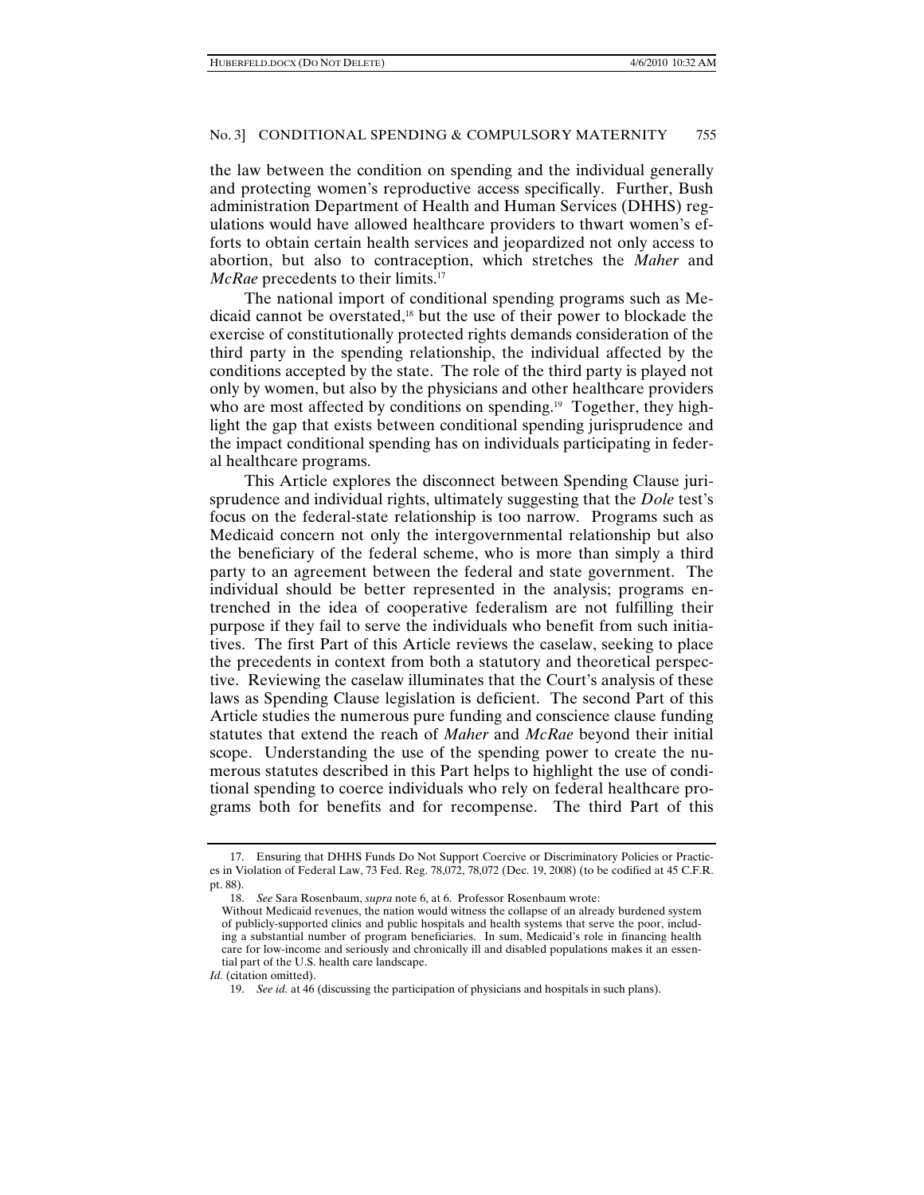the law between the condition on spending and the individual generally and protecting women's reproductive access specifically. Further, Bush administration Department of Health and Human Services (DHHS) regulations would have allowed healthcare providers to thwart women's efforts to obtain certain health services and jeopardized not only access to abortion, but also to contraception, which stretches the *Maher* and *McRae* precedents to their limits.[17]

The national import of conditional spending programs such as Medicaid cannot be overstated,[18] but the use of their power to blockade the exercise of constitutionally protected rights demands consideration of the third party in the spending relationship, the individual affected by the conditions accepted by the state. The role of the third party is played not only by women, but also by the physicians and other healthcare providers who are most affected by conditions on spending.[19] Together, they highlight the gap that exists between conditional spending jurisprudence and the impact conditional spending has on individuals participating in federal healthcare programs.

This Article explores the disconnect between Spending Clause jurisprudence and individual rights, ultimately suggesting that the *Dole* test's focus on the federal-state relationship is too narrow. Programs such as Medicaid concern not only the intergovernmental relationship but also the beneficiary of the federal scheme, who is more than simply a third party to an agreement between the federal and state government. The individual should be better represented in the analysis; programs entrenched in the idea of cooperative federalism are not fulfilling their purpose if they fail to serve the individuals who benefit from such initiatives. The first Part of this Article reviews the caselaw, seeking to place the precedents in context from both a statutory and theoretical perspective. Reviewing the caselaw illuminates that the Court's analysis of these laws as Spending Clause legislation is deficient. The second Part of this Article studies the numerous pure funding and conscience clause funding statutes that extend the reach of *Maher* and *McRae* beyond their initial scope. Understanding the use of the spending power to create the numerous statutes described in this Part helps to highlight the use of conditional spending to coerce individuals who rely on federal healthcare programs both for benefits and for recompense. The third Part of this

---

17. Ensuring that DHHS Funds Do Not Support Coercive or Discriminatory Policies or Practices in Violation of Federal Law, 73 Fed. Reg. 78,072, 78,072 (Dec. 19, 2008) (to be codified at 45 C.F.R. pt. 88).

18. *See* Sara Rosenbaum, *supra* note 6, at 6. Professor Rosenbaum wrote:

> Without Medicaid revenues, the nation would witness the collapse of an already burdened system of publicly-supported clinics and public hospitals and health systems that serve the poor, including a substantial number of program beneficiaries. In sum, Medicaid's role in financing health care for low-income and seriously and chronically ill and disabled populations makes it an essential part of the U.S. health care landscape.

*Id.* (citation omitted).

19. *See id.* at 46 (discussing the participation of physicians and hospitals in such plans).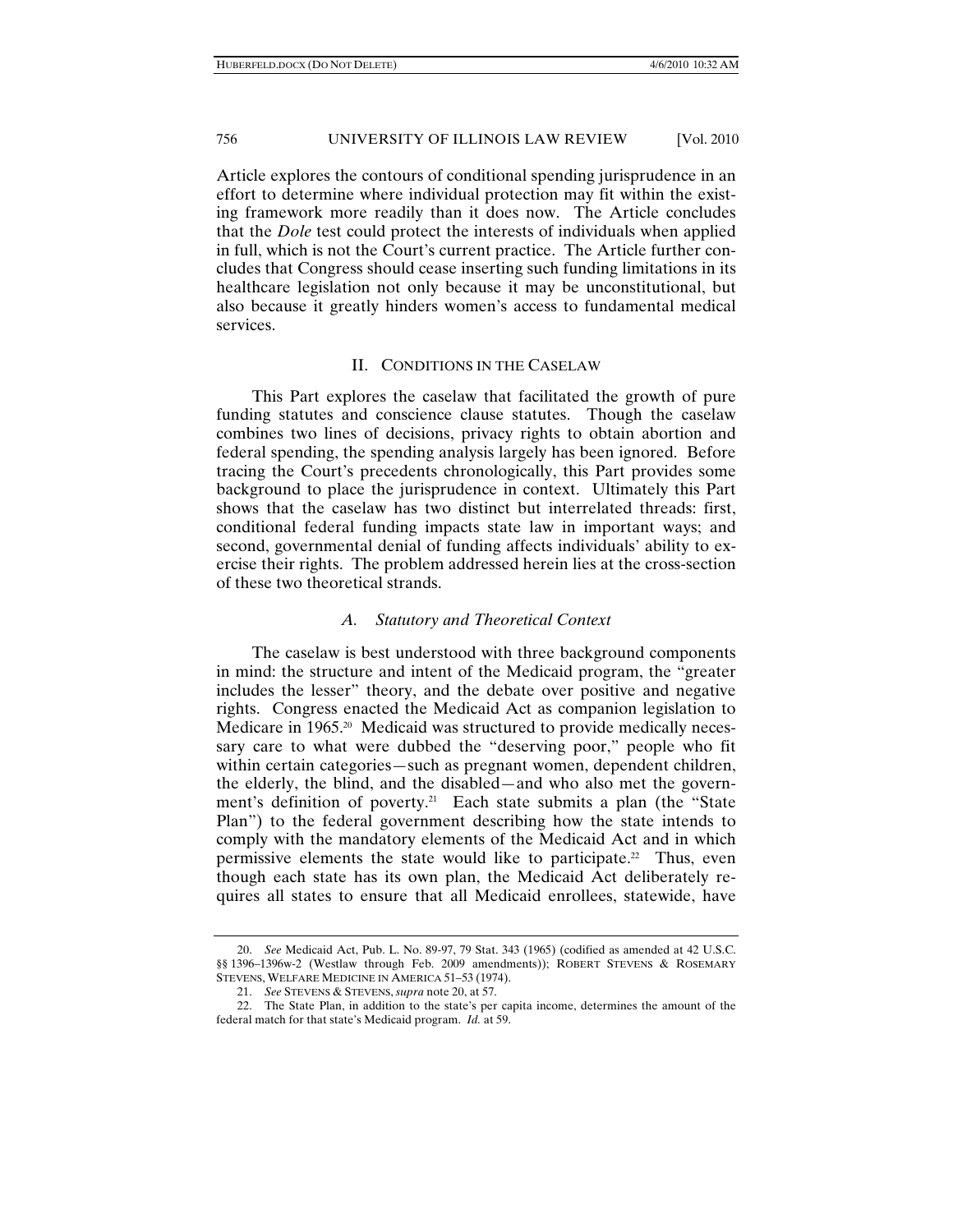Article explores the contours of conditional spending jurisprudence in an effort to determine where individual protection may fit within the existing framework more readily than it does now. The Article concludes that the *Dole* test could protect the interests of individuals when applied in full, which is not the Court's current practice. The Article further concludes that Congress should cease inserting such funding limitations in its healthcare legislation not only because it may be unconstitutional, but also because it greatly hinders women's access to fundamental medical services.

## II. CONDITIONS IN THE CASELAW

This Part explores the caselaw that facilitated the growth of pure funding statutes and conscience clause statutes. Though the caselaw combines two lines of decisions, privacy rights to obtain abortion and federal spending, the spending analysis largely has been ignored. Before tracing the Court's precedents chronologically, this Part provides some background to place the jurisprudence in context. Ultimately this Part shows that the caselaw has two distinct but interrelated threads: first, conditional federal funding impacts state law in important ways; and second, governmental denial of funding affects individuals' ability to exercise their rights. The problem addressed herein lies at the cross-section of these two theoretical strands.

### *A. Statutory and Theoretical Context*

The caselaw is best understood with three background components in mind: the structure and intent of the Medicaid program, the "greater includes the lesser" theory, and the debate over positive and negative rights. Congress enacted the Medicaid Act as companion legislation to Medicare in 1965.[20] Medicaid was structured to provide medically necessary care to what were dubbed the "deserving poor," people who fit within certain categories—such as pregnant women, dependent children, the elderly, the blind, and the disabled—and who also met the government's definition of poverty.[21] Each state submits a plan (the "State Plan") to the federal government describing how the state intends to comply with the mandatory elements of the Medicaid Act and in which permissive elements the state would like to participate.[22] Thus, even though each state has its own plan, the Medicaid Act deliberately requires all states to ensure that all Medicaid enrollees, statewide, have

---

20. *See* Medicaid Act, Pub. L. No. 89-97, 79 Stat. 343 (1965) (codified as amended at 42 U.S.C. §§ 1396–1396w-2 (Westlaw through Feb. 2009 amendments)); ROBERT STEVENS & ROSEMARY STEVENS, WELFARE MEDICINE IN AMERICA 51–53 (1974).

21. *See* STEVENS & STEVENS, *supra* note 20, at 57.

22. The State Plan, in addition to the state's per capita income, determines the amount of the federal match for that state's Medicaid program. *Id.* at 59.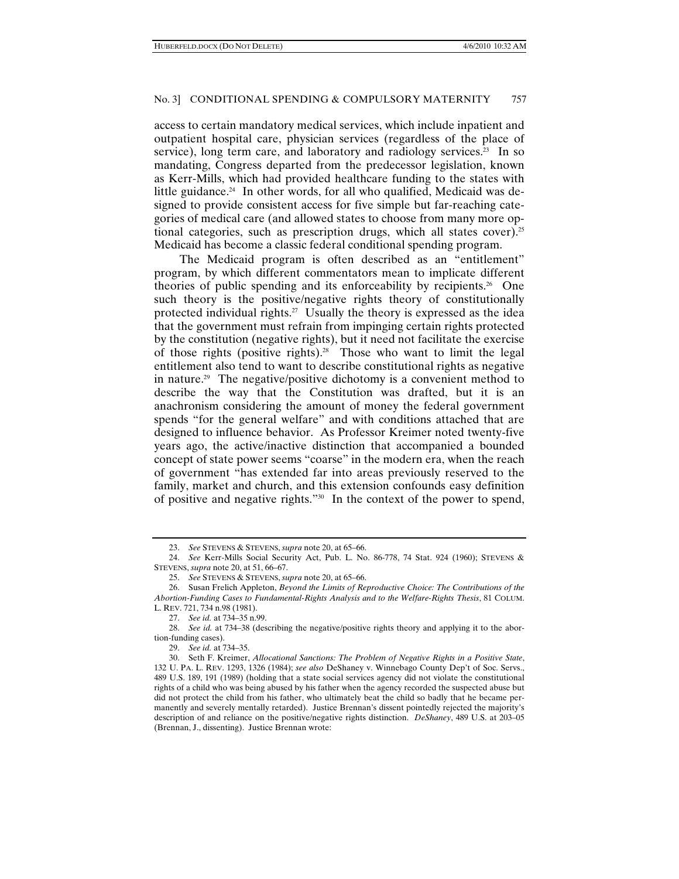access to certain mandatory medical services, which include inpatient and outpatient hospital care, physician services (regardless of the place of service), long term care, and laboratory and radiology services.[23] In so mandating, Congress departed from the predecessor legislation, known as Kerr-Mills, which had provided healthcare funding to the states with little guidance.[24] In other words, for all who qualified, Medicaid was designed to provide consistent access for five simple but far-reaching categories of medical care (and allowed states to choose from many more optional categories, such as prescription drugs, which all states cover).[25] Medicaid has become a classic federal conditional spending program.

The Medicaid program is often described as an "entitlement" program, by which different commentators mean to implicate different theories of public spending and its enforceability by recipients.[26] One such theory is the positive/negative rights theory of constitutionally protected individual rights.[27] Usually the theory is expressed as the idea that the government must refrain from impinging certain rights protected by the constitution (negative rights), but it need not facilitate the exercise of those rights (positive rights).[28] Those who want to limit the legal entitlement also tend to want to describe constitutional rights as negative in nature.[29] The negative/positive dichotomy is a convenient method to describe the way that the Constitution was drafted, but it is an anachronism considering the amount of money the federal government spends "for the general welfare" and with conditions attached that are designed to influence behavior. As Professor Kreimer noted twenty-five years ago, the active/inactive distinction that accompanied a bounded concept of state power seems "coarse" in the modern era, when the reach of government "has extended far into areas previously reserved to the family, market and church, and this extension confounds easy definition of positive and negative rights."[30] In the context of the power to spend,

---

23. *See* STEVENS & STEVENS, *supra* note 20, at 65–66.

24. *See* Kerr-Mills Social Security Act, Pub. L. No. 86-778, 74 Stat. 924 (1960); STEVENS & STEVENS, *supra* note 20, at 51, 66–67.

25. *See* STEVENS & STEVENS, *supra* note 20, at 65–66.

26. Susan Frelich Appleton, *Beyond the Limits of Reproductive Choice: The Contributions of the Abortion-Funding Cases to Fundamental-Rights Analysis and to the Welfare-Rights Thesis*, 81 COLUM. L. REV. 721, 734 n.98 (1981).

27. *See id.* at 734–35 n.99.

28. *See id.* at 734–38 (describing the negative/positive rights theory and applying it to the abortion-funding cases).

29. *See id.* at 734–35.

30. Seth F. Kreimer, *Allocational Sanctions: The Problem of Negative Rights in a Positive State*, 132 U. PA. L. REV. 1293, 1326 (1984); *see also* DeShaney v. Winnebago County Dep't of Soc. Servs., 489 U.S. 189, 191 (1989) (holding that a state social services agency did not violate the constitutional rights of a child who was being abused by his father when the agency recorded the suspected abuse but did not protect the child from his father, who ultimately beat the child so badly that he became permanently and severely mentally retarded). Justice Brennan's dissent pointedly rejected the majority's description of and reliance on the positive/negative rights distinction. *DeShaney*, 489 U.S. at 203–05 (Brennan, J., dissenting). Justice Brennan wrote: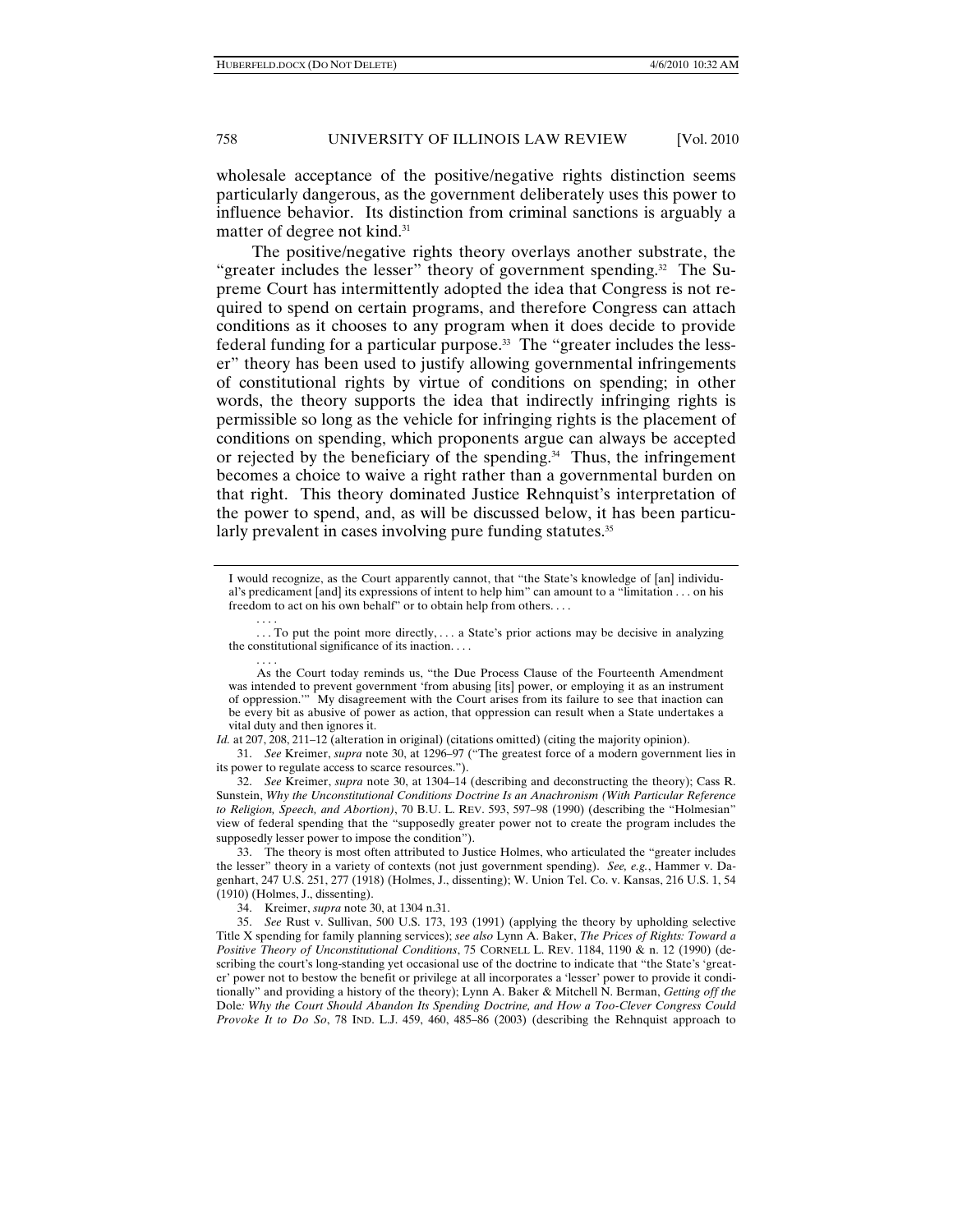wholesale acceptance of the positive/negative rights distinction seems particularly dangerous, as the government deliberately uses this power to influence behavior. Its distinction from criminal sanctions is arguably a matter of degree not kind.[31]

The positive/negative rights theory overlays another substrate, the "greater includes the lesser" theory of government spending.[32] The Supreme Court has intermittently adopted the idea that Congress is not required to spend on certain programs, and therefore Congress can attach conditions as it chooses to any program when it does decide to provide federal funding for a particular purpose.[33] The "greater includes the lesser" theory has been used to justify allowing governmental infringements of constitutional rights by virtue of conditions on spending; in other words, the theory supports the idea that indirectly infringing rights is permissible so long as the vehicle for infringing rights is the placement of conditions on spending, which proponents argue can always be accepted or rejected by the beneficiary of the spending.[34] Thus, the infringement becomes a choice to waive a right rather than a governmental burden on that right. This theory dominated Justice Rehnquist's interpretation of the power to spend, and, as will be discussed below, it has been particularly prevalent in cases involving pure funding statutes.[35]

---

I would recognize, as the Court apparently cannot, that "the State's knowledge of [an] individual's predicament [and] its expressions of intent to help him" can amount to a "limitation . . . on his freedom to act on his own behalf" or to obtain help from others. . . .

. . . .

. . . To put the point more directly, . . . a State's prior actions may be decisive in analyzing the constitutional significance of its inaction. . . .

. . . .

As the Court today reminds us, "the Due Process Clause of the Fourteenth Amendment was intended to prevent government 'from abusing [its] power, or employing it as an instrument of oppression.'" My disagreement with the Court arises from its failure to see that inaction can be every bit as abusive of power as action, that oppression can result when a State undertakes a vital duty and then ignores it.

*Id.* at 207, 208, 211–12 (alteration in original) (citations omitted) (citing the majority opinion).

31. *See* Kreimer, *supra* note 30, at 1296–97 ("The greatest force of a modern government lies in its power to regulate access to scarce resources.").

32. *See* Kreimer, *supra* note 30, at 1304–14 (describing and deconstructing the theory); Cass R. Sunstein, *Why the Unconstitutional Conditions Doctrine Is an Anachronism (With Particular Reference to Religion, Speech, and Abortion)*, 70 B.U. L. REV. 593, 597–98 (1990) (describing the "Holmesian" view of federal spending that the "supposedly greater power not to create the program includes the supposedly lesser power to impose the condition").

33. The theory is most often attributed to Justice Holmes, who articulated the "greater includes the lesser" theory in a variety of contexts (not just government spending). *See, e.g.*, Hammer v. Dagenhart, 247 U.S. 251, 277 (1918) (Holmes, J., dissenting); W. Union Tel. Co. v. Kansas, 216 U.S. 1, 54 (1910) (Holmes, J., dissenting).

34. Kreimer, *supra* note 30, at 1304 n.31.

35. *See* Rust v. Sullivan, 500 U.S. 173, 193 (1991) (applying the theory by upholding selective Title X spending for family planning services); *see also* Lynn A. Baker, *The Prices of Rights: Toward a Positive Theory of Unconstitutional Conditions*, 75 CORNELL L. REV. 1184, 1190 & n. 12 (1990) (describing the court's long-standing yet occasional use of the doctrine to indicate that "the State's 'greater' power not to bestow the benefit or privilege at all incorporates a 'lesser' power to provide it conditionally" and providing a history of the theory); Lynn A. Baker & Mitchell N. Berman, *Getting off the* Dole*: Why the Court Should Abandon Its Spending Doctrine, and How a Too-Clever Congress Could Provoke It to Do So*, 78 IND. L.J. 459, 460, 485–86 (2003) (describing the Rehnquist approach to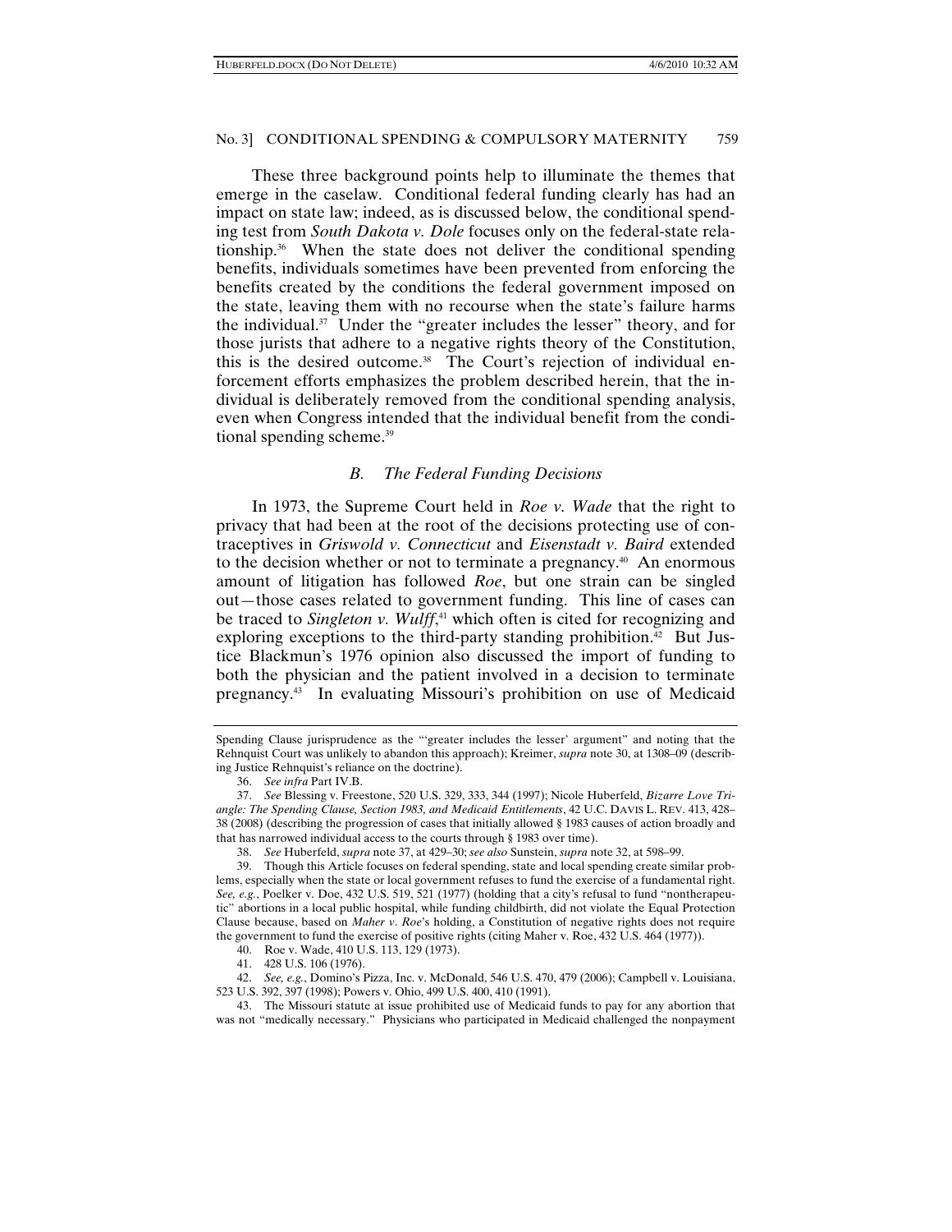These three background points help to illuminate the themes that emerge in the caselaw. Conditional federal funding clearly has had an impact on state law; indeed, as is discussed below, the conditional spending test from *South Dakota v. Dole* focuses only on the federal-state relationship.[36] When the state does not deliver the conditional spending benefits, individuals sometimes have been prevented from enforcing the benefits created by the conditions the federal government imposed on the state, leaving them with no recourse when the state's failure harms the individual.[37] Under the "greater includes the lesser" theory, and for those jurists that adhere to a negative rights theory of the Constitution, this is the desired outcome.[38] The Court's rejection of individual enforcement efforts emphasizes the problem described herein, that the individual is deliberately removed from the conditional spending analysis, even when Congress intended that the individual benefit from the conditional spending scheme.[39]

### *B. The Federal Funding Decisions*

In 1973, the Supreme Court held in *Roe v. Wade* that the right to privacy that had been at the root of the decisions protecting use of contraceptives in *Griswold v. Connecticut* and *Eisenstadt v. Baird* extended to the decision whether or not to terminate a pregnancy.[40] An enormous amount of litigation has followed *Roe*, but one strain can be singled out—those cases related to government funding. This line of cases can be traced to *Singleton v. Wulff*,[41] which often is cited for recognizing and exploring exceptions to the third-party standing prohibition.[42] But Justice Blackmun's 1976 opinion also discussed the import of funding to both the physician and the patient involved in a decision to terminate pregnancy.[43] In evaluating Missouri's prohibition on use of Medicaid

---

Spending Clause jurisprudence as the "'greater includes the lesser' argument" and noting that the Rehnquist Court was unlikely to abandon this approach); Kreimer, *supra* note 30, at 1308–09 (describing Justice Rehnquist's reliance on the doctrine).

36. *See infra* Part IV.B.

37. *See* Blessing v. Freestone, 520 U.S. 329, 333, 344 (1997); Nicole Huberfeld, *Bizarre Love Triangle: The Spending Clause, Section 1983, and Medicaid Entitlements*, 42 U.C. DAVIS L. REV. 413, 428–38 (2008) (describing the progression of cases that initially allowed § 1983 causes of action broadly and that has narrowed individual access to the courts through § 1983 over time).

38. *See* Huberfeld, *supra* note 37, at 429–30; *see also* Sunstein, *supra* note 32, at 598–99.

39. Though this Article focuses on federal spending, state and local spending create similar problems, especially when the state or local government refuses to fund the exercise of a fundamental right. *See, e.g.*, Poelker v. Doe, 432 U.S. 519, 521 (1977) (holding that a city's refusal to fund "nontherapeutic" abortions in a local public hospital, while funding childbirth, did not violate the Equal Protection Clause because, based on *Maher v. Roe*'s holding, a Constitution of negative rights does not require the government to fund the exercise of positive rights (citing Maher v. Roe, 432 U.S. 464 (1977)).

40. Roe v. Wade, 410 U.S. 113, 129 (1973).

41. 428 U.S. 106 (1976).

42. *See, e.g.*, Domino's Pizza, Inc. v. McDonald, 546 U.S. 470, 479 (2006); Campbell v. Louisiana, 523 U.S. 392, 397 (1998); Powers v. Ohio, 499 U.S. 400, 410 (1991).

43. The Missouri statute at issue prohibited use of Medicaid funds to pay for any abortion that was not "medically necessary." Physicians who participated in Medicaid challenged the nonpayment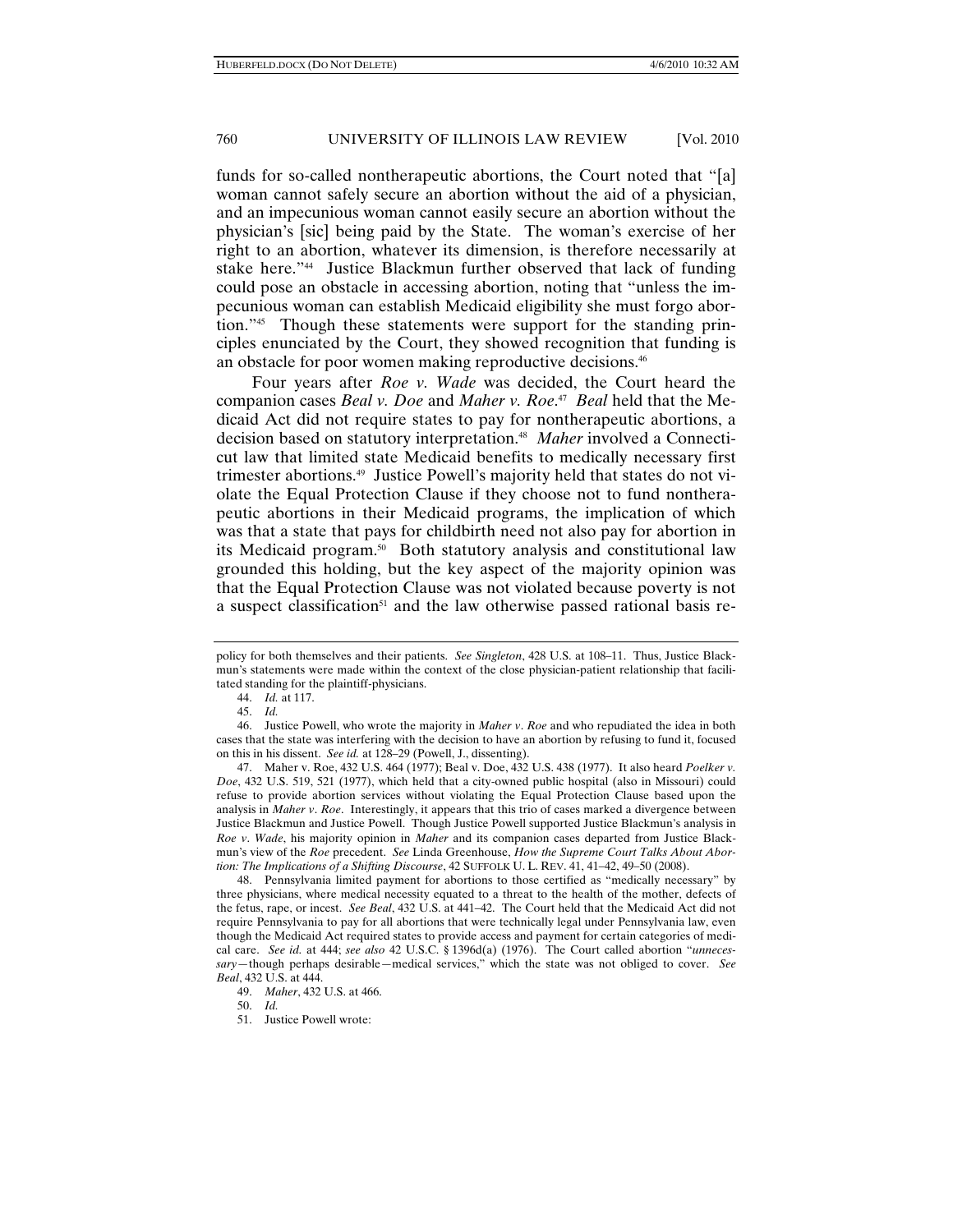funds for so-called nontherapeutic abortions, the Court noted that "[a] woman cannot safely secure an abortion without the aid of a physician, and an impecunious woman cannot easily secure an abortion without the physician's [sic] being paid by the State. The woman's exercise of her right to an abortion, whatever its dimension, is therefore necessarily at stake here."[44] Justice Blackmun further observed that lack of funding could pose an obstacle in accessing abortion, noting that "unless the impecunious woman can establish Medicaid eligibility she must forgo abortion."[45] Though these statements were support for the standing principles enunciated by the Court, they showed recognition that funding is an obstacle for poor women making reproductive decisions.[46]

Four years after *Roe v. Wade* was decided, the Court heard the companion cases *Beal v. Doe* and *Maher v. Roe*.[47] *Beal* held that the Medicaid Act did not require states to pay for nontherapeutic abortions, a decision based on statutory interpretation.[48] *Maher* involved a Connecticut law that limited state Medicaid benefits to medically necessary first trimester abortions.[49] Justice Powell's majority held that states do not violate the Equal Protection Clause if they choose not to fund nontherapeutic abortions in their Medicaid programs, the implication of which was that a state that pays for childbirth need not also pay for abortion in its Medicaid program.[50] Both statutory analysis and constitutional law grounded this holding, but the key aspect of the majority opinion was that the Equal Protection Clause was not violated because poverty is not a suspect classification[51] and the law otherwise passed rational basis re-

---

policy for both themselves and their patients. *See Singleton*, 428 U.S. at 108–11. Thus, Justice Blackmun's statements were made within the context of the close physician-patient relationship that facilitated standing for the plaintiff-physicians.

44. *Id.* at 117.

45. *Id.*

46. Justice Powell, who wrote the majority in *Maher v. Roe* and who repudiated the idea in both cases that the state was interfering with the decision to have an abortion by refusing to fund it, focused on this in his dissent. *See id.* at 128–29 (Powell, J., dissenting).

47. Maher v. Roe, 432 U.S. 464 (1977); Beal v. Doe, 432 U.S. 438 (1977). It also heard *Poelker v. Doe*, 432 U.S. 519, 521 (1977), which held that a city-owned public hospital (also in Missouri) could refuse to provide abortion services without violating the Equal Protection Clause based upon the analysis in *Maher v. Roe*. Interestingly, it appears that this trio of cases marked a divergence between Justice Blackmun and Justice Powell. Though Justice Powell supported Justice Blackmun's analysis in *Roe v. Wade*, his majority opinion in *Maher* and its companion cases departed from Justice Blackmun's view of the *Roe* precedent. *See* Linda Greenhouse, *How the Supreme Court Talks About Abortion: The Implications of a Shifting Discourse*, 42 SUFFOLK U. L. REV. 41, 41–42, 49–50 (2008).

48. Pennsylvania limited payment for abortions to those certified as "medically necessary" by three physicians, where medical necessity equated to a threat to the health of the mother, defects of the fetus, rape, or incest. *See Beal*, 432 U.S. at 441–42. The Court held that the Medicaid Act did not require Pennsylvania to pay for all abortions that were technically legal under Pennsylvania law, even though the Medicaid Act required states to provide access and payment for certain categories of medical care. *See id.* at 444; *see also* 42 U.S.C. § 1396d(a) (1976). The Court called abortion "*unnecessary*—though perhaps desirable—medical services," which the state was not obliged to cover. *See Beal*, 432 U.S. at 444.

49. *Maher*, 432 U.S. at 466.

50. *Id.*

51. Justice Powell wrote: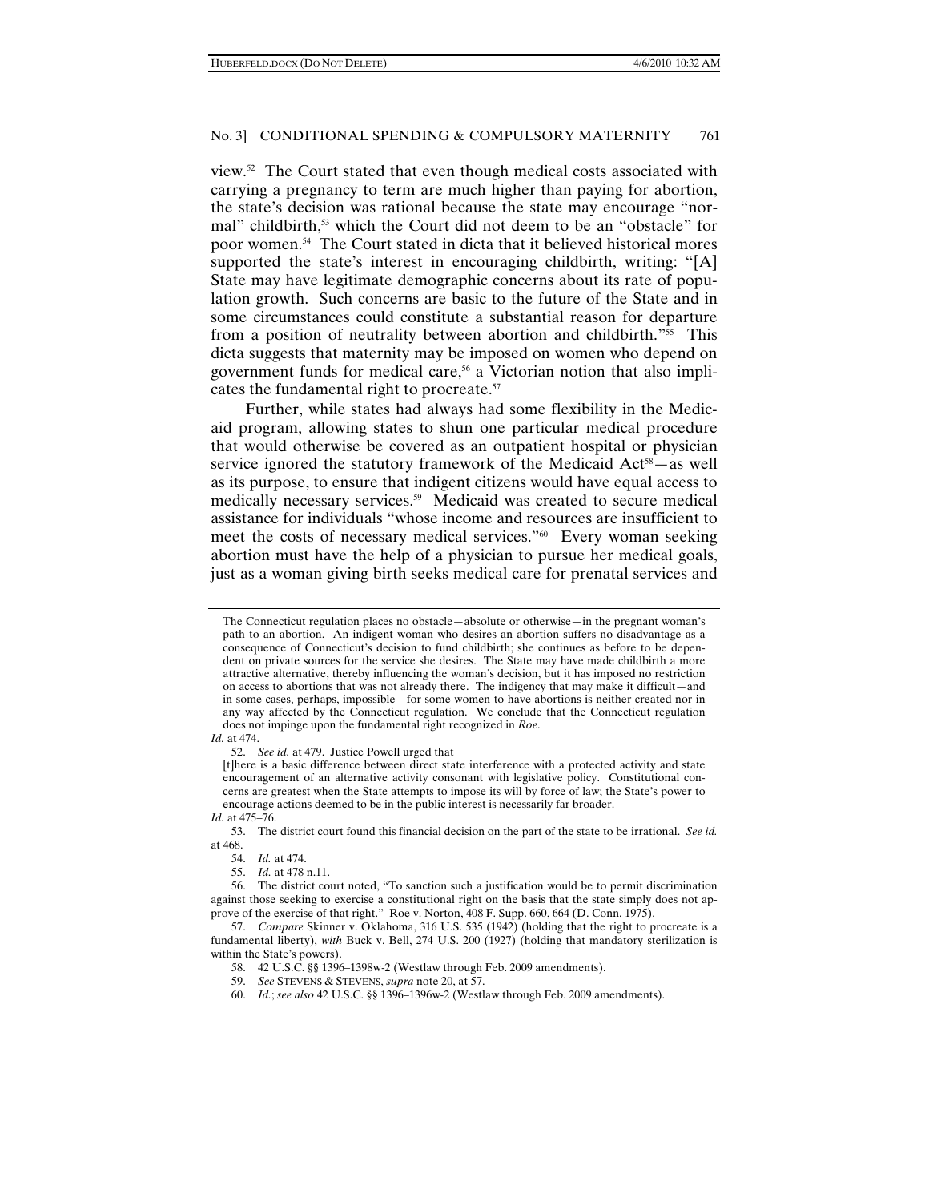view.[52] The Court stated that even though medical costs associated with carrying a pregnancy to term are much higher than paying for abortion, the state's decision was rational because the state may encourage "normal" childbirth,[53] which the Court did not deem to be an "obstacle" for poor women.[54] The Court stated in dicta that it believed historical mores supported the state's interest in encouraging childbirth, writing: "[A] State may have legitimate demographic concerns about its rate of population growth. Such concerns are basic to the future of the State and in some circumstances could constitute a substantial reason for departure from a position of neutrality between abortion and childbirth."[55] This dicta suggests that maternity may be imposed on women who depend on government funds for medical care,[56] a Victorian notion that also implicates the fundamental right to procreate.[57]

Further, while states had always had some flexibility in the Medicaid program, allowing states to shun one particular medical procedure that would otherwise be covered as an outpatient hospital or physician service ignored the statutory framework of the Medicaid Act[58]—as well as its purpose, to ensure that indigent citizens would have equal access to medically necessary services.[59] Medicaid was created to secure medical assistance for individuals "whose income and resources are insufficient to meet the costs of necessary medical services."[60] Every woman seeking abortion must have the help of a physician to pursue her medical goals, just as a woman giving birth seeks medical care for prenatal services and

---

> The Connecticut regulation places no obstacle—absolute or otherwise—in the pregnant woman's path to an abortion. An indigent woman who desires an abortion suffers no disadvantage as a consequence of Connecticut's decision to fund childbirth; she continues as before to be dependent on private sources for the service she desires. The State may have made childbirth a more attractive alternative, thereby influencing the woman's decision, but it has imposed no restriction on access to abortions that was not already there. The indigency that may make it difficult—and in some cases, perhaps, impossible—for some women to have abortions is neither created nor in any way affected by the Connecticut regulation. We conclude that the Connecticut regulation does not impinge upon the fundamental right recognized in *Roe*.

*Id.* at 474.

52. *See id.* at 479. Justice Powell urged that

> [t]here is a basic difference between direct state interference with a protected activity and state encouragement of an alternative activity consonant with legislative policy. Constitutional concerns are greatest when the State attempts to impose its will by force of law; the State's power to encourage actions deemed to be in the public interest is necessarily far broader.

*Id.* at 475–76.

53. The district court found this financial decision on the part of the state to be irrational. *See id.* at 468.

54. *Id.* at 474.

55. *Id.* at 478 n.11.

56. The district court noted, "To sanction such a justification would be to permit discrimination against those seeking to exercise a constitutional right on the basis that the state simply does not approve of the exercise of that right." Roe v. Norton, 408 F. Supp. 660, 664 (D. Conn. 1975).

57. *Compare* Skinner v. Oklahoma, 316 U.S. 535 (1942) (holding that the right to procreate is a fundamental liberty), *with* Buck v. Bell, 274 U.S. 200 (1927) (holding that mandatory sterilization is within the State's powers).

58. 42 U.S.C. §§ 1396–1398w-2 (Westlaw through Feb. 2009 amendments).

59. *See* STEVENS & STEVENS, *supra* note 20, at 57.

60. *Id.*; *see also* 42 U.S.C. §§ 1396–1396w-2 (Westlaw through Feb. 2009 amendments).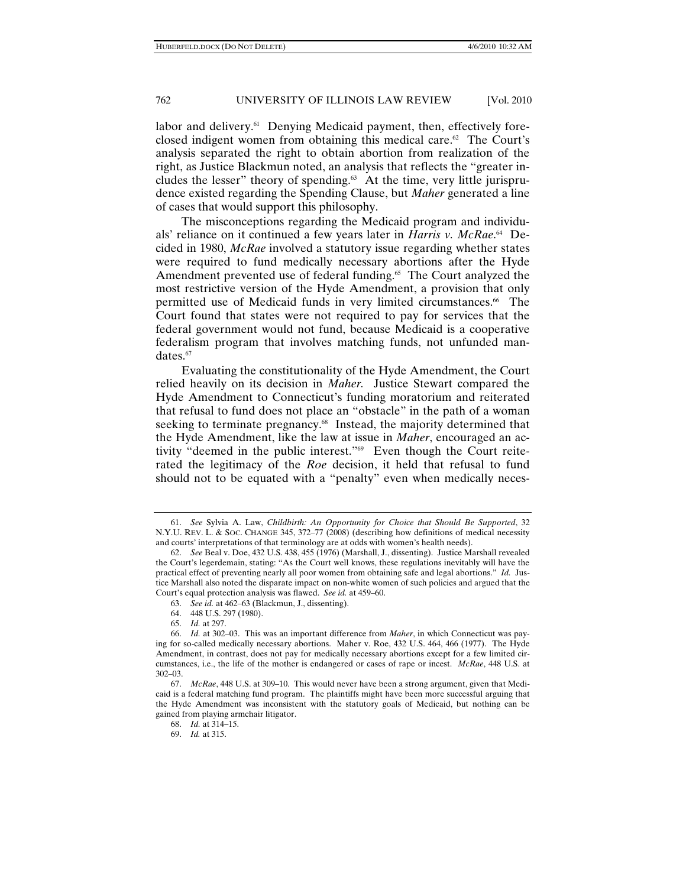labor and delivery.[61] Denying Medicaid payment, then, effectively foreclosed indigent women from obtaining this medical care.[62] The Court's analysis separated the right to obtain abortion from realization of the right, as Justice Blackmun noted, an analysis that reflects the "greater includes the lesser" theory of spending.[63] At the time, very little jurisprudence existed regarding the Spending Clause, but *Maher* generated a line of cases that would support this philosophy.

The misconceptions regarding the Medicaid program and individuals' reliance on it continued a few years later in *Harris v. McRae*.[64] Decided in 1980, *McRae* involved a statutory issue regarding whether states were required to fund medically necessary abortions after the Hyde Amendment prevented use of federal funding.[65] The Court analyzed the most restrictive version of the Hyde Amendment, a provision that only permitted use of Medicaid funds in very limited circumstances.[66] The Court found that states were not required to pay for services that the federal government would not fund, because Medicaid is a cooperative federalism program that involves matching funds, not unfunded mandates.[67]

Evaluating the constitutionality of the Hyde Amendment, the Court relied heavily on its decision in *Maher*. Justice Stewart compared the Hyde Amendment to Connecticut's funding moratorium and reiterated that refusal to fund does not place an "obstacle" in the path of a woman seeking to terminate pregnancy.[68] Instead, the majority determined that the Hyde Amendment, like the law at issue in *Maher*, encouraged an activity "deemed in the public interest."[69] Even though the Court reiterated the legitimacy of the *Roe* decision, it held that refusal to fund should not to be equated with a "penalty" even when medically neces-

---

61. *See* Sylvia A. Law, *Childbirth: An Opportunity for Choice that Should Be Supported*, 32 N.Y.U. REV. L. & SOC. CHANGE 345, 372–77 (2008) (describing how definitions of medical necessity and courts' interpretations of that terminology are at odds with women's health needs).

62. *See* Beal v. Doe, 432 U.S. 438, 455 (1976) (Marshall, J., dissenting). Justice Marshall revealed the Court's legerdemain, stating: "As the Court well knows, these regulations inevitably will have the practical effect of preventing nearly all poor women from obtaining safe and legal abortions." *Id.* Justice Marshall also noted the disparate impact on non-white women of such policies and argued that the Court's equal protection analysis was flawed. *See id.* at 459–60.

63. *See id.* at 462–63 (Blackmun, J., dissenting).

64. 448 U.S. 297 (1980).

65. *Id.* at 297.

66. *Id.* at 302–03. This was an important difference from *Maher*, in which Connecticut was paying for so-called medically necessary abortions. Maher v. Roe, 432 U.S. 464, 466 (1977). The Hyde Amendment, in contrast, does not pay for medically necessary abortions except for a few limited circumstances, i.e., the life of the mother is endangered or cases of rape or incest. *McRae*, 448 U.S. at 302–03.

67. *McRae*, 448 U.S. at 309–10. This would never have been a strong argument, given that Medicaid is a federal matching fund program. The plaintiffs might have been more successful arguing that the Hyde Amendment was inconsistent with the statutory goals of Medicaid, but nothing can be gained from playing armchair litigator.

68. *Id.* at 314–15.

69. *Id.* at 315.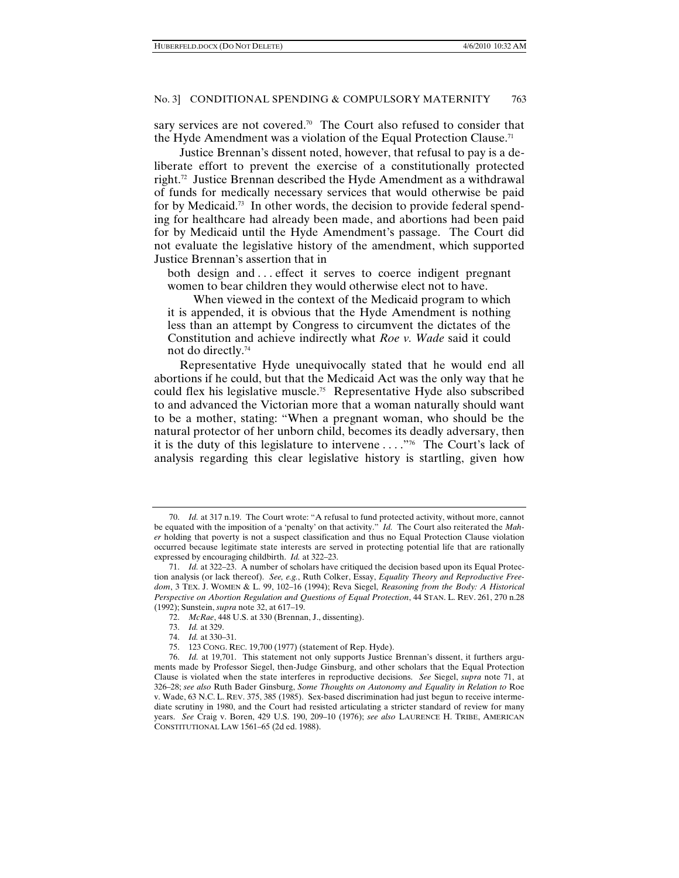sary services are not covered.[70] The Court also refused to consider that the Hyde Amendment was a violation of the Equal Protection Clause.[71]

Justice Brennan's dissent noted, however, that refusal to pay is a deliberate effort to prevent the exercise of a constitutionally protected right.[72] Justice Brennan described the Hyde Amendment as a withdrawal of funds for medically necessary services that would otherwise be paid for by Medicaid.[73] In other words, the decision to provide federal spending for healthcare had already been made, and abortions had been paid for by Medicaid until the Hyde Amendment's passage. The Court did not evaluate the legislative history of the amendment, which supported Justice Brennan's assertion that in

> both design and . . . effect it serves to coerce indigent pregnant women to bear children they would otherwise elect not to have.
>
> When viewed in the context of the Medicaid program to which it is appended, it is obvious that the Hyde Amendment is nothing less than an attempt by Congress to circumvent the dictates of the Constitution and achieve indirectly what *Roe v. Wade* said it could not do directly.[74]

Representative Hyde unequivocally stated that he would end all abortions if he could, but that the Medicaid Act was the only way that he could flex his legislative muscle.[75] Representative Hyde also subscribed to and advanced the Victorian more that a woman naturally should want to be a mother, stating: "When a pregnant woman, who should be the natural protector of her unborn child, becomes its deadly adversary, then it is the duty of this legislature to intervene . . . ."[76] The Court's lack of analysis regarding this clear legislative history is startling, given how

---

70. *Id.* at 317 n.19. The Court wrote: "A refusal to fund protected activity, without more, cannot be equated with the imposition of a 'penalty' on that activity." *Id.* The Court also reiterated the *Maher* holding that poverty is not a suspect classification and thus no Equal Protection Clause violation occurred because legitimate state interests are served in protecting potential life that are rationally expressed by encouraging childbirth. *Id.* at 322–23.

71. *Id.* at 322–23. A number of scholars have critiqued the decision based upon its Equal Protection analysis (or lack thereof). *See, e.g.*, Ruth Colker, Essay, *Equality Theory and Reproductive Freedom*, 3 TEX. J. WOMEN & L. 99, 102–16 (1994); Reva Siegel, *Reasoning from the Body: A Historical Perspective on Abortion Regulation and Questions of Equal Protection*, 44 STAN. L. REV. 261, 270 n.28 (1992); Sunstein, *supra* note 32, at 617–19.

72. *McRae*, 448 U.S. at 330 (Brennan, J., dissenting).

73. *Id.* at 329.

74. *Id.* at 330–31.

75. 123 CONG. REC. 19,700 (1977) (statement of Rep. Hyde).

76. *Id.* at 19,701. This statement not only supports Justice Brennan's dissent, it furthers arguments made by Professor Siegel, then-Judge Ginsburg, and other scholars that the Equal Protection Clause is violated when the state interferes in reproductive decisions. *See* Siegel, *supra* note 71, at 326–28; *see also* Ruth Bader Ginsburg, *Some Thoughts on Autonomy and Equality in Relation to* Roe v. Wade, 63 N.C. L. REV. 375, 385 (1985). Sex-based discrimination had just begun to receive intermediate scrutiny in 1980, and the Court had resisted articulating a stricter standard of review for many years. *See* Craig v. Boren, 429 U.S. 190, 209–10 (1976); *see also* LAURENCE H. TRIBE, AMERICAN CONSTITUTIONAL LAW 1561–65 (2d ed. 1988).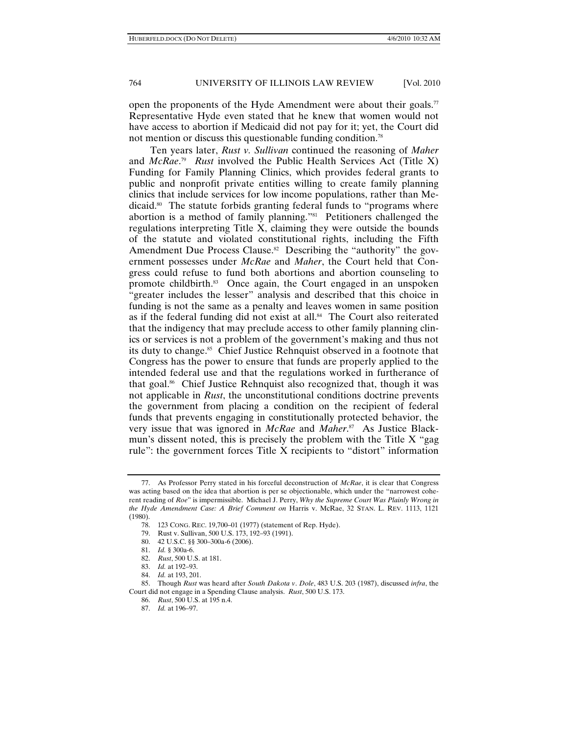open the proponents of the Hyde Amendment were about their goals.[77] Representative Hyde even stated that he knew that women would not have access to abortion if Medicaid did not pay for it; yet, the Court did not mention or discuss this questionable funding condition.[78]

Ten years later, *Rust v. Sullivan* continued the reasoning of *Maher* and *McRae*.[79] *Rust* involved the Public Health Services Act (Title X) Funding for Family Planning Clinics, which provides federal grants to public and nonprofit private entities willing to create family planning clinics that include services for low income populations, rather than Medicaid.[80] The statute forbids granting federal funds to "programs where abortion is a method of family planning."[81] Petitioners challenged the regulations interpreting Title X, claiming they were outside the bounds of the statute and violated constitutional rights, including the Fifth Amendment Due Process Clause.[82] Describing the "authority" the government possesses under *McRae* and *Maher*, the Court held that Congress could refuse to fund both abortions and abortion counseling to promote childbirth.[83] Once again, the Court engaged in an unspoken "greater includes the lesser" analysis and described that this choice in funding is not the same as a penalty and leaves women in same position as if the federal funding did not exist at all.[84] The Court also reiterated that the indigency that may preclude access to other family planning clinics or services is not a problem of the government's making and thus not its duty to change.[85] Chief Justice Rehnquist observed in a footnote that Congress has the power to ensure that funds are properly applied to the intended federal use and that the regulations worked in furtherance of that goal.[86] Chief Justice Rehnquist also recognized that, though it was not applicable in *Rust*, the unconstitutional conditions doctrine prevents the government from placing a condition on the recipient of federal funds that prevents engaging in constitutionally protected behavior, the very issue that was ignored in *McRae* and *Maher*.[87] As Justice Blackmun's dissent noted, this is precisely the problem with the Title X "gag rule": the government forces Title X recipients to "distort" information

---

77. As Professor Perry stated in his forceful deconstruction of *McRae*, it is clear that Congress was acting based on the idea that abortion is per se objectionable, which under the "narrowest coherent reading of *Roe*" is impermissible. Michael J. Perry, *Why the Supreme Court Was Plainly Wrong in the Hyde Amendment Case: A Brief Comment on* Harris v. McRae, 32 STAN. L. REV. 1113, 1121 (1980).

78. 123 CONG. REC. 19,700–01 (1977) (statement of Rep. Hyde).

79. Rust v. Sullivan, 500 U.S. 173, 192–93 (1991).

80. 42 U.S.C. §§ 300–300a-6 (2006).

81. *Id.* § 300a-6.

82. *Rust*, 500 U.S. at 181.

83. *Id.* at 192–93.

84. *Id.* at 193, 201.

85. Though *Rust* was heard after *South Dakota v. Dole*, 483 U.S. 203 (1987), discussed *infra*, the Court did not engage in a Spending Clause analysis. *Rust*, 500 U.S. 173.

86. *Rust*, 500 U.S. at 195 n.4.

87. *Id.* at 196–97.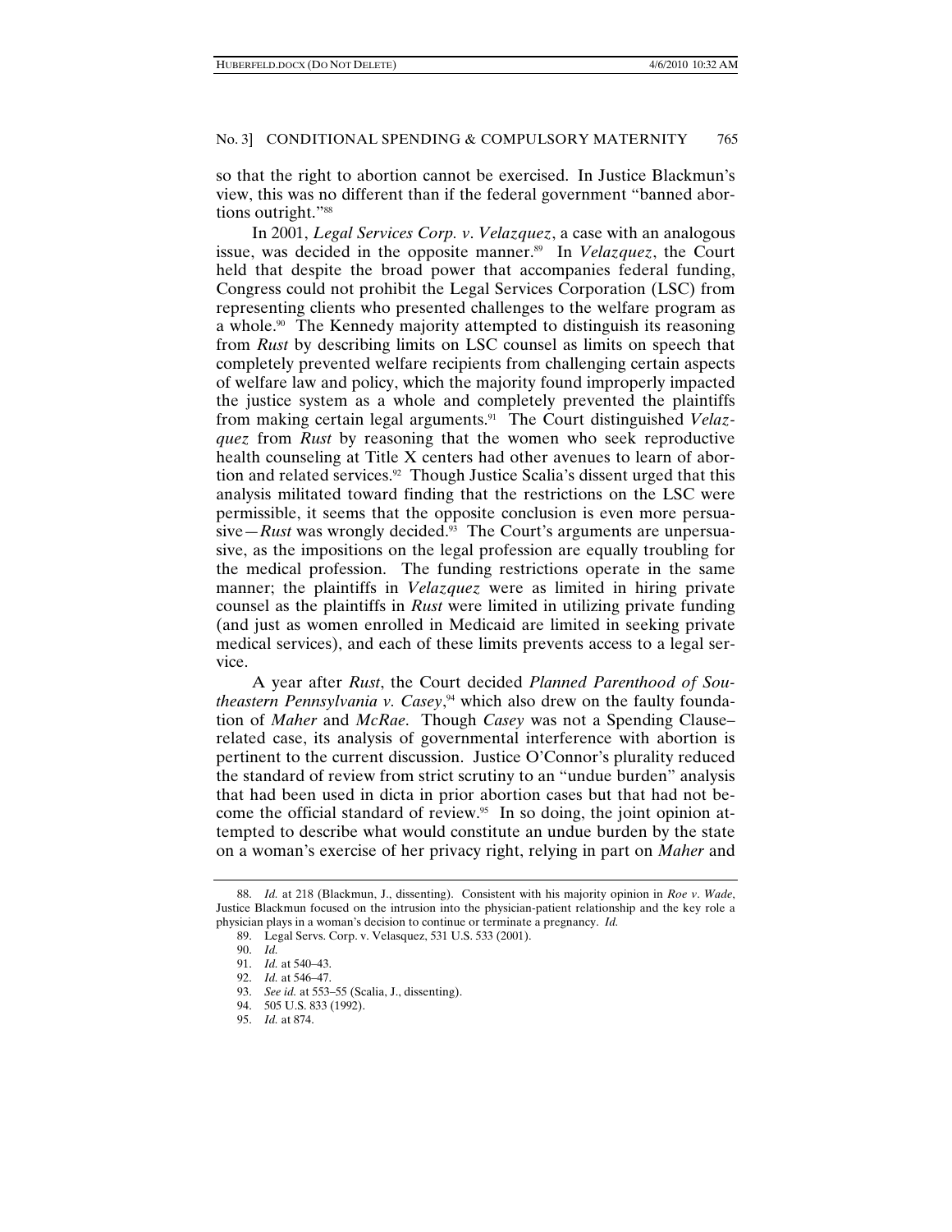so that the right to abortion cannot be exercised. In Justice Blackmun's view, this was no different than if the federal government "banned abortions outright."[88]

In 2001, *Legal Services Corp. v. Velazquez*, a case with an analogous issue, was decided in the opposite manner.[89] In *Velazquez*, the Court held that despite the broad power that accompanies federal funding, Congress could not prohibit the Legal Services Corporation (LSC) from representing clients who presented challenges to the welfare program as a whole.[90] The Kennedy majority attempted to distinguish its reasoning from *Rust* by describing limits on LSC counsel as limits on speech that completely prevented welfare recipients from challenging certain aspects of welfare law and policy, which the majority found improperly impacted the justice system as a whole and completely prevented the plaintiffs from making certain legal arguments.[91] The Court distinguished *Velazquez* from *Rust* by reasoning that the women who seek reproductive health counseling at Title X centers had other avenues to learn of abortion and related services.[92] Though Justice Scalia's dissent urged that this analysis militated toward finding that the restrictions on the LSC were permissible, it seems that the opposite conclusion is even more persuasive—*Rust* was wrongly decided.[93] The Court's arguments are unpersuasive, as the impositions on the legal profession are equally troubling for the medical profession. The funding restrictions operate in the same manner; the plaintiffs in *Velazquez* were as limited in hiring private counsel as the plaintiffs in *Rust* were limited in utilizing private funding (and just as women enrolled in Medicaid are limited in seeking private medical services), and each of these limits prevents access to a legal service.

A year after *Rust*, the Court decided *Planned Parenthood of Southeastern Pennsylvania v. Casey*,[94] which also drew on the faulty foundation of *Maher* and *McRae*. Though *Casey* was not a Spending Clause–related case, its analysis of governmental interference with abortion is pertinent to the current discussion. Justice O'Connor's plurality reduced the standard of review from strict scrutiny to an "undue burden" analysis that had been used in dicta in prior abortion cases but that had not become the official standard of review.[95] In so doing, the joint opinion attempted to describe what would constitute an undue burden by the state on a woman's exercise of her privacy right, relying in part on *Maher* and

---

88. *Id.* at 218 (Blackmun, J., dissenting). Consistent with his majority opinion in *Roe v. Wade*, Justice Blackmun focused on the intrusion into the physician-patient relationship and the key role a physician plays in a woman's decision to continue or terminate a pregnancy. *Id.*

89. Legal Servs. Corp. v. Velasquez, 531 U.S. 533 (2001).

90. *Id.*

91. *Id.* at 540–43.

92. *Id.* at 546–47.

93. *See id.* at 553–55 (Scalia, J., dissenting).

94. 505 U.S. 833 (1992).

95. *Id.* at 874.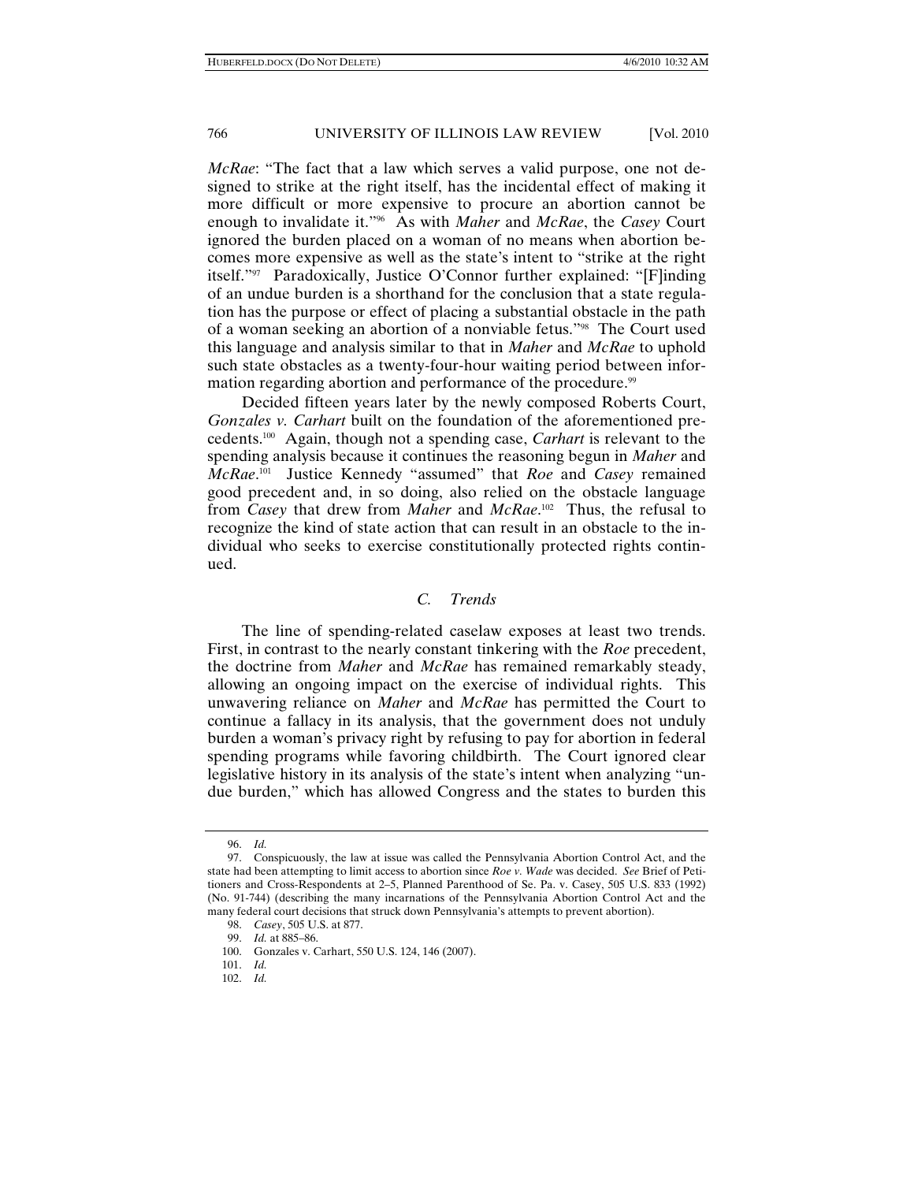*McRae*: "The fact that a law which serves a valid purpose, one not designed to strike at the right itself, has the incidental effect of making it more difficult or more expensive to procure an abortion cannot be enough to invalidate it."[96] As with *Maher* and *McRae*, the *Casey* Court ignored the burden placed on a woman of no means when abortion becomes more expensive as well as the state's intent to "strike at the right itself."[97] Paradoxically, Justice O'Connor further explained: "[F]inding of an undue burden is a shorthand for the conclusion that a state regulation has the purpose or effect of placing a substantial obstacle in the path of a woman seeking an abortion of a nonviable fetus."[98] The Court used this language and analysis similar to that in *Maher* and *McRae* to uphold such state obstacles as a twenty-four-hour waiting period between information regarding abortion and performance of the procedure.[99]

Decided fifteen years later by the newly composed Roberts Court, *Gonzales v. Carhart* built on the foundation of the aforementioned precedents.[100] Again, though not a spending case, *Carhart* is relevant to the spending analysis because it continues the reasoning begun in *Maher* and *McRae*.[101] Justice Kennedy "assumed" that *Roe* and *Casey* remained good precedent and, in so doing, also relied on the obstacle language from *Casey* that drew from *Maher* and *McRae*.[102] Thus, the refusal to recognize the kind of state action that can result in an obstacle to the individual who seeks to exercise constitutionally protected rights continued.

### *C. Trends*

The line of spending-related caselaw exposes at least two trends. First, in contrast to the nearly constant tinkering with the *Roe* precedent, the doctrine from *Maher* and *McRae* has remained remarkably steady, allowing an ongoing impact on the exercise of individual rights. This unwavering reliance on *Maher* and *McRae* has permitted the Court to continue a fallacy in its analysis, that the government does not unduly burden a woman's privacy right by refusing to pay for abortion in federal spending programs while favoring childbirth. The Court ignored clear legislative history in its analysis of the state's intent when analyzing "undue burden," which has allowed Congress and the states to burden this

---

96. *Id.*

97. Conspicuously, the law at issue was called the Pennsylvania Abortion Control Act, and the state had been attempting to limit access to abortion since *Roe v. Wade* was decided. *See* Brief of Petitioners and Cross-Respondents at 2–5, Planned Parenthood of Se. Pa. v. Casey, 505 U.S. 833 (1992) (No. 91-744) (describing the many incarnations of the Pennsylvania Abortion Control Act and the many federal court decisions that struck down Pennsylvania's attempts to prevent abortion).

98. *Casey*, 505 U.S. at 877.

99. *Id.* at 885–86.

100. Gonzales v. Carhart, 550 U.S. 124, 146 (2007).

101. *Id.*

102. *Id.*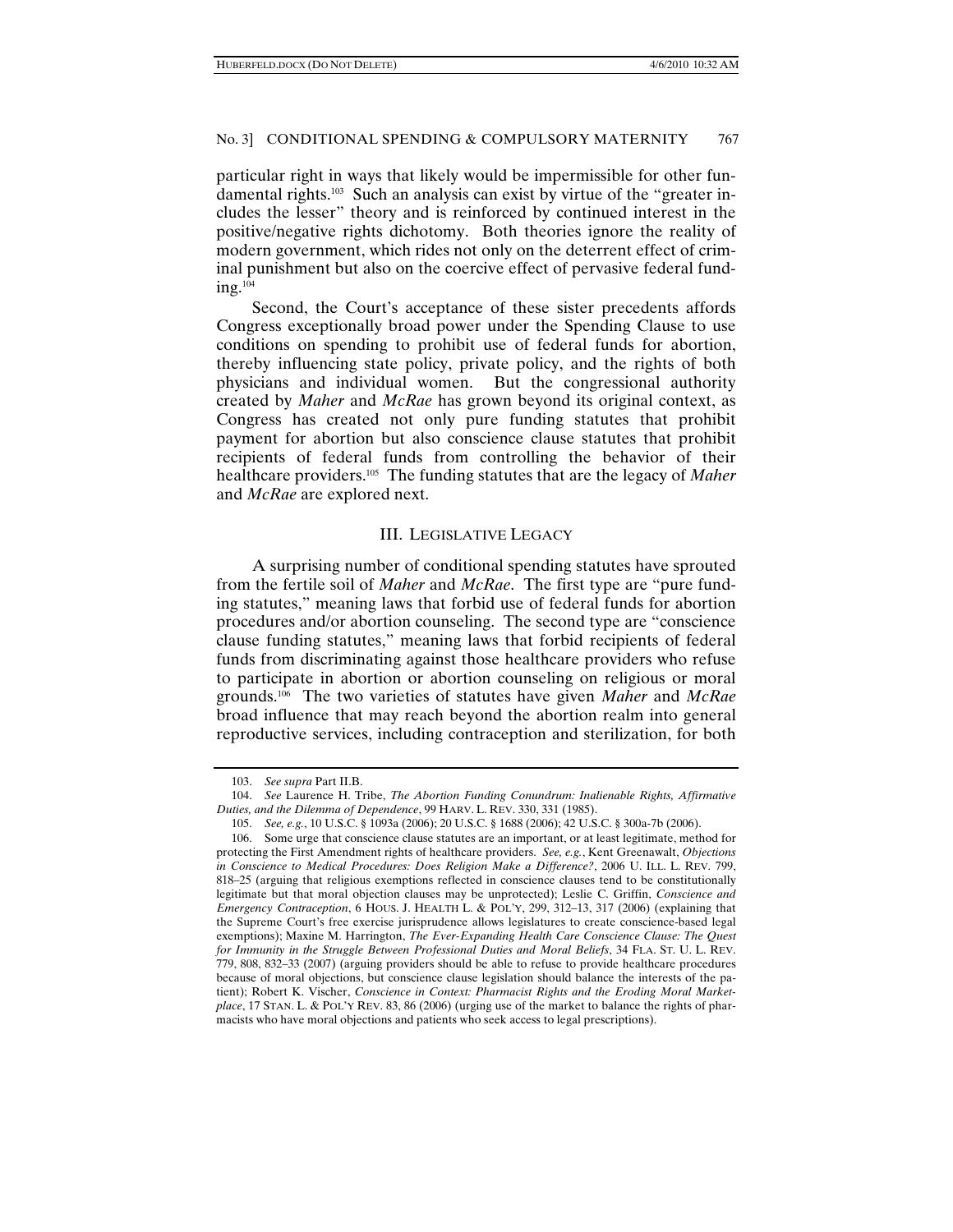particular right in ways that likely would be impermissible for other fundamental rights.[103] Such an analysis can exist by virtue of the "greater includes the lesser" theory and is reinforced by continued interest in the positive/negative rights dichotomy. Both theories ignore the reality of modern government, which rides not only on the deterrent effect of criminal punishment but also on the coercive effect of pervasive federal funding.[104]

Second, the Court's acceptance of these sister precedents affords Congress exceptionally broad power under the Spending Clause to use conditions on spending to prohibit use of federal funds for abortion, thereby influencing state policy, private policy, and the rights of both physicians and individual women. But the congressional authority created by *Maher* and *McRae* has grown beyond its original context, as Congress has created not only pure funding statutes that prohibit payment for abortion but also conscience clause statutes that prohibit recipients of federal funds from controlling the behavior of their healthcare providers.[105] The funding statutes that are the legacy of *Maher* and *McRae* are explored next.

## III. LEGISLATIVE LEGACY

A surprising number of conditional spending statutes have sprouted from the fertile soil of *Maher* and *McRae*. The first type are "pure funding statutes," meaning laws that forbid use of federal funds for abortion procedures and/or abortion counseling. The second type are "conscience clause funding statutes," meaning laws that forbid recipients of federal funds from discriminating against those healthcare providers who refuse to participate in abortion or abortion counseling on religious or moral grounds.[106] The two varieties of statutes have given *Maher* and *McRae* broad influence that may reach beyond the abortion realm into general reproductive services, including contraception and sterilization, for both

---

103. *See supra* Part II.B.

104. *See* Laurence H. Tribe, *The Abortion Funding Conundrum: Inalienable Rights, Affirmative Duties, and the Dilemma of Dependence*, 99 HARV. L. REV. 330, 331 (1985).

105. *See, e.g.*, 10 U.S.C. § 1093a (2006); 20 U.S.C. § 1688 (2006); 42 U.S.C. § 300a-7b (2006).

106. Some urge that conscience clause statutes are an important, or at least legitimate, method for protecting the First Amendment rights of healthcare providers. *See, e.g.*, Kent Greenawalt, *Objections in Conscience to Medical Procedures: Does Religion Make a Difference?*, 2006 U. ILL. L. REV. 799, 818–25 (arguing that religious exemptions reflected in conscience clauses tend to be constitutionally legitimate but that moral objection clauses may be unprotected); Leslie C. Griffin, *Conscience and Emergency Contraception*, 6 HOUS. J. HEALTH L. & POL'Y, 299, 312–13, 317 (2006) (explaining that the Supreme Court's free exercise jurisprudence allows legislatures to create conscience-based legal exemptions); Maxine M. Harrington, *The Ever-Expanding Health Care Conscience Clause: The Quest for Immunity in the Struggle Between Professional Duties and Moral Beliefs*, 34 FLA. ST. U. L. REV. 779, 808, 832–33 (2007) (arguing providers should be able to refuse to provide healthcare procedures because of moral objections, but conscience clause legislation should balance the interests of the patient); Robert K. Vischer, *Conscience in Context: Pharmacist Rights and the Eroding Moral Marketplace*, 17 STAN. L. & POL'Y REV. 83, 86 (2006) (urging use of the market to balance the rights of pharmacists who have moral objections and patients who seek access to legal prescriptions).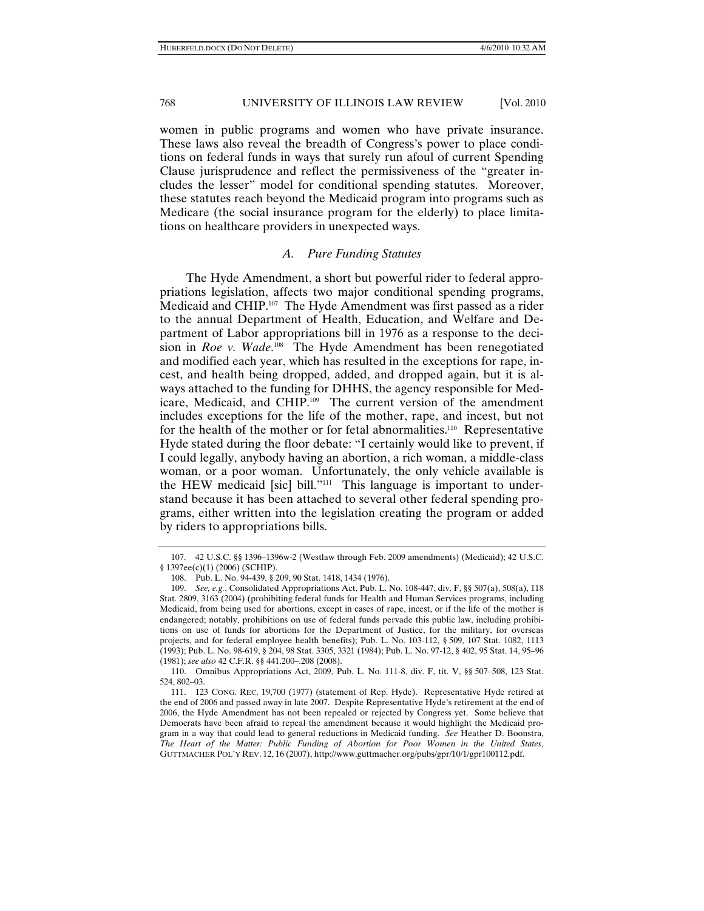women in public programs and women who have private insurance. These laws also reveal the breadth of Congress's power to place conditions on federal funds in ways that surely run afoul of current Spending Clause jurisprudence and reflect the permissiveness of the "greater includes the lesser" model for conditional spending statutes. Moreover, these statutes reach beyond the Medicaid program into programs such as Medicare (the social insurance program for the elderly) to place limitations on healthcare providers in unexpected ways.

### *A. Pure Funding Statutes*

The Hyde Amendment, a short but powerful rider to federal appropriations legislation, affects two major conditional spending programs, Medicaid and CHIP.[107] The Hyde Amendment was first passed as a rider to the annual Department of Health, Education, and Welfare and Department of Labor appropriations bill in 1976 as a response to the decision in *Roe v. Wade*.[108] The Hyde Amendment has been renegotiated and modified each year, which has resulted in the exceptions for rape, incest, and health being dropped, added, and dropped again, but it is always attached to the funding for DHHS, the agency responsible for Medicare, Medicaid, and CHIP.[109] The current version of the amendment includes exceptions for the life of the mother, rape, and incest, but not for the health of the mother or for fetal abnormalities.[110] Representative Hyde stated during the floor debate: "I certainly would like to prevent, if I could legally, anybody having an abortion, a rich woman, a middle-class woman, or a poor woman. Unfortunately, the only vehicle available is the HEW medicaid [sic] bill."[111] This language is important to understand because it has been attached to several other federal spending programs, either written into the legislation creating the program or added by riders to appropriations bills.

---

107. 42 U.S.C. §§ 1396–1396w-2 (Westlaw through Feb. 2009 amendments) (Medicaid); 42 U.S.C. § 1397ee(c)(1) (2006) (SCHIP).

108. Pub. L. No. 94-439, § 209, 90 Stat. 1418, 1434 (1976).

109. *See, e.g.*, Consolidated Appropriations Act, Pub. L. No. 108-447, div. F, §§ 507(a), 508(a), 118 Stat. 2809, 3163 (2004) (prohibiting federal funds for Health and Human Services programs, including Medicaid, from being used for abortions, except in cases of rape, incest, or if the life of the mother is endangered; notably, prohibitions on use of federal funds pervade this public law, including prohibitions on use of funds for abortions for the Department of Justice, for the military, for overseas projects, and for federal employee health benefits); Pub. L. No. 103-112, § 509, 107 Stat. 1082, 1113 (1993); Pub. L. No. 98-619, § 204, 98 Stat. 3305, 3321 (1984); Pub. L. No. 97-12, § 402, 95 Stat. 14, 95–96 (1981); *see also* 42 C.F.R. §§ 441.200–.208 (2008).

110. Omnibus Appropriations Act, 2009, Pub. L. No. 111-8, div. F, tit. V, §§ 507–508, 123 Stat. 524, 802–03.

111. 123 CONG. REC. 19,700 (1977) (statement of Rep. Hyde). Representative Hyde retired at the end of 2006 and passed away in late 2007. Despite Representative Hyde's retirement at the end of 2006, the Hyde Amendment has not been repealed or rejected by Congress yet. Some believe that Democrats have been afraid to repeal the amendment because it would highlight the Medicaid program in a way that could lead to general reductions in Medicaid funding. *See* Heather D. Boonstra, *The Heart of the Matter: Public Funding of Abortion for Poor Women in the United States*, GUTTMACHER POL'Y REV. 12, 16 (2007), http://www.guttmacher.org/pubs/gpr/10/1/gpr100112.pdf.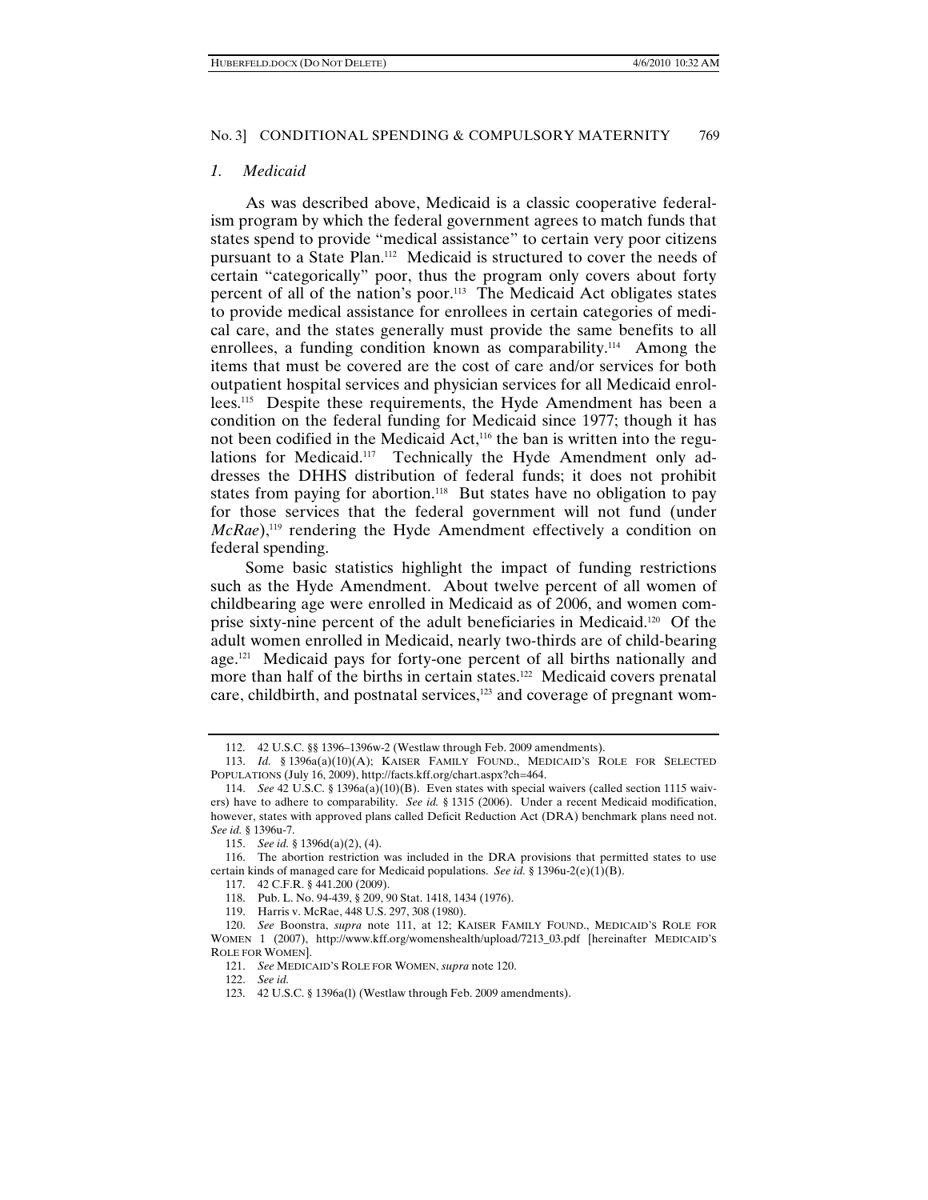### *1. Medicaid*

As was described above, Medicaid is a classic cooperative federalism program by which the federal government agrees to match funds that states spend to provide "medical assistance" to certain very poor citizens pursuant to a State Plan.[112] Medicaid is structured to cover the needs of certain "categorically" poor, thus the program only covers about forty percent of all of the nation's poor.[113] The Medicaid Act obligates states to provide medical assistance for enrollees in certain categories of medical care, and the states generally must provide the same benefits to all enrollees, a funding condition known as comparability.[114] Among the items that must be covered are the cost of care and/or services for both outpatient hospital services and physician services for all Medicaid enrollees.[115] Despite these requirements, the Hyde Amendment has been a condition on the federal funding for Medicaid since 1977; though it has not been codified in the Medicaid Act,[116] the ban is written into the regulations for Medicaid.[117] Technically the Hyde Amendment only addresses the DHHS distribution of federal funds; it does not prohibit states from paying for abortion.[118] But states have no obligation to pay for those services that the federal government will not fund (under *McRae*),[119] rendering the Hyde Amendment effectively a condition on federal spending.

Some basic statistics highlight the impact of funding restrictions such as the Hyde Amendment. About twelve percent of all women of childbearing age were enrolled in Medicaid as of 2006, and women comprise sixty-nine percent of the adult beneficiaries in Medicaid.[120] Of the adult women enrolled in Medicaid, nearly two-thirds are of child-bearing age.[121] Medicaid pays for forty-one percent of all births nationally and more than half of the births in certain states.[122] Medicaid covers prenatal care, childbirth, and postnatal services,[123] and coverage of pregnant wom-

---

112. 42 U.S.C. §§ 1396–1396w-2 (Westlaw through Feb. 2009 amendments).

113. *Id.* § 1396a(a)(10)(A); KAISER FAMILY FOUND., MEDICAID'S ROLE FOR SELECTED POPULATIONS (July 16, 2009), http://facts.kff.org/chart.aspx?ch=464.

114. *See* 42 U.S.C. § 1396a(a)(10)(B). Even states with special waivers (called section 1115 waivers) have to adhere to comparability. *See id.* § 1315 (2006). Under a recent Medicaid modification, however, states with approved plans called Deficit Reduction Act (DRA) benchmark plans need not. *See id.* § 1396u-7.

115. *See id.* § 1396d(a)(2), (4).

116. The abortion restriction was included in the DRA provisions that permitted states to use certain kinds of managed care for Medicaid populations. *See id.* § 1396u-2(e)(1)(B).

117. 42 C.F.R. § 441.200 (2009).

118. Pub. L. No. 94-439, § 209, 90 Stat. 1418, 1434 (1976).

119. Harris v. McRae, 448 U.S. 297, 308 (1980).

120. *See* Boonstra, *supra* note 111, at 12; KAISER FAMILY FOUND., MEDICAID'S ROLE FOR WOMEN 1 (2007), http://www.kff.org/womenshealth/upload/7213_03.pdf [hereinafter MEDICAID'S ROLE FOR WOMEN].

121. *See* MEDICAID'S ROLE FOR WOMEN, *supra* note 120.

122. *See id.*

123. 42 U.S.C. § 1396a(l) (Westlaw through Feb. 2009 amendments).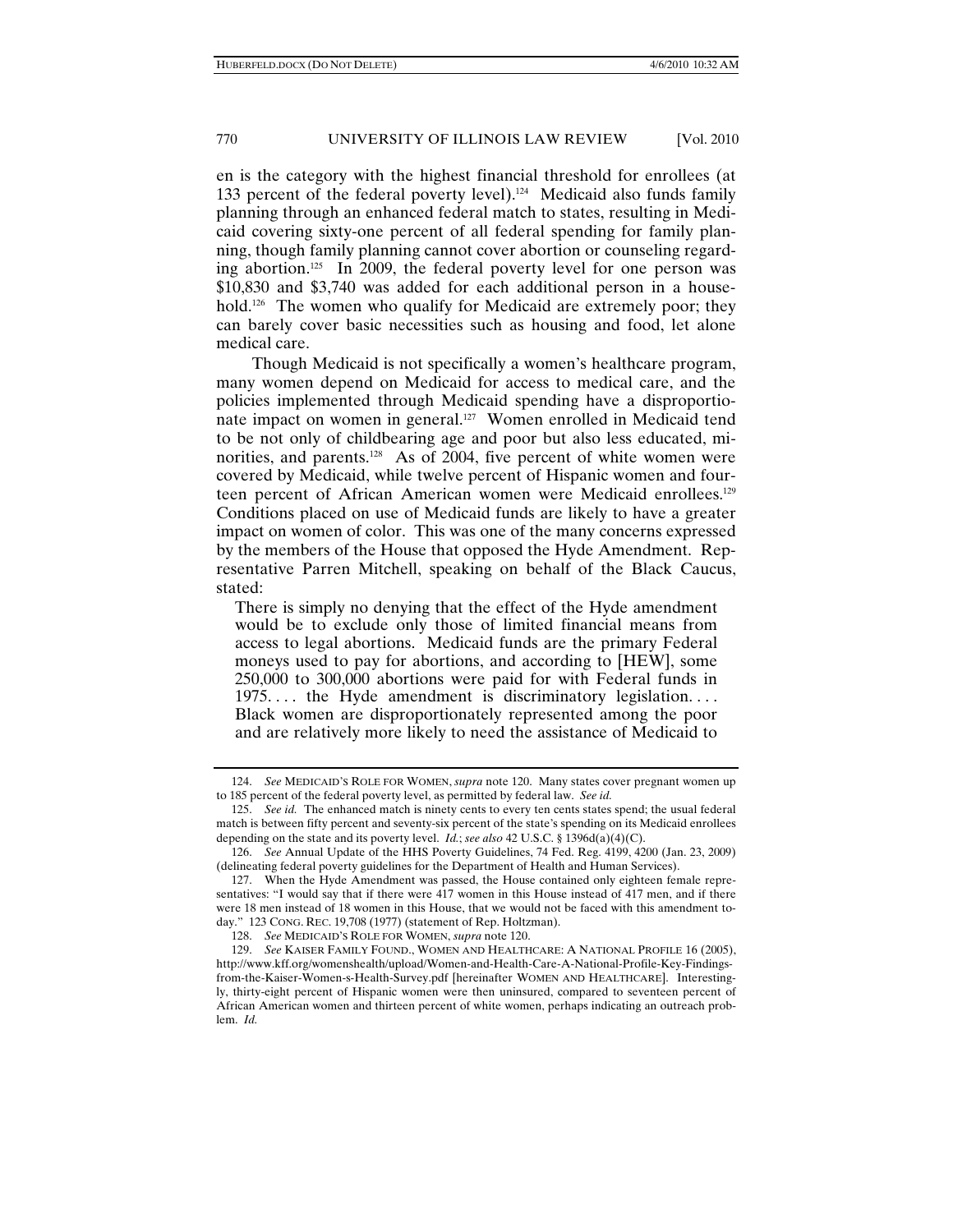en is the category with the highest financial threshold for enrollees (at 133 percent of the federal poverty level).[124] Medicaid also funds family planning through an enhanced federal match to states, resulting in Medicaid covering sixty-one percent of all federal spending for family planning, though family planning cannot cover abortion or counseling regarding abortion.[125] In 2009, the federal poverty level for one person was $10,830 and $3,740 was added for each additional person in a household.[126] The women who qualify for Medicaid are extremely poor; they can barely cover basic necessities such as housing and food, let alone medical care.

Though Medicaid is not specifically a women's healthcare program, many women depend on Medicaid for access to medical care, and the policies implemented through Medicaid spending have a disproportionate impact on women in general.[127] Women enrolled in Medicaid tend to be not only of childbearing age and poor but also less educated, minorities, and parents.[128] As of 2004, five percent of white women were covered by Medicaid, while twelve percent of Hispanic women and fourteen percent of African American women were Medicaid enrollees.[129] Conditions placed on use of Medicaid funds are likely to have a greater impact on women of color. This was one of the many concerns expressed by the members of the House that opposed the Hyde Amendment. Representative Parren Mitchell, speaking on behalf of the Black Caucus, stated:

> There is simply no denying that the effect of the Hyde amendment would be to exclude only those of limited financial means from access to legal abortions. Medicaid funds are the primary Federal moneys used to pay for abortions, and according to [HEW], some 250,000 to 300,000 abortions were paid for with Federal funds in 1975. . . . the Hyde amendment is discriminatory legislation. . . . Black women are disproportionately represented among the poor and are relatively more likely to need the assistance of Medicaid to

---

124. *See* MEDICAID'S ROLE FOR WOMEN, *supra* note 120. Many states cover pregnant women up to 185 percent of the federal poverty level, as permitted by federal law. *See id.*

125. *See id.* The enhanced match is ninety cents to every ten cents states spend; the usual federal match is between fifty percent and seventy-six percent of the state's spending on its Medicaid enrollees depending on the state and its poverty level. *Id.*; *see also* 42 U.S.C. § 1396d(a)(4)(C).

126. *See* Annual Update of the HHS Poverty Guidelines, 74 Fed. Reg. 4199, 4200 (Jan. 23, 2009) (delineating federal poverty guidelines for the Department of Health and Human Services).

127. When the Hyde Amendment was passed, the House contained only eighteen female representatives: "I would say that if there were 417 women in this House instead of 417 men, and if there were 18 men instead of 18 women in this House, that we would not be faced with this amendment today." 123 CONG. REC. 19,708 (1977) (statement of Rep. Holtzman).

128. *See* MEDICAID'S ROLE FOR WOMEN, *supra* note 120.

129. *See* KAISER FAMILY FOUND., WOMEN AND HEALTHCARE: A NATIONAL PROFILE 16 (2005), http://www.kff.org/womenshealth/upload/Women-and-Health-Care-A-National-Profile-Key-Findings-from-the-Kaiser-Women-s-Health-Survey.pdf [hereinafter WOMEN AND HEALTHCARE]. Interestingly, thirty-eight percent of Hispanic women were then uninsured, compared to seventeen percent of African American women and thirteen percent of white women, perhaps indicating an outreach problem. *Id.*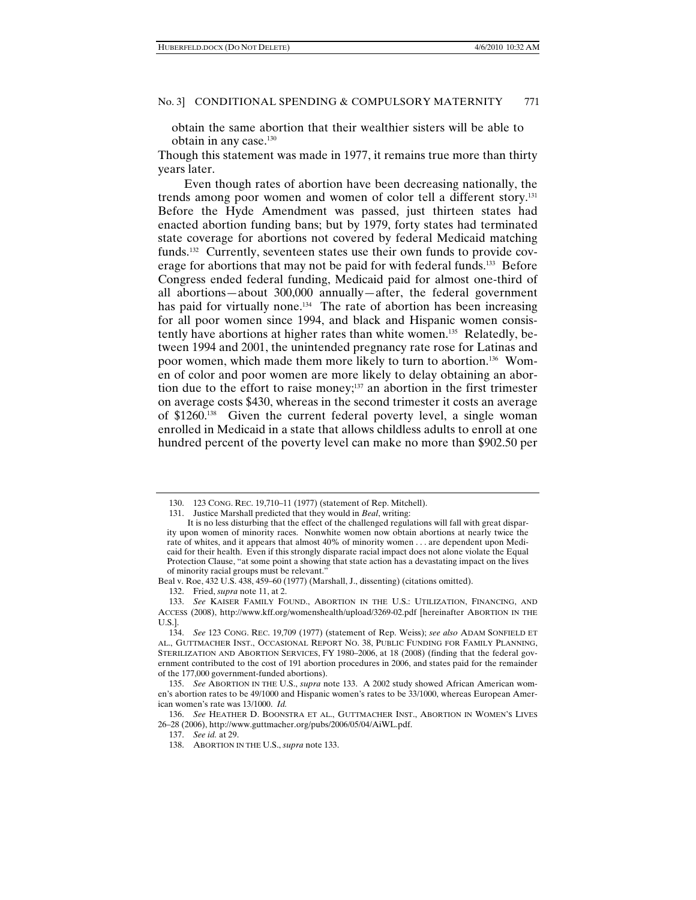obtain the same abortion that their wealthier sisters will be able to obtain in any case.[130]

Though this statement was made in 1977, it remains true more than thirty years later.

Even though rates of abortion have been decreasing nationally, the trends among poor women and women of color tell a different story.[131] Before the Hyde Amendment was passed, just thirteen states had enacted abortion funding bans; but by 1979, forty states had terminated state coverage for abortions not covered by federal Medicaid matching funds.[132] Currently, seventeen states use their own funds to provide coverage for abortions that may not be paid for with federal funds.[133] Before Congress ended federal funding, Medicaid paid for almost one-third of all abortions—about 300,000 annually—after, the federal government has paid for virtually none.[134] The rate of abortion has been increasing for all poor women since 1994, and black and Hispanic women consistently have abortions at higher rates than white women.[135] Relatedly, between 1994 and 2001, the unintended pregnancy rate rose for Latinas and poor women, which made them more likely to turn to abortion.[136] Women of color and poor women are more likely to delay obtaining an abortion due to the effort to raise money;[137] an abortion in the first trimester on average costs $430, whereas in the second trimester it costs an average of $1260.[138] Given the current federal poverty level, a single woman enrolled in Medicaid in a state that allows childless adults to enroll at one hundred percent of the poverty level can make no more than $902.50 per

---

130. 123 CONG. REC. 19,710–11 (1977) (statement of Rep. Mitchell).

131. Justice Marshall predicted that they would in *Beal*, writing:

> It is no less disturbing that the effect of the challenged regulations will fall with great disparity upon women of minority races. Nonwhite women now obtain abortions at nearly twice the rate of whites, and it appears that almost 40% of minority women . . . are dependent upon Medicaid for their health. Even if this strongly disparate racial impact does not alone violate the Equal Protection Clause, "at some point a showing that state action has a devastating impact on the lives of minority racial groups must be relevant."

Beal v. Roe, 432 U.S. 438, 459–60 (1977) (Marshall, J., dissenting) (citations omitted).

132. Fried, *supra* note 11, at 2.

133. *See* KAISER FAMILY FOUND., ABORTION IN THE U.S.: UTILIZATION, FINANCING, AND ACCESS (2008), http://www.kff.org/womenshealth/upload/3269-02.pdf [hereinafter ABORTION IN THE U.S.].

134. *See* 123 CONG. REC. 19,709 (1977) (statement of Rep. Weiss); *see also* ADAM SONFIELD ET AL., GUTTMACHER INST., OCCASIONAL REPORT NO. 38, PUBLIC FUNDING FOR FAMILY PLANNING, STERILIZATION AND ABORTION SERVICES, FY 1980–2006, at 18 (2008) (finding that the federal government contributed to the cost of 191 abortion procedures in 2006, and states paid for the remainder of the 177,000 government-funded abortions).

135. *See* ABORTION IN THE U.S., *supra* note 133. A 2002 study showed African American women's abortion rates to be 49/1000 and Hispanic women's rates to be 33/1000, whereas European American women's rate was 13/1000. *Id.*

136. *See* HEATHER D. BOONSTRA ET AL., GUTTMACHER INST., ABORTION IN WOMEN'S LIVES 26–28 (2006), http://www.guttmacher.org/pubs/2006/05/04/AiWL.pdf.

137. *See id.* at 29.

138. ABORTION IN THE U.S., *supra* note 133.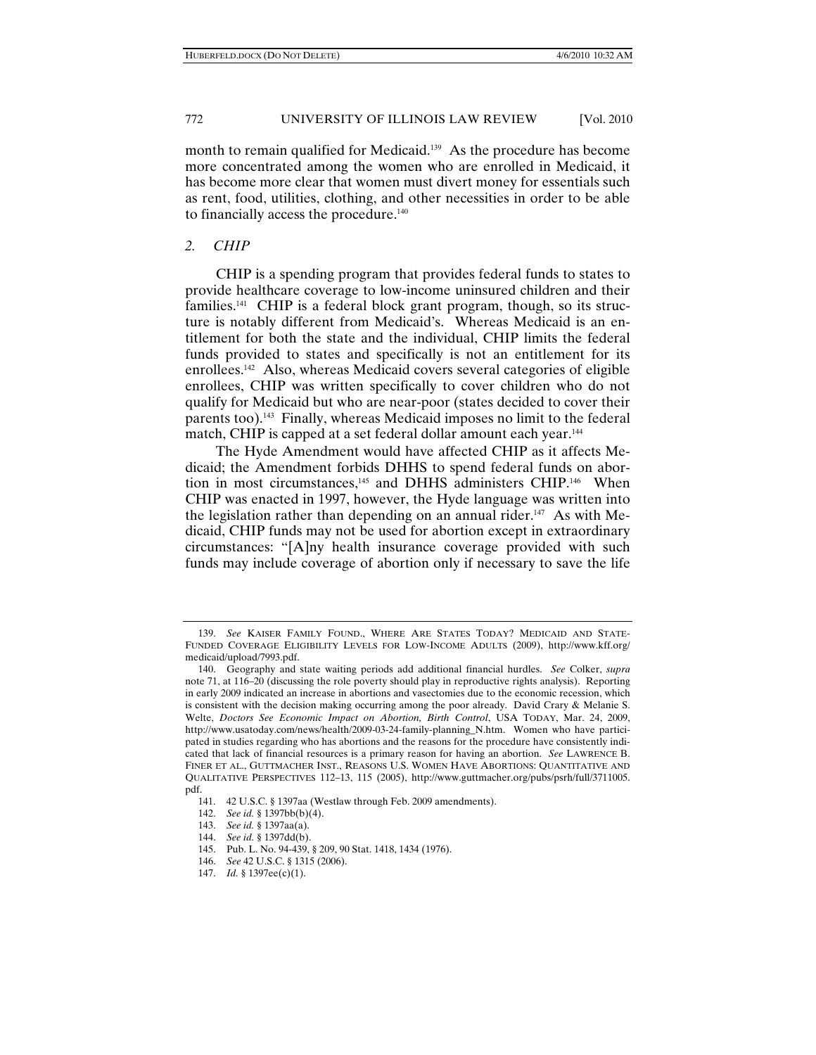month to remain qualified for Medicaid.[139] As the procedure has become more concentrated among the women who are enrolled in Medicaid, it has become more clear that women must divert money for essentials such as rent, food, utilities, clothing, and other necessities in order to be able to financially access the procedure.[140]

### 2. *CHIP*

CHIP is a spending program that provides federal funds to states to provide healthcare coverage to low-income uninsured children and their families.[141] CHIP is a federal block grant program, though, so its structure is notably different from Medicaid's. Whereas Medicaid is an entitlement for both the state and the individual, CHIP limits the federal funds provided to states and specifically is not an entitlement for its enrollees.[142] Also, whereas Medicaid covers several categories of eligible enrollees, CHIP was written specifically to cover children who do not qualify for Medicaid but who are near-poor (states decided to cover their parents too).[143] Finally, whereas Medicaid imposes no limit to the federal match, CHIP is capped at a set federal dollar amount each year.[144]

The Hyde Amendment would have affected CHIP as it affects Medicaid; the Amendment forbids DHHS to spend federal funds on abortion in most circumstances,[145] and DHHS administers CHIP.[146] When CHIP was enacted in 1997, however, the Hyde language was written into the legislation rather than depending on an annual rider.[147] As with Medicaid, CHIP funds may not be used for abortion except in extraordinary circumstances: "[A]ny health insurance coverage provided with such funds may include coverage of abortion only if necessary to save the life

---

139. *See* KAISER FAMILY FOUND., WHERE ARE STATES TODAY? MEDICAID AND STATE-FUNDED COVERAGE ELIGIBILITY LEVELS FOR LOW-INCOME ADULTS (2009), http://www.kff.org/medicaid/upload/7993.pdf.

140. Geography and state waiting periods add additional financial hurdles. *See* Colker, *supra* note 71, at 116–20 (discussing the role poverty should play in reproductive rights analysis). Reporting in early 2009 indicated an increase in abortions and vasectomies due to the economic recession, which is consistent with the decision making occurring among the poor already. David Crary & Melanie S. Welte, *Doctors See Economic Impact on Abortion, Birth Control*, USA TODAY, Mar. 24, 2009, http://www.usatoday.com/news/health/2009-03-24-family-planning_N.htm. Women who have participated in studies regarding who has abortions and the reasons for the procedure have consistently indicated that lack of financial resources is a primary reason for having an abortion. *See* LAWRENCE B. FINER ET AL., GUTTMACHER INST., REASONS U.S. WOMEN HAVE ABORTIONS: QUANTITATIVE AND QUALITATIVE PERSPECTIVES 112–13, 115 (2005), http://www.guttmacher.org/pubs/psrh/full/3711005.pdf.

141. 42 U.S.C. § 1397aa (Westlaw through Feb. 2009 amendments).

142. *See id.* § 1397bb(b)(4).

143. *See id.* § 1397aa(a).

144. *See id.* § 1397dd(b).

145. Pub. L. No. 94-439, § 209, 90 Stat. 1418, 1434 (1976).

146. *See* 42 U.S.C. § 1315 (2006).

147. *Id.* § 1397ee(c)(1).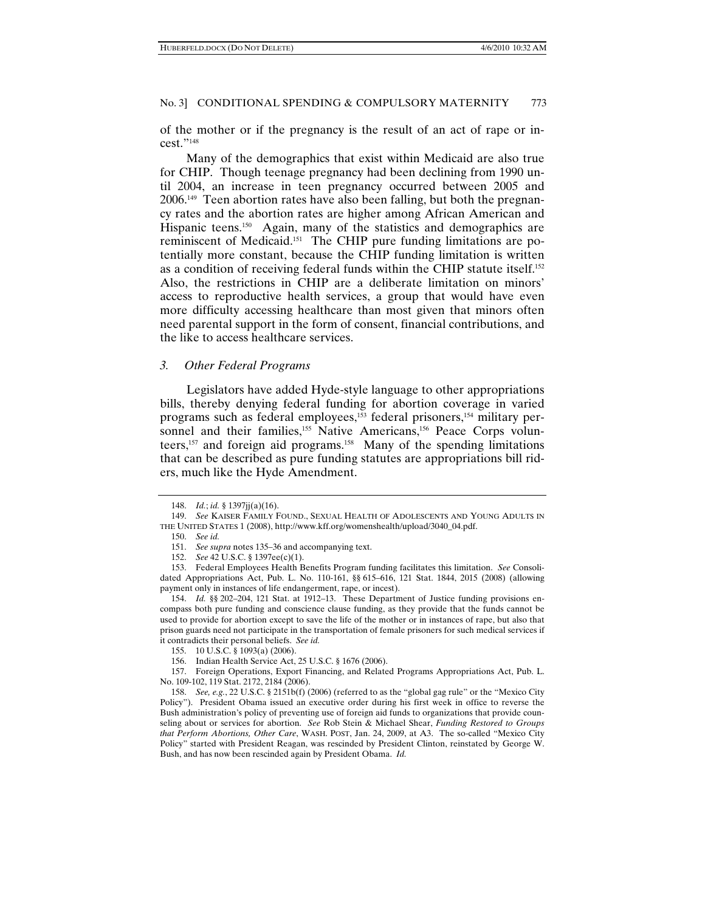of the mother or if the pregnancy is the result of an act of rape or incest."[148]

Many of the demographics that exist within Medicaid are also true for CHIP. Though teenage pregnancy had been declining from 1990 until 2004, an increase in teen pregnancy occurred between 2005 and 2006.[149] Teen abortion rates have also been falling, but both the pregnancy rates and the abortion rates are higher among African American and Hispanic teens.[150] Again, many of the statistics and demographics are reminiscent of Medicaid.[151] The CHIP pure funding limitations are potentially more constant, because the CHIP funding limitation is written as a condition of receiving federal funds within the CHIP statute itself.[152] Also, the restrictions in CHIP are a deliberate limitation on minors' access to reproductive health services, a group that would have even more difficulty accessing healthcare than most given that minors often need parental support in the form of consent, financial contributions, and the like to access healthcare services.

### *3. Other Federal Programs*

Legislators have added Hyde-style language to other appropriations bills, thereby denying federal funding for abortion coverage in varied programs such as federal employees,[153] federal prisoners,[154] military personnel and their families,[155] Native Americans,[156] Peace Corps volunteers,[157] and foreign aid programs.[158] Many of the spending limitations that can be described as pure funding statutes are appropriations bill riders, much like the Hyde Amendment.

---

148. *Id.*; *id.* § 1397jj(a)(16).

149. *See* KAISER FAMILY FOUND., SEXUAL HEALTH OF ADOLESCENTS AND YOUNG ADULTS IN THE UNITED STATES 1 (2008), http://www.kff.org/womenshealth/upload/3040_04.pdf.

150. *See id.*

151. *See supra* notes 135–36 and accompanying text.

152. *See* 42 U.S.C. § 1397ee(c)(1).

153. Federal Employees Health Benefits Program funding facilitates this limitation. *See* Consolidated Appropriations Act, Pub. L. No. 110-161, §§ 615–616, 121 Stat. 1844, 2015 (2008) (allowing payment only in instances of life endangerment, rape, or incest).

154. *Id.* §§ 202–204, 121 Stat. at 1912–13. These Department of Justice funding provisions encompass both pure funding and conscience clause funding, as they provide that the funds cannot be used to provide for abortion except to save the life of the mother or in instances of rape, but also that prison guards need not participate in the transportation of female prisoners for such medical services if it contradicts their personal beliefs. *See id.*

155. 10 U.S.C. § 1093(a) (2006).

156. Indian Health Service Act, 25 U.S.C. § 1676 (2006).

157. Foreign Operations, Export Financing, and Related Programs Appropriations Act, Pub. L. No. 109-102, 119 Stat. 2172, 2184 (2006).

158. *See, e.g.*, 22 U.S.C. § 2151b(f) (2006) (referred to as the "global gag rule" or the "Mexico City Policy"). President Obama issued an executive order during his first week in office to reverse the Bush administration's policy of preventing use of foreign aid funds to organizations that provide counseling about or services for abortion. *See* Rob Stein & Michael Shear, *Funding Restored to Groups that Perform Abortions, Other Care*, WASH. POST, Jan. 24, 2009, at A3. The so-called "Mexico City Policy" started with President Reagan, was rescinded by President Clinton, reinstated by George W. Bush, and has now been rescinded again by President Obama. *Id.*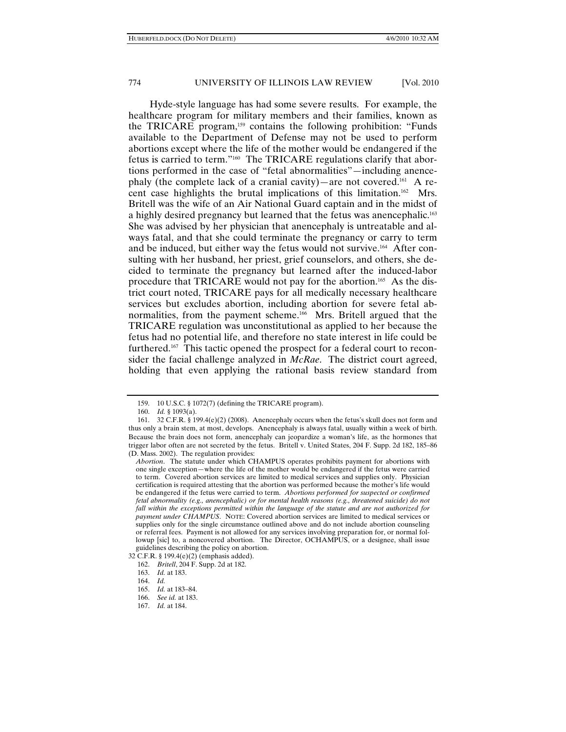Hyde-style language has had some severe results. For example, the healthcare program for military members and their families, known as the TRICARE program,[159] contains the following prohibition: "Funds available to the Department of Defense may not be used to perform abortions except where the life of the mother would be endangered if the fetus is carried to term."[160] The TRICARE regulations clarify that abortions performed in the case of "fetal abnormalities"—including anencephaly (the complete lack of a cranial cavity)—are not covered.[161] A recent case highlights the brutal implications of this limitation.[162] Mrs. Britell was the wife of an Air National Guard captain and in the midst of a highly desired pregnancy but learned that the fetus was anencephalic.[163] She was advised by her physician that anencephaly is untreatable and always fatal, and that she could terminate the pregnancy or carry to term and be induced, but either way the fetus would not survive.[164] After consulting with her husband, her priest, grief counselors, and others, she decided to terminate the pregnancy but learned after the induced-labor procedure that TRICARE would not pay for the abortion.[165] As the district court noted, TRICARE pays for all medically necessary healthcare services but excludes abortion, including abortion for severe fetal abnormalities, from the payment scheme.[166] Mrs. Britell argued that the TRICARE regulation was unconstitutional as applied to her because the fetus had no potential life, and therefore no state interest in life could be furthered.[167] This tactic opened the prospect for a federal court to reconsider the facial challenge analyzed in *McRae*. The district court agreed, holding that even applying the rational basis review standard from

---

159. 10 U.S.C. § 1072(7) (defining the TRICARE program).

160. *Id.* § 1093(a).

161. 32 C.F.R. § 199.4(e)(2) (2008). Anencephaly occurs when the fetus's skull does not form and thus only a brain stem, at most, develops. Anencephaly is always fatal, usually within a week of birth. Because the brain does not form, anencephaly can jeopardize a woman's life, as the hormones that trigger labor often are not secreted by the fetus. Britell v. United States, 204 F. Supp. 2d 182, 185–86 (D. Mass. 2002). The regulation provides:

> *Abortion*. The statute under which CHAMPUS operates prohibits payment for abortions with one single exception—where the life of the mother would be endangered if the fetus were carried to term. Covered abortion services are limited to medical services and supplies only. Physician certification is required attesting that the abortion was performed because the mother's life would be endangered if the fetus were carried to term. *Abortions performed for suspected or confirmed fetal abnormality (e.g., anencephalic) or for mental health reasons (e.g., threatened suicide) do not fall within the exceptions permitted within the language of the statute and are not authorized for payment under CHAMPUS*. NOTE: Covered abortion services are limited to medical services or supplies only for the single circumstance outlined above and do not include abortion counseling or referral fees. Payment is not allowed for any services involving preparation for, or normal followup [sic] to, a noncovered abortion. The Director, OCHAMPUS, or a designee, shall issue guidelines describing the policy on abortion.

32 C.F.R. § 199.4(e)(2) (emphasis added).

162. *Britell*, 204 F. Supp. 2d at 182.

163. *Id.* at 183.

164. *Id.*

165. *Id.* at 183–84.

166. *See id.* at 183.

167. *Id.* at 184.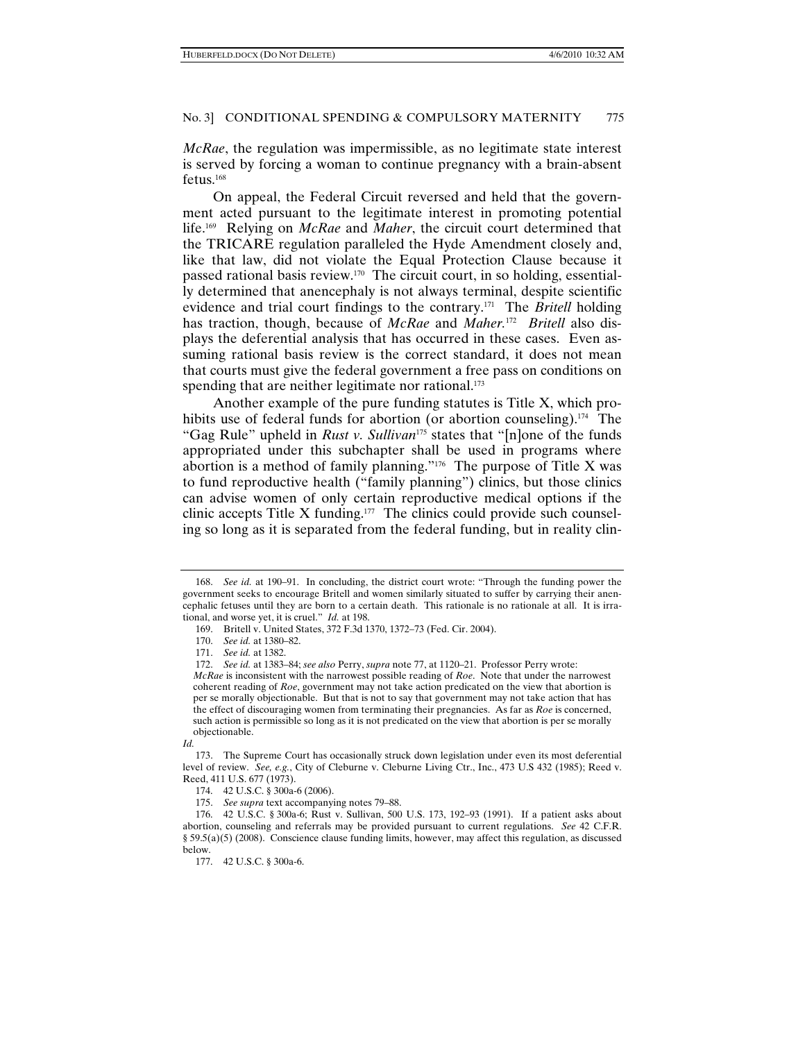*McRae*, the regulation was impermissible, as no legitimate state interest is served by forcing a woman to continue pregnancy with a brain-absent fetus.[168]

On appeal, the Federal Circuit reversed and held that the government acted pursuant to the legitimate interest in promoting potential life.[169] Relying on *McRae* and *Maher*, the circuit court determined that the TRICARE regulation paralleled the Hyde Amendment closely and, like that law, did not violate the Equal Protection Clause because it passed rational basis review.[170] The circuit court, in so holding, essentially determined that anencephaly is not always terminal, despite scientific evidence and trial court findings to the contrary.[171] The *Britell* holding has traction, though, because of *McRae* and *Maher*.[172] *Britell* also displays the deferential analysis that has occurred in these cases. Even assuming rational basis review is the correct standard, it does not mean that courts must give the federal government a free pass on conditions on spending that are neither legitimate nor rational.[173]

Another example of the pure funding statutes is Title X, which prohibits use of federal funds for abortion (or abortion counseling).[174] The "Gag Rule" upheld in *Rust v. Sullivan*[175] states that "[n]one of the funds appropriated under this subchapter shall be used in programs where abortion is a method of family planning."[176] The purpose of Title X was to fund reproductive health ("family planning") clinics, but those clinics can advise women of only certain reproductive medical options if the clinic accepts Title X funding.[177] The clinics could provide such counseling so long as it is separated from the federal funding, but in reality clin-

---

168. *See id.* at 190–91. In concluding, the district court wrote: "Through the funding power the government seeks to encourage Britell and women similarly situated to suffer by carrying their anencephalic fetuses until they are born to a certain death. This rationale is no rationale at all. It is irrational, and worse yet, it is cruel." *Id.* at 198.

169. Britell v. United States, 372 F.3d 1370, 1372–73 (Fed. Cir. 2004).

170. *See id.* at 1380–82.

171. *See id.* at 1382.

172. *See id.* at 1383–84; *see also* Perry, *supra* note 77, at 1120–21. Professor Perry wrote:

> *McRae* is inconsistent with the narrowest possible reading of *Roe*. Note that under the narrowest coherent reading of *Roe*, government may not take action predicated on the view that abortion is per se morally objectionable. But that is not to say that government may not take action that has the effect of discouraging women from terminating their pregnancies. As far as *Roe* is concerned, such action is permissible so long as it is not predicated on the view that abortion is per se morally objectionable.

*Id.*

173. The Supreme Court has occasionally struck down legislation under even its most deferential level of review. *See, e.g.*, City of Cleburne v. Cleburne Living Ctr., Inc., 473 U.S 432 (1985); Reed v. Reed, 411 U.S. 677 (1973).

174. 42 U.S.C. § 300a-6 (2006).

175. *See supra* text accompanying notes 79–88.

176. 42 U.S.C. § 300a-6; Rust v. Sullivan, 500 U.S. 173, 192–93 (1991). If a patient asks about abortion, counseling and referrals may be provided pursuant to current regulations. *See* 42 C.F.R. § 59.5(a)(5) (2008). Conscience clause funding limits, however, may affect this regulation, as discussed below.

177. 42 U.S.C. § 300a-6.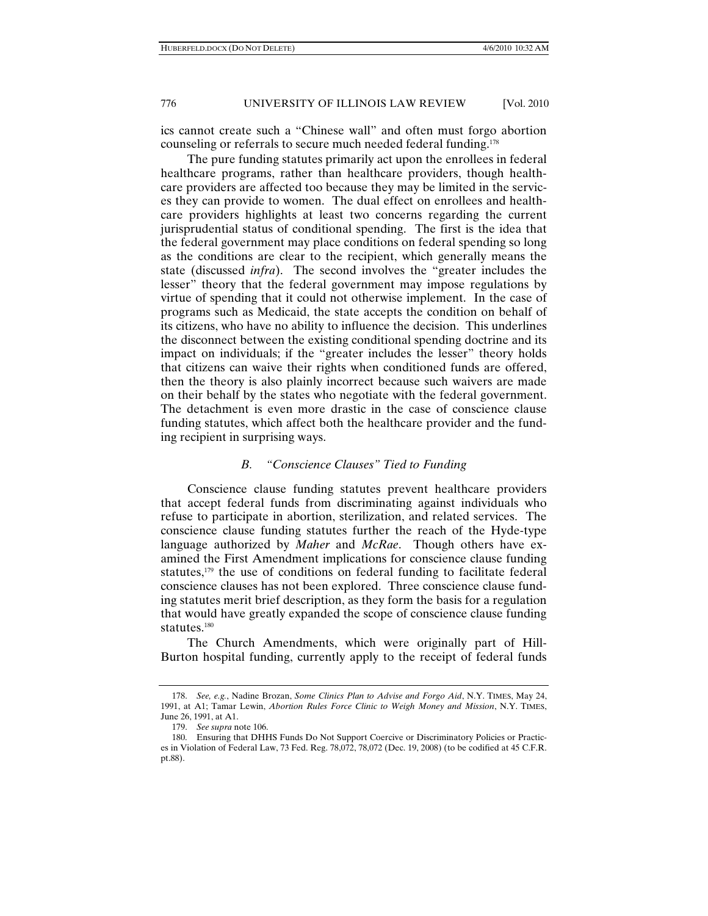ics cannot create such a "Chinese wall" and often must forgo abortion counseling or referrals to secure much needed federal funding.[178]

The pure funding statutes primarily act upon the enrollees in federal healthcare programs, rather than healthcare providers, though healthcare providers are affected too because they may be limited in the services they can provide to women. The dual effect on enrollees and healthcare providers highlights at least two concerns regarding the current jurisprudential status of conditional spending. The first is the idea that the federal government may place conditions on federal spending so long as the conditions are clear to the recipient, which generally means the state (discussed *infra*). The second involves the "greater includes the lesser" theory that the federal government may impose regulations by virtue of spending that it could not otherwise implement. In the case of programs such as Medicaid, the state accepts the condition on behalf of its citizens, who have no ability to influence the decision. This underlines the disconnect between the existing conditional spending doctrine and its impact on individuals; if the "greater includes the lesser" theory holds that citizens can waive their rights when conditioned funds are offered, then the theory is also plainly incorrect because such waivers are made on their behalf by the states who negotiate with the federal government. The detachment is even more drastic in the case of conscience clause funding statutes, which affect both the healthcare provider and the funding recipient in surprising ways.

### *B. "Conscience Clauses" Tied to Funding*

Conscience clause funding statutes prevent healthcare providers that accept federal funds from discriminating against individuals who refuse to participate in abortion, sterilization, and related services. The conscience clause funding statutes further the reach of the Hyde-type language authorized by *Maher* and *McRae*. Though others have examined the First Amendment implications for conscience clause funding statutes,[179] the use of conditions on federal funding to facilitate federal conscience clauses has not been explored. Three conscience clause funding statutes merit brief description, as they form the basis for a regulation that would have greatly expanded the scope of conscience clause funding statutes.[180]

The Church Amendments, which were originally part of Hill-Burton hospital funding, currently apply to the receipt of federal funds

---

178. *See, e.g.*, Nadine Brozan, *Some Clinics Plan to Advise and Forgo Aid*, N.Y. TIMES, May 24, 1991, at A1; Tamar Lewin, *Abortion Rules Force Clinic to Weigh Money and Mission*, N.Y. TIMES, June 26, 1991, at A1.

179. *See supra* note 106.

180. Ensuring that DHHS Funds Do Not Support Coercive or Discriminatory Policies or Practices in Violation of Federal Law, 73 Fed. Reg. 78,072, 78,072 (Dec. 19, 2008) (to be codified at 45 C.F.R. pt.88).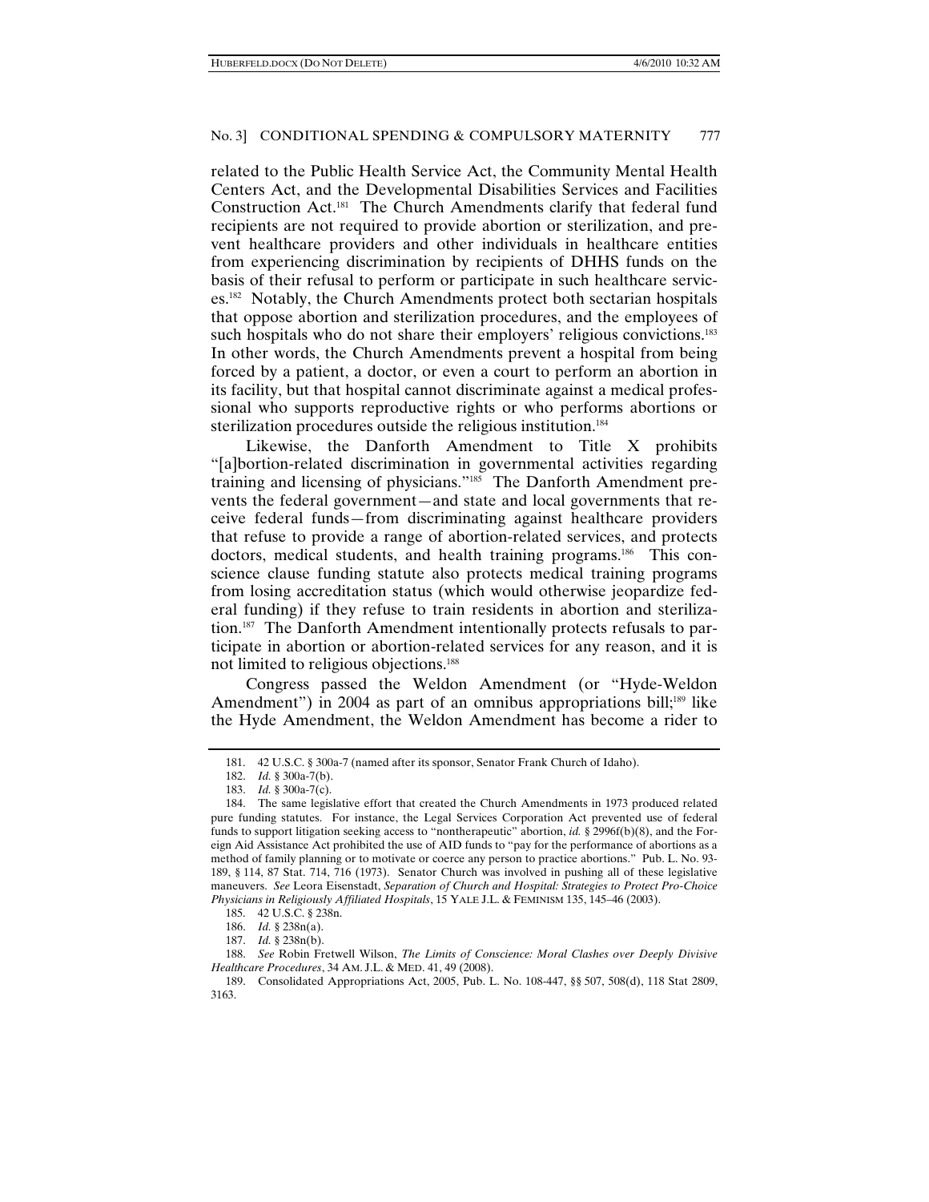related to the Public Health Service Act, the Community Mental Health Centers Act, and the Developmental Disabilities Services and Facilities Construction Act.[181] The Church Amendments clarify that federal fund recipients are not required to provide abortion or sterilization, and prevent healthcare providers and other individuals in healthcare entities from experiencing discrimination by recipients of DHHS funds on the basis of their refusal to perform or participate in such healthcare services.[182] Notably, the Church Amendments protect both sectarian hospitals that oppose abortion and sterilization procedures, and the employees of such hospitals who do not share their employers' religious convictions.[183] In other words, the Church Amendments prevent a hospital from being forced by a patient, a doctor, or even a court to perform an abortion in its facility, but that hospital cannot discriminate against a medical professional who supports reproductive rights or who performs abortions or sterilization procedures outside the religious institution.[184]

Likewise, the Danforth Amendment to Title X prohibits "[a]bortion-related discrimination in governmental activities regarding training and licensing of physicians."[185] The Danforth Amendment prevents the federal government—and state and local governments that receive federal funds—from discriminating against healthcare providers that refuse to provide a range of abortion-related services, and protects doctors, medical students, and health training programs.[186] This conscience clause funding statute also protects medical training programs from losing accreditation status (which would otherwise jeopardize federal funding) if they refuse to train residents in abortion and sterilization.[187] The Danforth Amendment intentionally protects refusals to participate in abortion or abortion-related services for any reason, and it is not limited to religious objections.[188]

Congress passed the Weldon Amendment (or "Hyde-Weldon Amendment") in 2004 as part of an omnibus appropriations bill;[189] like the Hyde Amendment, the Weldon Amendment has become a rider to

---

181. 42 U.S.C. § 300a-7 (named after its sponsor, Senator Frank Church of Idaho).

182. *Id.* § 300a-7(b).

183. *Id.* § 300a-7(c).

184. The same legislative effort that created the Church Amendments in 1973 produced related pure funding statutes. For instance, the Legal Services Corporation Act prevented use of federal funds to support litigation seeking access to "nontherapeutic" abortion, *id.* § 2996f(b)(8), and the Foreign Aid Assistance Act prohibited the use of AID funds to "pay for the performance of abortions as a method of family planning or to motivate or coerce any person to practice abortions." Pub. L. No. 93-189, § 114, 87 Stat. 714, 716 (1973). Senator Church was involved in pushing all of these legislative maneuvers. *See* Leora Eisenstadt, *Separation of Church and Hospital: Strategies to Protect Pro-Choice Physicians in Religiously Affiliated Hospitals*, 15 YALE J.L. & FEMINISM 135, 145–46 (2003).

185. 42 U.S.C. § 238n.

186. *Id.* § 238n(a).

187. *Id.* § 238n(b).

188. *See* Robin Fretwell Wilson, *The Limits of Conscience: Moral Clashes over Deeply Divisive Healthcare Procedures*, 34 AM. J.L. & MED. 41, 49 (2008).

189. Consolidated Appropriations Act, 2005, Pub. L. No. 108-447, §§ 507, 508(d), 118 Stat 2809, 3163.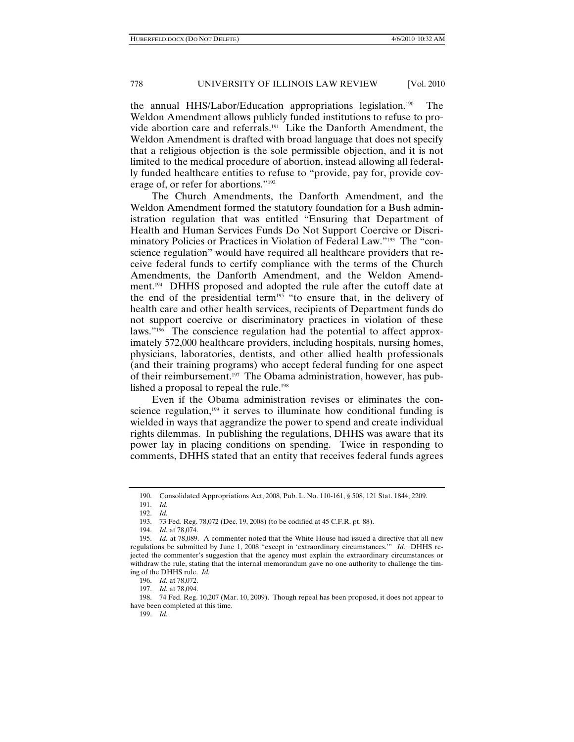the annual HHS/Labor/Education appropriations legislation.[190] The Weldon Amendment allows publicly funded institutions to refuse to provide abortion care and referrals.[191] Like the Danforth Amendment, the Weldon Amendment is drafted with broad language that does not specify that a religious objection is the sole permissible objection, and it is not limited to the medical procedure of abortion, instead allowing all federally funded healthcare entities to refuse to "provide, pay for, provide coverage of, or refer for abortions."[192]

The Church Amendments, the Danforth Amendment, and the Weldon Amendment formed the statutory foundation for a Bush administration regulation that was entitled "Ensuring that Department of Health and Human Services Funds Do Not Support Coercive or Discriminatory Policies or Practices in Violation of Federal Law."[193] The "conscience regulation" would have required all healthcare providers that receive federal funds to certify compliance with the terms of the Church Amendments, the Danforth Amendment, and the Weldon Amendment.[194] DHHS proposed and adopted the rule after the cutoff date at the end of the presidential term[195] "to ensure that, in the delivery of health care and other health services, recipients of Department funds do not support coercive or discriminatory practices in violation of these laws."[196] The conscience regulation had the potential to affect approximately 572,000 healthcare providers, including hospitals, nursing homes, physicians, laboratories, dentists, and other allied health professionals (and their training programs) who accept federal funding for one aspect of their reimbursement.[197] The Obama administration, however, has published a proposal to repeal the rule.[198]

Even if the Obama administration revises or eliminates the conscience regulation,[199] it serves to illuminate how conditional funding is wielded in ways that aggrandize the power to spend and create individual rights dilemmas. In publishing the regulations, DHHS was aware that its power lay in placing conditions on spending. Twice in responding to comments, DHHS stated that an entity that receives federal funds agrees

---

190. Consolidated Appropriations Act, 2008, Pub. L. No. 110-161, § 508, 121 Stat. 1844, 2209.

191. *Id.*

192. *Id.*

193. 73 Fed. Reg. 78,072 (Dec. 19, 2008) (to be codified at 45 C.F.R. pt. 88).

194. *Id.* at 78,074.

195. *Id.* at 78,089. A commenter noted that the White House had issued a directive that all new regulations be submitted by June 1, 2008 "except in 'extraordinary circumstances.'" *Id.* DHHS rejected the commenter's suggestion that the agency must explain the extraordinary circumstances or withdraw the rule, stating that the internal memorandum gave no one authority to challenge the timing of the DHHS rule. *Id.*

196. *Id.* at 78,072.

197. *Id.* at 78,094.

198. 74 Fed. Reg. 10,207 (Mar. 10, 2009). Though repeal has been proposed, it does not appear to have been completed at this time.

199. *Id.*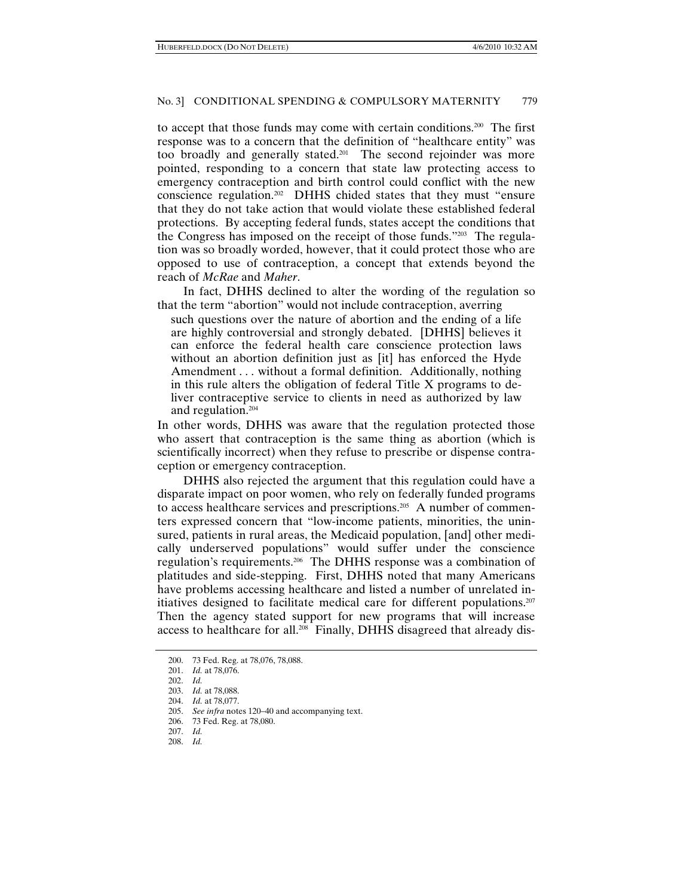to accept that those funds may come with certain conditions.[200] The first response was to a concern that the definition of "healthcare entity" was too broadly and generally stated.[201] The second rejoinder was more pointed, responding to a concern that state law protecting access to emergency contraception and birth control could conflict with the new conscience regulation.[202] DHHS chided states that they must "ensure that they do not take action that would violate these established federal protections. By accepting federal funds, states accept the conditions that the Congress has imposed on the receipt of those funds."[203] The regulation was so broadly worded, however, that it could protect those who are opposed to use of contraception, a concept that extends beyond the reach of *McRae* and *Maher*.

In fact, DHHS declined to alter the wording of the regulation so that the term "abortion" would not include contraception, averring

> such questions over the nature of abortion and the ending of a life are highly controversial and strongly debated. [DHHS] believes it can enforce the federal health care conscience protection laws without an abortion definition just as [it] has enforced the Hyde Amendment . . . without a formal definition. Additionally, nothing in this rule alters the obligation of federal Title X programs to deliver contraceptive service to clients in need as authorized by law and regulation.[204]

In other words, DHHS was aware that the regulation protected those who assert that contraception is the same thing as abortion (which is scientifically incorrect) when they refuse to prescribe or dispense contraception or emergency contraception.

DHHS also rejected the argument that this regulation could have a disparate impact on poor women, who rely on federally funded programs to access healthcare services and prescriptions.[205] A number of commenters expressed concern that "low-income patients, minorities, the uninsured, patients in rural areas, the Medicaid population, [and] other medically underserved populations" would suffer under the conscience regulation's requirements.[206] The DHHS response was a combination of platitudes and side-stepping. First, DHHS noted that many Americans have problems accessing healthcare and listed a number of unrelated initiatives designed to facilitate medical care for different populations.[207] Then the agency stated support for new programs that will increase access to healthcare for all.[208] Finally, DHHS disagreed that already dis-

200. 73 Fed. Reg. at 78,076, 78,088.

201. *Id.* at 78,076.

202. *Id.*

203. *Id.* at 78,088.

204. *Id.* at 78,077.

205. *See infra* notes 120–40 and accompanying text.

206. 73 Fed. Reg. at 78,080.

207. *Id.*

208. *Id.*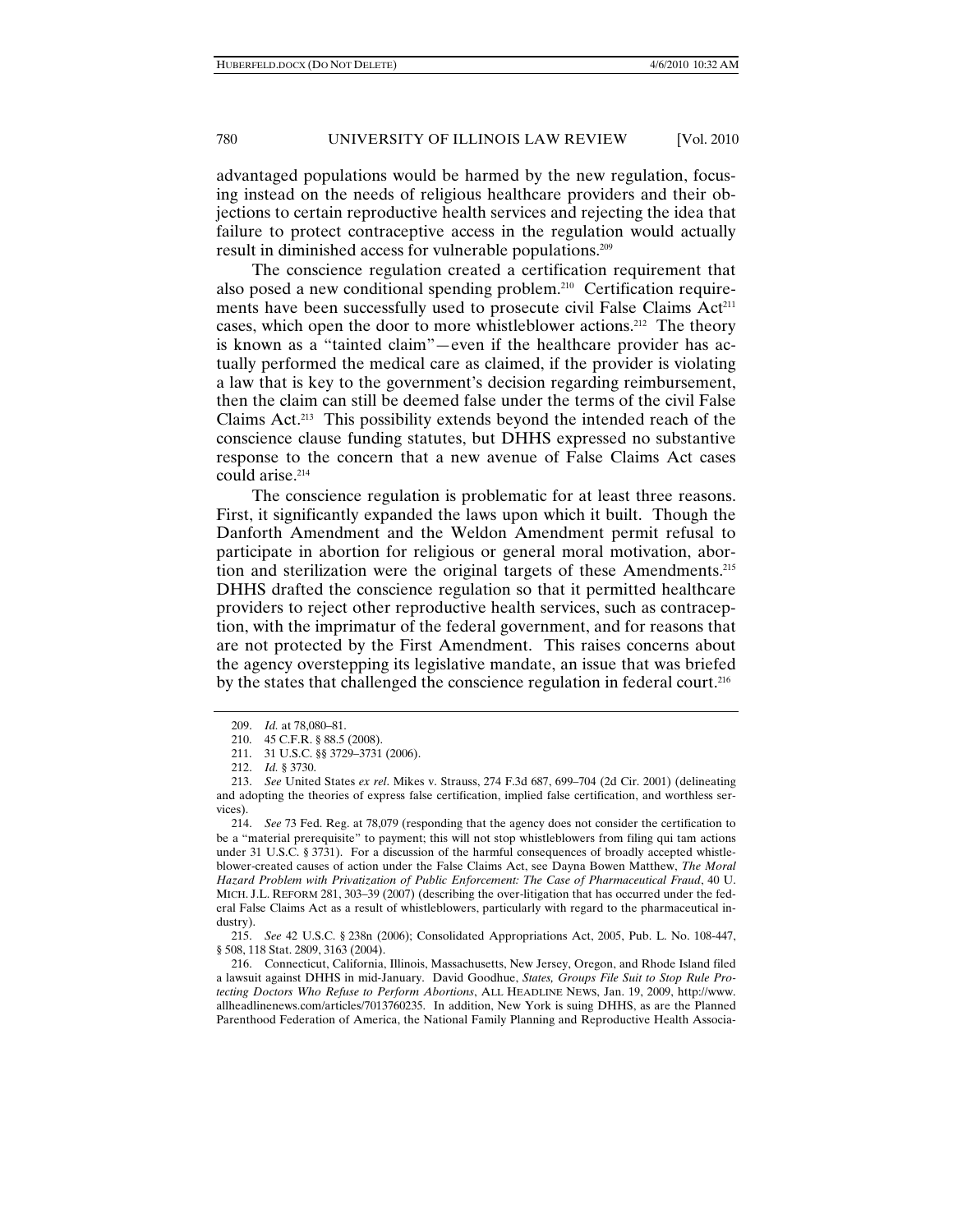advantaged populations would be harmed by the new regulation, focusing instead on the needs of religious healthcare providers and their objections to certain reproductive health services and rejecting the idea that failure to protect contraceptive access in the regulation would actually result in diminished access for vulnerable populations.[209]

The conscience regulation created a certification requirement that also posed a new conditional spending problem.[210] Certification requirements have been successfully used to prosecute civil False Claims Act[211] cases, which open the door to more whistleblower actions.[212] The theory is known as a "tainted claim"—even if the healthcare provider has actually performed the medical care as claimed, if the provider is violating a law that is key to the government's decision regarding reimbursement, then the claim can still be deemed false under the terms of the civil False Claims Act.[213] This possibility extends beyond the intended reach of the conscience clause funding statutes, but DHHS expressed no substantive response to the concern that a new avenue of False Claims Act cases could arise.[214]

The conscience regulation is problematic for at least three reasons. First, it significantly expanded the laws upon which it built. Though the Danforth Amendment and the Weldon Amendment permit refusal to participate in abortion for religious or general moral motivation, abortion and sterilization were the original targets of these Amendments.[215] DHHS drafted the conscience regulation so that it permitted healthcare providers to reject other reproductive health services, such as contraception, with the imprimatur of the federal government, and for reasons that are not protected by the First Amendment. This raises concerns about the agency overstepping its legislative mandate, an issue that was briefed by the states that challenged the conscience regulation in federal court.[216]

---

209. *Id.* at 78,080–81.

210. 45 C.F.R. § 88.5 (2008).

211. 31 U.S.C. §§ 3729–3731 (2006).

212. *Id.* § 3730.

213. *See* United States *ex rel.* Mikes v. Strauss, 274 F.3d 687, 699–704 (2d Cir. 2001) (delineating and adopting the theories of express false certification, implied false certification, and worthless services).

214. *See* 73 Fed. Reg. at 78,079 (responding that the agency does not consider the certification to be a "material prerequisite" to payment; this will not stop whistleblowers from filing qui tam actions under 31 U.S.C. § 3731). For a discussion of the harmful consequences of broadly accepted whistleblower-created causes of action under the False Claims Act, see Dayna Bowen Matthew, *The Moral Hazard Problem with Privatization of Public Enforcement: The Case of Pharmaceutical Fraud*, 40 U. MICH. J.L. REFORM 281, 303–39 (2007) (describing the over-litigation that has occurred under the federal False Claims Act as a result of whistleblowers, particularly with regard to the pharmaceutical industry).

215. *See* 42 U.S.C. § 238n (2006); Consolidated Appropriations Act, 2005, Pub. L. No. 108-447, § 508, 118 Stat. 2809, 3163 (2004).

216. Connecticut, California, Illinois, Massachusetts, New Jersey, Oregon, and Rhode Island filed a lawsuit against DHHS in mid-January. David Goodhue, *States, Groups File Suit to Stop Rule Protecting Doctors Who Refuse to Perform Abortions*, ALL HEADLINE NEWS, Jan. 19, 2009, http://www.allheadlinenews.com/articles/7013760235. In addition, New York is suing DHHS, as are the Planned Parenthood Federation of America, the National Family Planning and Reproductive Health Associa-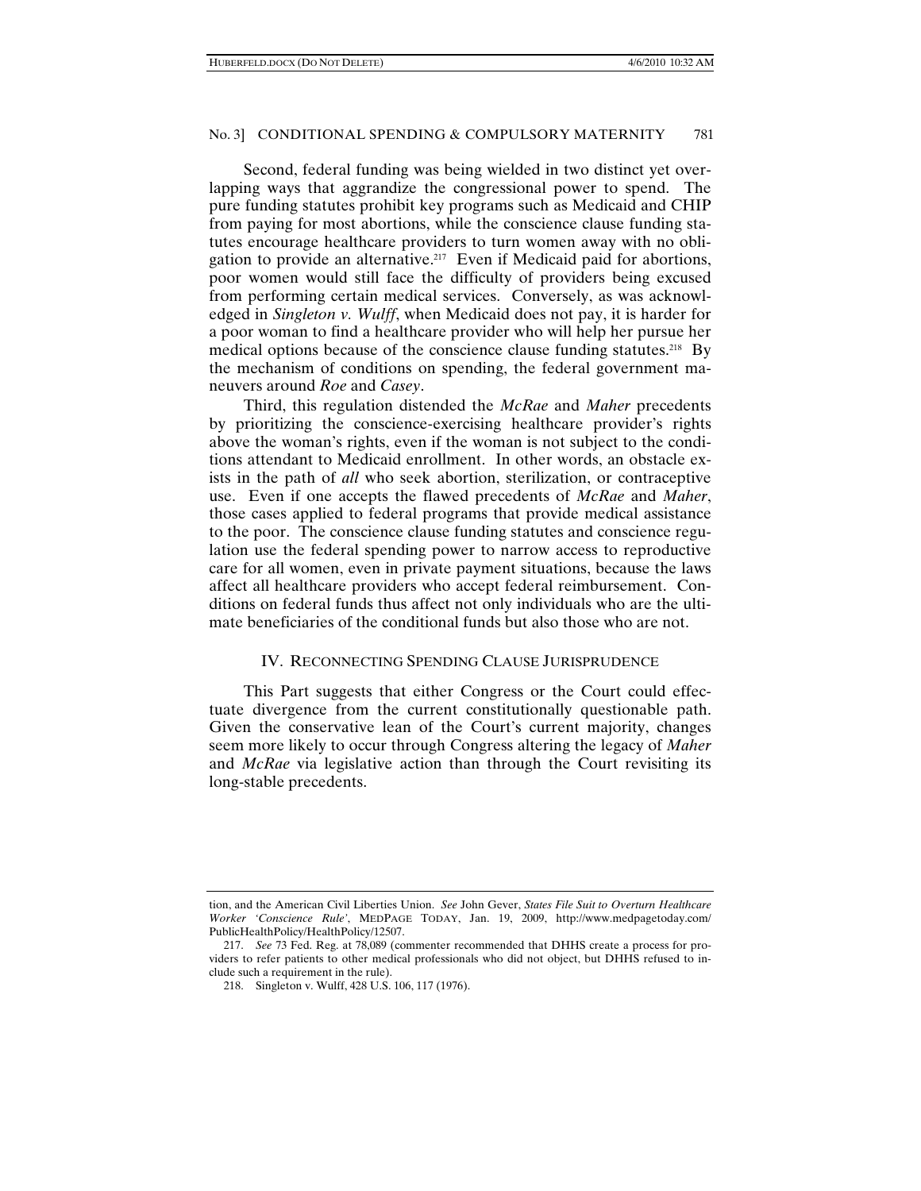Second, federal funding was being wielded in two distinct yet overlapping ways that aggrandize the congressional power to spend. The pure funding statutes prohibit key programs such as Medicaid and CHIP from paying for most abortions, while the conscience clause funding statutes encourage healthcare providers to turn women away with no obligation to provide an alternative.[217] Even if Medicaid paid for abortions, poor women would still face the difficulty of providers being excused from performing certain medical services. Conversely, as was acknowledged in *Singleton v. Wulff*, when Medicaid does not pay, it is harder for a poor woman to find a healthcare provider who will help her pursue her medical options because of the conscience clause funding statutes.[218] By the mechanism of conditions on spending, the federal government maneuvers around *Roe* and *Casey*.

Third, this regulation distended the *McRae* and *Maher* precedents by prioritizing the conscience-exercising healthcare provider's rights above the woman's rights, even if the woman is not subject to the conditions attendant to Medicaid enrollment. In other words, an obstacle exists in the path of *all* who seek abortion, sterilization, or contraceptive use. Even if one accepts the flawed precedents of *McRae* and *Maher*, those cases applied to federal programs that provide medical assistance to the poor. The conscience clause funding statutes and conscience regulation use the federal spending power to narrow access to reproductive care for all women, even in private payment situations, because the laws affect all healthcare providers who accept federal reimbursement. Conditions on federal funds thus affect not only individuals who are the ultimate beneficiaries of the conditional funds but also those who are not.

## IV. Reconnecting Spending Clause Jurisprudence

This Part suggests that either Congress or the Court could effectuate divergence from the current constitutionally questionable path. Given the conservative lean of the Court's current majority, changes seem more likely to occur through Congress altering the legacy of *Maher* and *McRae* via legislative action than through the Court revisiting its long-stable precedents.

---

tion, and the American Civil Liberties Union. *See* John Gever, *States File Suit to Overturn Healthcare Worker 'Conscience Rule'*, MEDPAGE TODAY, Jan. 19, 2009, http://www.medpagetoday.com/PublicHealthPolicy/HealthPolicy/12507.

217. *See* 73 Fed. Reg. at 78,089 (commenter recommended that DHHS create a process for providers to refer patients to other medical professionals who did not object, but DHHS refused to include such a requirement in the rule).

218. Singleton v. Wulff, 428 U.S. 106, 117 (1976).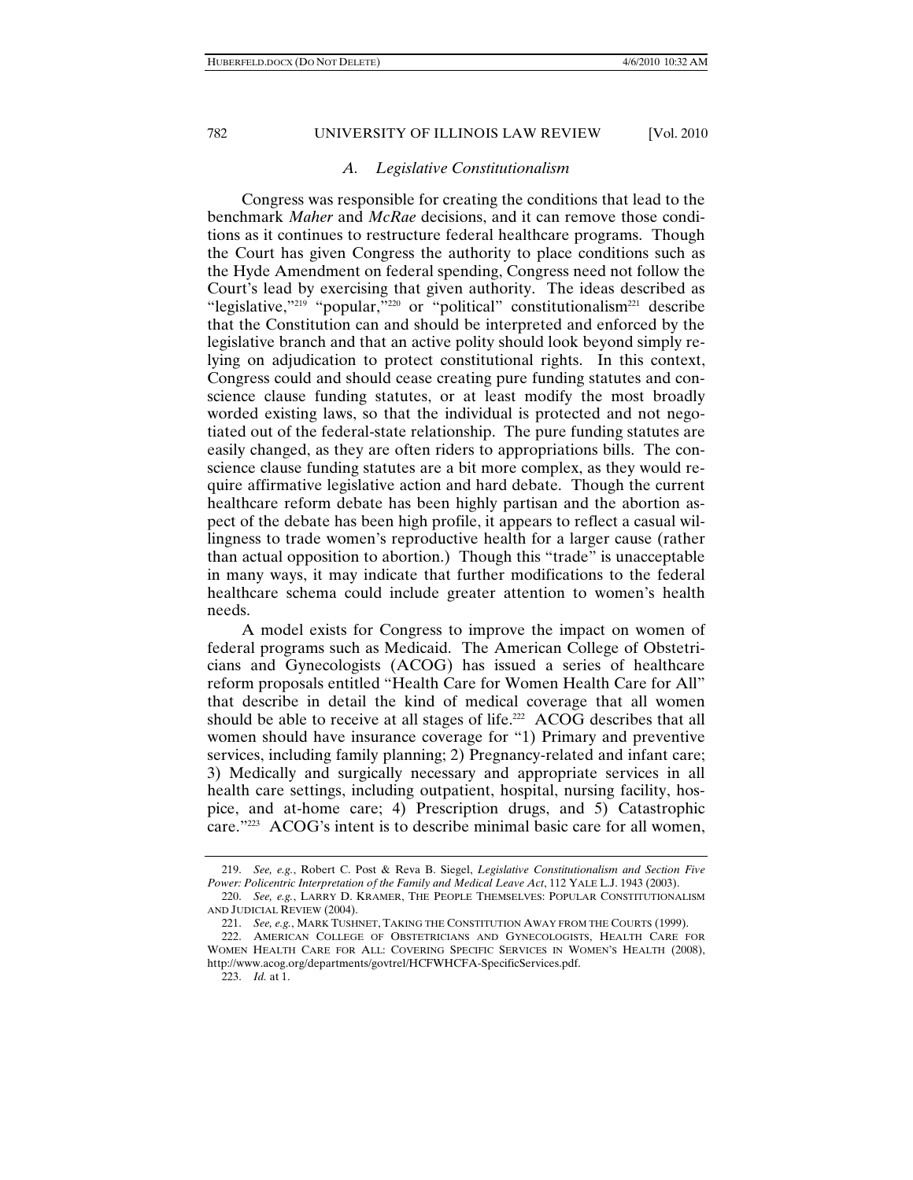### *A. Legislative Constitutionalism*

Congress was responsible for creating the conditions that lead to the benchmark *Maher* and *McRae* decisions, and it can remove those conditions as it continues to restructure federal healthcare programs. Though the Court has given Congress the authority to place conditions such as the Hyde Amendment on federal spending, Congress need not follow the Court's lead by exercising that given authority. The ideas described as "legislative,"[219] "popular,"[220] or "political" constitutionalism[221] describe that the Constitution can and should be interpreted and enforced by the legislative branch and that an active polity should look beyond simply relying on adjudication to protect constitutional rights. In this context, Congress could and should cease creating pure funding statutes and conscience clause funding statutes, or at least modify the most broadly worded existing laws, so that the individual is protected and not negotiated out of the federal-state relationship. The pure funding statutes are easily changed, as they are often riders to appropriations bills. The conscience clause funding statutes are a bit more complex, as they would require affirmative legislative action and hard debate. Though the current healthcare reform debate has been highly partisan and the abortion aspect of the debate has been high profile, it appears to reflect a casual willingness to trade women's reproductive health for a larger cause (rather than actual opposition to abortion.) Though this "trade" is unacceptable in many ways, it may indicate that further modifications to the federal healthcare schema could include greater attention to women's health needs.

A model exists for Congress to improve the impact on women of federal programs such as Medicaid. The American College of Obstetricians and Gynecologists (ACOG) has issued a series of healthcare reform proposals entitled "Health Care for Women Health Care for All" that describe in detail the kind of medical coverage that all women should be able to receive at all stages of life.[222] ACOG describes that all women should have insurance coverage for "1) Primary and preventive services, including family planning; 2) Pregnancy-related and infant care; 3) Medically and surgically necessary and appropriate services in all health care settings, including outpatient, hospital, nursing facility, hospice, and at-home care; 4) Prescription drugs, and 5) Catastrophic care."[223] ACOG's intent is to describe minimal basic care for all women,

---

219. *See, e.g.*, Robert C. Post & Reva B. Siegel, *Legislative Constitutionalism and Section Five Power: Policentric Interpretation of the Family and Medical Leave Act*, 112 YALE L.J. 1943 (2003).

220. *See, e.g.*, LARRY D. KRAMER, THE PEOPLE THEMSELVES: POPULAR CONSTITUTIONALISM AND JUDICIAL REVIEW (2004).

221. *See, e.g.*, MARK TUSHNET, TAKING THE CONSTITUTION AWAY FROM THE COURTS (1999).

222. AMERICAN COLLEGE OF OBSTETRICIANS AND GYNECOLOGISTS, HEALTH CARE FOR WOMEN HEALTH CARE FOR ALL: COVERING SPECIFIC SERVICES IN WOMEN'S HEALTH (2008), http://www.acog.org/departments/govtrel/HCFWHCFA-SpecificServices.pdf.

223. *Id.* at 1.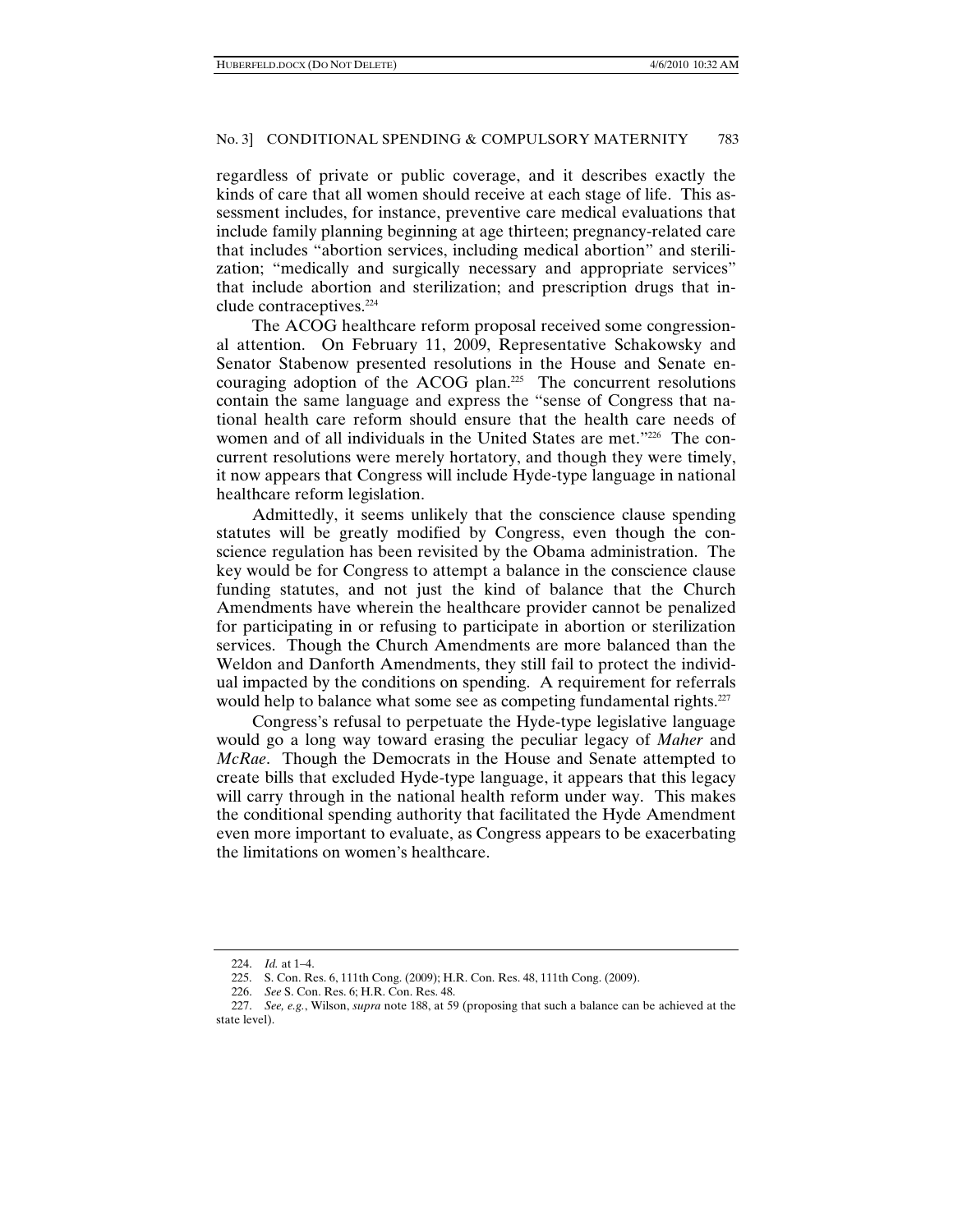regardless of private or public coverage, and it describes exactly the kinds of care that all women should receive at each stage of life. This assessment includes, for instance, preventive care medical evaluations that include family planning beginning at age thirteen; pregnancy-related care that includes "abortion services, including medical abortion" and sterilization; "medically and surgically necessary and appropriate services" that include abortion and sterilization; and prescription drugs that include contraceptives.[224]

The ACOG healthcare reform proposal received some congressional attention. On February 11, 2009, Representative Schakowsky and Senator Stabenow presented resolutions in the House and Senate encouraging adoption of the ACOG plan.[225] The concurrent resolutions contain the same language and express the "sense of Congress that national health care reform should ensure that the health care needs of women and of all individuals in the United States are met."[226] The concurrent resolutions were merely hortatory, and though they were timely, it now appears that Congress will include Hyde-type language in national healthcare reform legislation.

Admittedly, it seems unlikely that the conscience clause spending statutes will be greatly modified by Congress, even though the conscience regulation has been revisited by the Obama administration. The key would be for Congress to attempt a balance in the conscience clause funding statutes, and not just the kind of balance that the Church Amendments have wherein the healthcare provider cannot be penalized for participating in or refusing to participate in abortion or sterilization services. Though the Church Amendments are more balanced than the Weldon and Danforth Amendments, they still fail to protect the individual impacted by the conditions on spending. A requirement for referrals would help to balance what some see as competing fundamental rights.[227]

Congress's refusal to perpetuate the Hyde-type legislative language would go a long way toward erasing the peculiar legacy of *Maher* and *McRae*. Though the Democrats in the House and Senate attempted to create bills that excluded Hyde-type language, it appears that this legacy will carry through in the national health reform under way. This makes the conditional spending authority that facilitated the Hyde Amendment even more important to evaluate, as Congress appears to be exacerbating the limitations on women's healthcare.

---

224. *Id.* at 1–4.

225. S. Con. Res. 6, 111th Cong. (2009); H.R. Con. Res. 48, 111th Cong. (2009).

226. *See* S. Con. Res. 6; H.R. Con. Res. 48.

227. *See, e.g.*, Wilson, *supra* note 188, at 59 (proposing that such a balance can be achieved at the state level).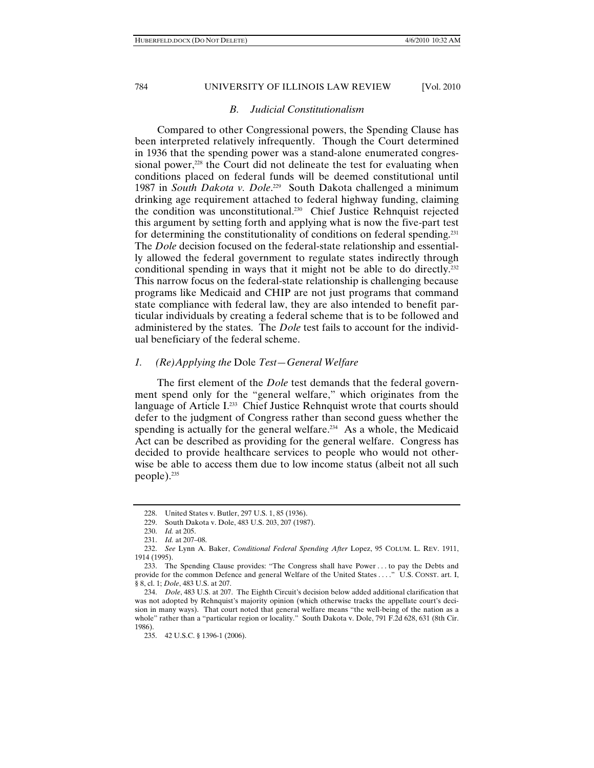### *B. Judicial Constitutionalism*

Compared to other Congressional powers, the Spending Clause has been interpreted relatively infrequently. Though the Court determined in 1936 that the spending power was a stand-alone enumerated congressional power,[228] the Court did not delineate the test for evaluating when conditions placed on federal funds will be deemed constitutional until 1987 in *South Dakota v. Dole*.[229] South Dakota challenged a minimum drinking age requirement attached to federal highway funding, claiming the condition was unconstitutional.[230] Chief Justice Rehnquist rejected this argument by setting forth and applying what is now the five-part test for determining the constitutionality of conditions on federal spending.[231] The *Dole* decision focused on the federal-state relationship and essentially allowed the federal government to regulate states indirectly through conditional spending in ways that it might not be able to do directly.[232] This narrow focus on the federal-state relationship is challenging because programs like Medicaid and CHIP are not just programs that command state compliance with federal law, they are also intended to benefit particular individuals by creating a federal scheme that is to be followed and administered by the states. The *Dole* test fails to account for the individual beneficiary of the federal scheme.

#### *1. (Re)Applying the* Dole *Test—General Welfare*

The first element of the *Dole* test demands that the federal government spend only for the "general welfare," which originates from the language of Article I.[233] Chief Justice Rehnquist wrote that courts should defer to the judgment of Congress rather than second guess whether the spending is actually for the general welfare.[234] As a whole, the Medicaid Act can be described as providing for the general welfare. Congress has decided to provide healthcare services to people who would not otherwise be able to access them due to low income status (albeit not all such people).[235]

---

228. United States v. Butler, 297 U.S. 1, 85 (1936).

229. South Dakota v. Dole, 483 U.S. 203, 207 (1987).

230. *Id.* at 205.

231. *Id.* at 207–08.

232. *See* Lynn A. Baker, *Conditional Federal Spending After* Lopez, 95 COLUM. L. REV. 1911, 1914 (1995).

233. The Spending Clause provides: "The Congress shall have Power . . . to pay the Debts and provide for the common Defence and general Welfare of the United States . . . ." U.S. CONST. art. I, § 8, cl. 1; *Dole*, 483 U.S. at 207.

234. *Dole*, 483 U.S. at 207. The Eighth Circuit's decision below added additional clarification that was not adopted by Rehnquist's majority opinion (which otherwise tracks the appellate court's decision in many ways). That court noted that general welfare means "the well-being of the nation as a whole" rather than a "particular region or locality." South Dakota v. Dole, 791 F.2d 628, 631 (8th Cir. 1986).

235. 42 U.S.C. § 1396-1 (2006).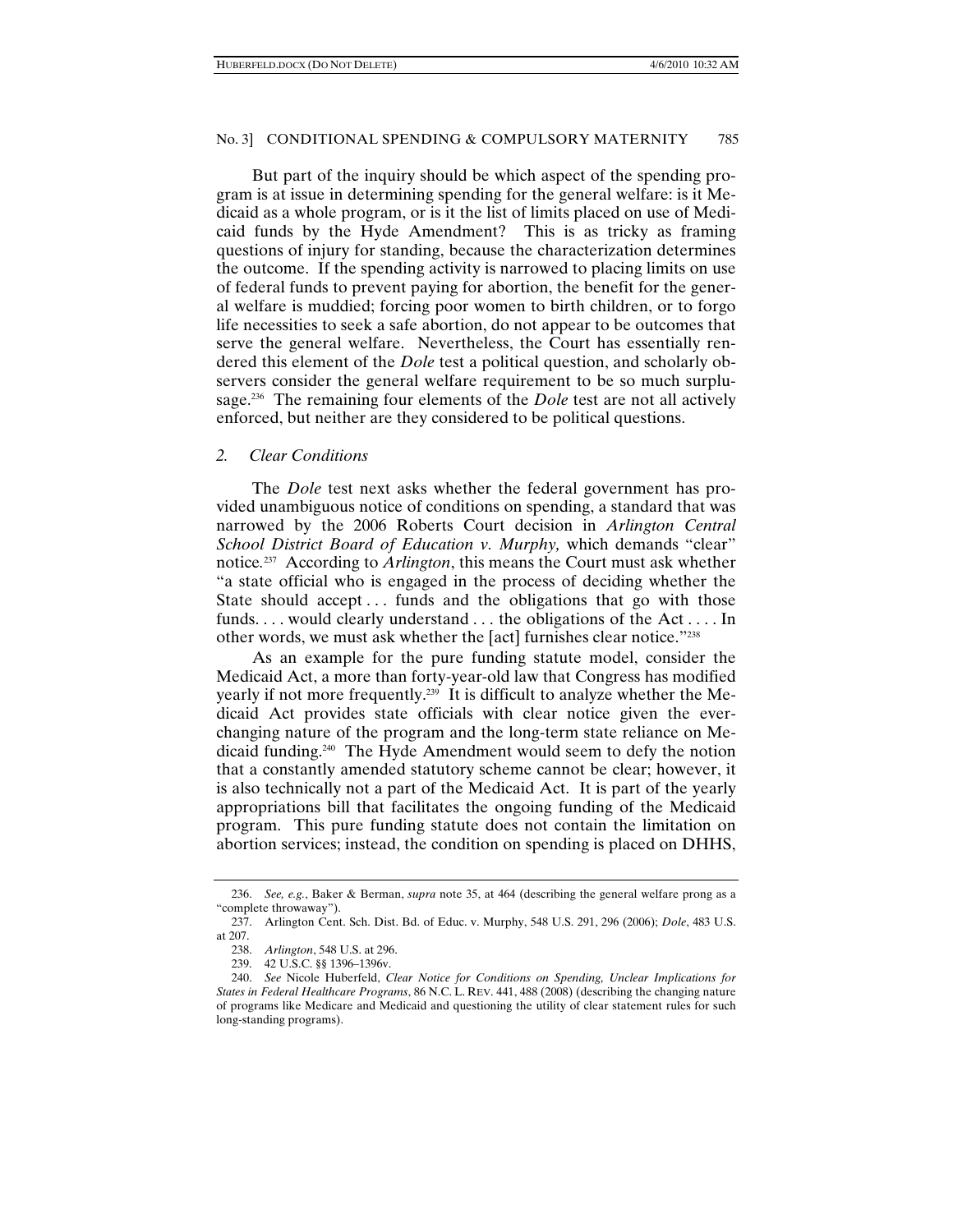But part of the inquiry should be which aspect of the spending program is at issue in determining spending for the general welfare: is it Medicaid as a whole program, or is it the list of limits placed on use of Medicaid funds by the Hyde Amendment? This is as tricky as framing questions of injury for standing, because the characterization determines the outcome. If the spending activity is narrowed to placing limits on use of federal funds to prevent paying for abortion, the benefit for the general welfare is muddied; forcing poor women to birth children, or to forgo life necessities to seek a safe abortion, do not appear to be outcomes that serve the general welfare. Nevertheless, the Court has essentially rendered this element of the *Dole* test a political question, and scholarly observers consider the general welfare requirement to be so much surplusage.[236] The remaining four elements of the *Dole* test are not all actively enforced, but neither are they considered to be political questions.

### *2. Clear Conditions*

The *Dole* test next asks whether the federal government has provided unambiguous notice of conditions on spending, a standard that was narrowed by the 2006 Roberts Court decision in *Arlington Central School District Board of Education v. Murphy,* which demands "clear" notice.[237] According to *Arlington*, this means the Court must ask whether "a state official who is engaged in the process of deciding whether the State should accept . . . funds and the obligations that go with those funds. . . . would clearly understand . . . the obligations of the Act . . . . In other words, we must ask whether the [act] furnishes clear notice."[238]

As an example for the pure funding statute model, consider the Medicaid Act, a more than forty-year-old law that Congress has modified yearly if not more frequently.[239] It is difficult to analyze whether the Medicaid Act provides state officials with clear notice given the ever-changing nature of the program and the long-term state reliance on Medicaid funding.[240] The Hyde Amendment would seem to defy the notion that a constantly amended statutory scheme cannot be clear; however, it is also technically not a part of the Medicaid Act. It is part of the yearly appropriations bill that facilitates the ongoing funding of the Medicaid program. This pure funding statute does not contain the limitation on abortion services; instead, the condition on spending is placed on DHHS,

---

236. *See, e.g.*, Baker & Berman, *supra* note 35, at 464 (describing the general welfare prong as a "complete throwaway").

237. Arlington Cent. Sch. Dist. Bd. of Educ. v. Murphy, 548 U.S. 291, 296 (2006); *Dole*, 483 U.S. at 207.

238. *Arlington*, 548 U.S. at 296.

239. 42 U.S.C. §§ 1396–1396v.

240. *See* Nicole Huberfeld, *Clear Notice for Conditions on Spending, Unclear Implications for States in Federal Healthcare Programs*, 86 N.C. L. REV. 441, 488 (2008) (describing the changing nature of programs like Medicare and Medicaid and questioning the utility of clear statement rules for such long-standing programs).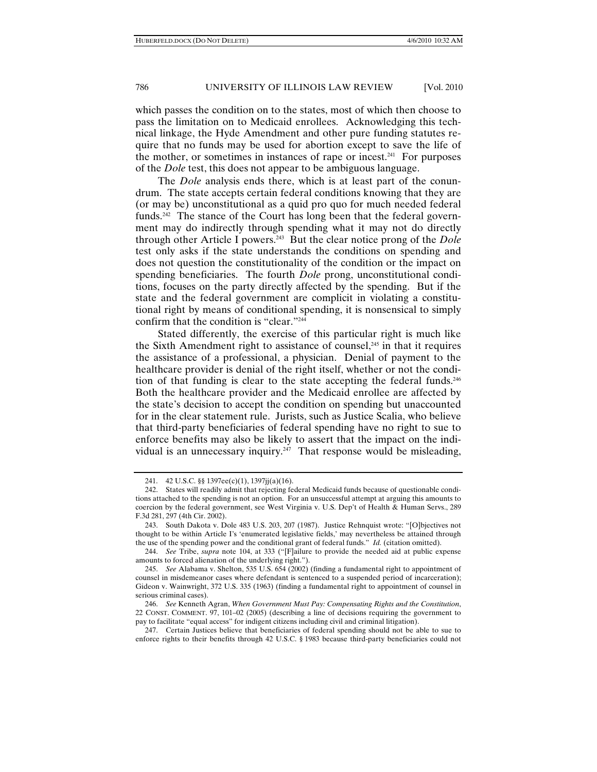which passes the condition on to the states, most of which then choose to pass the limitation on to Medicaid enrollees. Acknowledging this technical linkage, the Hyde Amendment and other pure funding statutes require that no funds may be used for abortion except to save the life of the mother, or sometimes in instances of rape or incest.[241] For purposes of the *Dole* test, this does not appear to be ambiguous language.

The *Dole* analysis ends there, which is at least part of the conundrum. The state accepts certain federal conditions knowing that they are (or may be) unconstitutional as a quid pro quo for much needed federal funds.[242] The stance of the Court has long been that the federal government may do indirectly through spending what it may not do directly through other Article I powers.[243] But the clear notice prong of the *Dole* test only asks if the state understands the conditions on spending and does not question the constitutionality of the condition or the impact on spending beneficiaries. The fourth *Dole* prong, unconstitutional conditions, focuses on the party directly affected by the spending. But if the state and the federal government are complicit in violating a constitutional right by means of conditional spending, it is nonsensical to simply confirm that the condition is "clear."[244]

Stated differently, the exercise of this particular right is much like the Sixth Amendment right to assistance of counsel,[245] in that it requires the assistance of a professional, a physician. Denial of payment to the healthcare provider is denial of the right itself, whether or not the condition of that funding is clear to the state accepting the federal funds.[246] Both the healthcare provider and the Medicaid enrollee are affected by the state's decision to accept the condition on spending but unaccounted for in the clear statement rule. Jurists, such as Justice Scalia, who believe that third-party beneficiaries of federal spending have no right to sue to enforce benefits may also be likely to assert that the impact on the individual is an unnecessary inquiry.[247] That response would be misleading,

---

241. 42 U.S.C. §§ 1397ee(c)(1), 1397jj(a)(16).

242. States will readily admit that rejecting federal Medicaid funds because of questionable conditions attached to the spending is not an option. For an unsuccessful attempt at arguing this amounts to coercion by the federal government, see West Virginia v. U.S. Dep't of Health & Human Servs., 289 F.3d 281, 297 (4th Cir. 2002).

243. South Dakota v. Dole 483 U.S. 203, 207 (1987). Justice Rehnquist wrote: "[O]bjectives not thought to be within Article I's 'enumerated legislative fields,' may nevertheless be attained through the use of the spending power and the conditional grant of federal funds." *Id.* (citation omitted).

244. *See* Tribe, *supra* note 104, at 333 ("[F]ailure to provide the needed aid at public expense amounts to forced alienation of the underlying right.").

245. *See* Alabama v. Shelton, 535 U.S. 654 (2002) (finding a fundamental right to appointment of counsel in misdemeanor cases where defendant is sentenced to a suspended period of incarceration); Gideon v. Wainwright, 372 U.S. 335 (1963) (finding a fundamental right to appointment of counsel in serious criminal cases).

246. *See* Kenneth Agran, *When Government Must Pay: Compensating Rights and the Constitution*, 22 CONST. COMMENT. 97, 101–02 (2005) (describing a line of decisions requiring the government to pay to facilitate "equal access" for indigent citizens including civil and criminal litigation).

247. Certain Justices believe that beneficiaries of federal spending should not be able to sue to enforce rights to their benefits through 42 U.S.C. § 1983 because third-party beneficiaries could not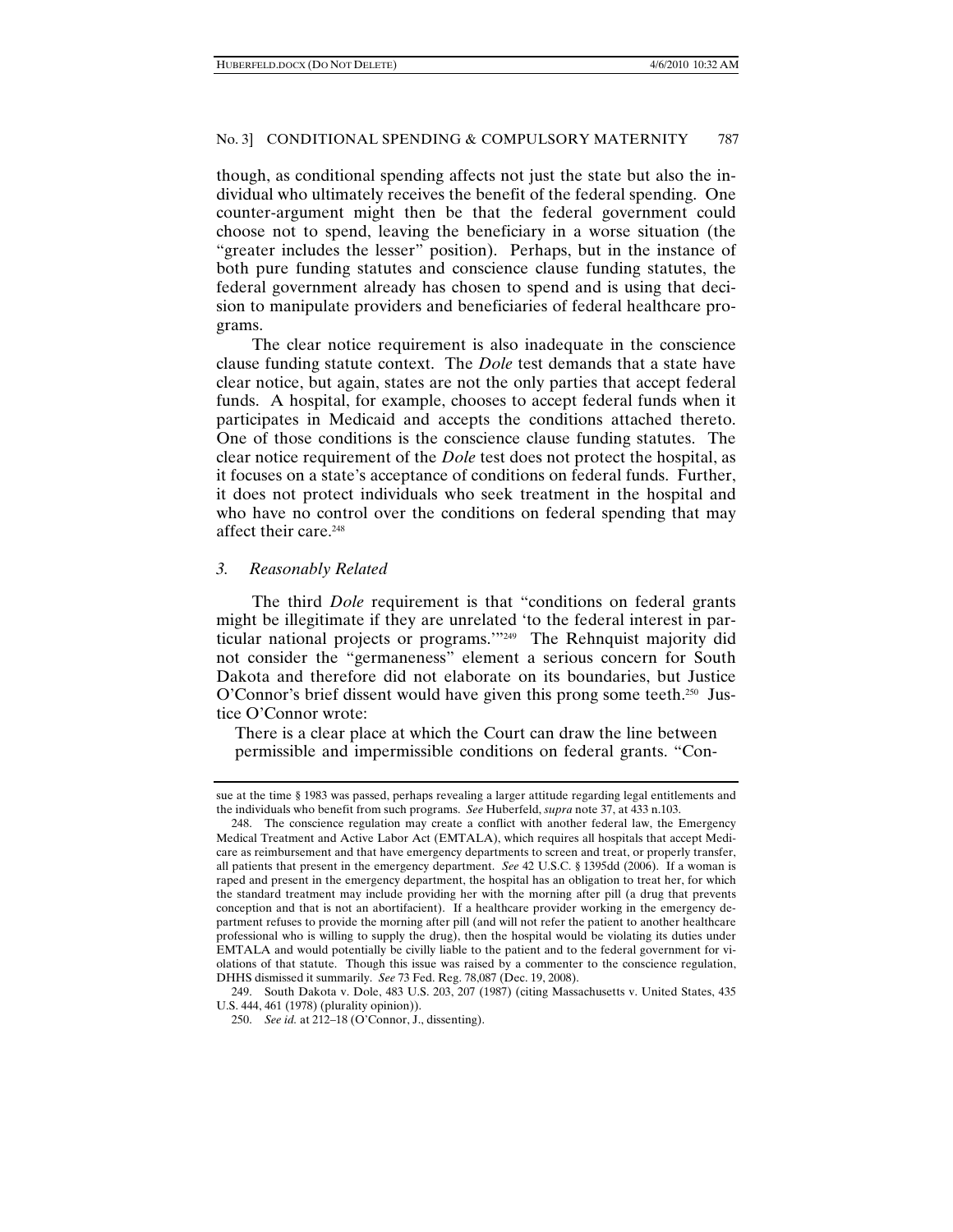though, as conditional spending affects not just the state but also the individual who ultimately receives the benefit of the federal spending. One counter-argument might then be that the federal government could choose not to spend, leaving the beneficiary in a worse situation (the "greater includes the lesser" position). Perhaps, but in the instance of both pure funding statutes and conscience clause funding statutes, the federal government already has chosen to spend and is using that decision to manipulate providers and beneficiaries of federal healthcare programs.

The clear notice requirement is also inadequate in the conscience clause funding statute context. The *Dole* test demands that a state have clear notice, but again, states are not the only parties that accept federal funds. A hospital, for example, chooses to accept federal funds when it participates in Medicaid and accepts the conditions attached thereto. One of those conditions is the conscience clause funding statutes. The clear notice requirement of the *Dole* test does not protect the hospital, as it focuses on a state's acceptance of conditions on federal funds. Further, it does not protect individuals who seek treatment in the hospital and who have no control over the conditions on federal spending that may affect their care.[248]

### *3. Reasonably Related*

The third *Dole* requirement is that "conditions on federal grants might be illegitimate if they are unrelated 'to the federal interest in particular national projects or programs.'"[249] The Rehnquist majority did not consider the "germaneness" element a serious concern for South Dakota and therefore did not elaborate on its boundaries, but Justice O'Connor's brief dissent would have given this prong some teeth.[250] Justice O'Connor wrote:

> There is a clear place at which the Court can draw the line between permissible and impermissible conditions on federal grants. "Con-

---

sue at the time § 1983 was passed, perhaps revealing a larger attitude regarding legal entitlements and the individuals who benefit from such programs. *See* Huberfeld, *supra* note 37, at 433 n.103.

248. The conscience regulation may create a conflict with another federal law, the Emergency Medical Treatment and Active Labor Act (EMTALA), which requires all hospitals that accept Medicare as reimbursement and that have emergency departments to screen and treat, or properly transfer, all patients that present in the emergency department. *See* 42 U.S.C. § 1395dd (2006). If a woman is raped and present in the emergency department, the hospital has an obligation to treat her, for which the standard treatment may include providing her with the morning after pill (a drug that prevents conception and that is not an abortifacient). If a healthcare provider working in the emergency department refuses to provide the morning after pill (and will not refer the patient to another healthcare professional who is willing to supply the drug), then the hospital would be violating its duties under EMTALA and would potentially be civilly liable to the patient and to the federal government for violations of that statute. Though this issue was raised by a commenter to the conscience regulation, DHHS dismissed it summarily. *See* 73 Fed. Reg. 78,087 (Dec. 19, 2008).

249. South Dakota v. Dole, 483 U.S. 203, 207 (1987) (citing Massachusetts v. United States, 435 U.S. 444, 461 (1978) (plurality opinion)).

250. *See id.* at 212–18 (O'Connor, J., dissenting).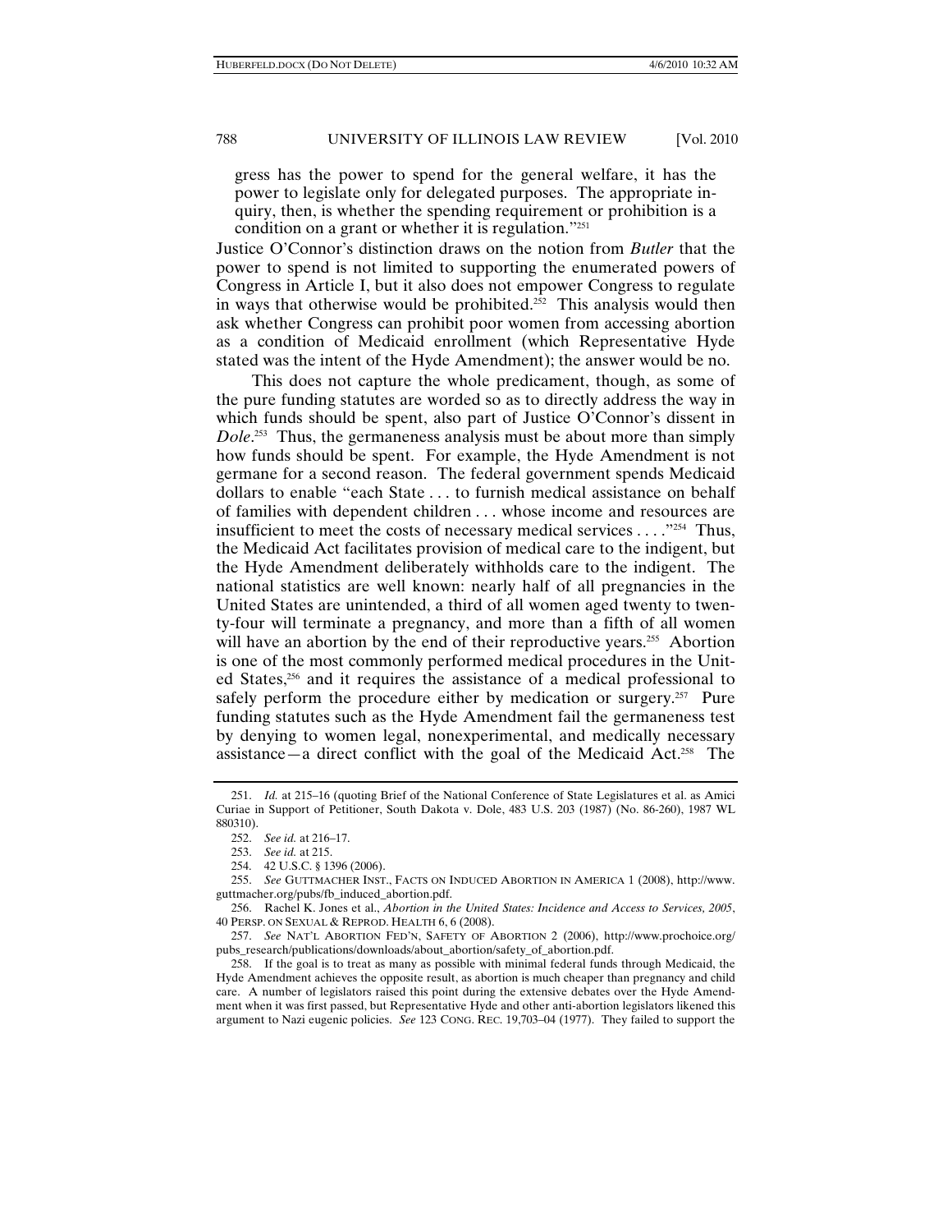gress has the power to spend for the general welfare, it has the power to legislate only for delegated purposes. The appropriate inquiry, then, is whether the spending requirement or prohibition is a condition on a grant or whether it is regulation."[251]

Justice O'Connor's distinction draws on the notion from *Butler* that the power to spend is not limited to supporting the enumerated powers of Congress in Article I, but it also does not empower Congress to regulate in ways that otherwise would be prohibited.[252] This analysis would then ask whether Congress can prohibit poor women from accessing abortion as a condition of Medicaid enrollment (which Representative Hyde stated was the intent of the Hyde Amendment); the answer would be no.

This does not capture the whole predicament, though, as some of the pure funding statutes are worded so as to directly address the way in which funds should be spent, also part of Justice O'Connor's dissent in *Dole*.[253] Thus, the germaneness analysis must be about more than simply how funds should be spent. For example, the Hyde Amendment is not germane for a second reason. The federal government spends Medicaid dollars to enable "each State . . . to furnish medical assistance on behalf of families with dependent children . . . whose income and resources are insufficient to meet the costs of necessary medical services . . . ."[254] Thus, the Medicaid Act facilitates provision of medical care to the indigent, but the Hyde Amendment deliberately withholds care to the indigent. The national statistics are well known: nearly half of all pregnancies in the United States are unintended, a third of all women aged twenty to twenty-four will terminate a pregnancy, and more than a fifth of all women will have an abortion by the end of their reproductive years.[255] Abortion is one of the most commonly performed medical procedures in the United States,[256] and it requires the assistance of a medical professional to safely perform the procedure either by medication or surgery.[257] Pure funding statutes such as the Hyde Amendment fail the germaneness test by denying to women legal, nonexperimental, and medically necessary assistance—a direct conflict with the goal of the Medicaid Act.[258] The

---

251. *Id.* at 215–16 (quoting Brief of the National Conference of State Legislatures et al. as Amici Curiae in Support of Petitioner, South Dakota v. Dole, 483 U.S. 203 (1987) (No. 86-260), 1987 WL 880310).

252. *See id.* at 216–17.

253. *See id.* at 215.

254. 42 U.S.C. § 1396 (2006).

255. *See* GUTTMACHER INST., FACTS ON INDUCED ABORTION IN AMERICA 1 (2008), http://www.guttmacher.org/pubs/fb_induced_abortion.pdf.

256. Rachel K. Jones et al., *Abortion in the United States: Incidence and Access to Services, 2005*, 40 PERSP. ON SEXUAL & REPROD. HEALTH 6, 6 (2008).

257. *See* NAT'L ABORTION FED'N, SAFETY OF ABORTION 2 (2006), http://www.prochoice.org/pubs_research/publications/downloads/about_abortion/safety_of_abortion.pdf.

258. If the goal is to treat as many as possible with minimal federal funds through Medicaid, the Hyde Amendment achieves the opposite result, as abortion is much cheaper than pregnancy and child care. A number of legislators raised this point during the extensive debates over the Hyde Amendment when it was first passed, but Representative Hyde and other anti-abortion legislators likened this argument to Nazi eugenic policies. *See* 123 CONG. REC. 19,703–04 (1977). They failed to support the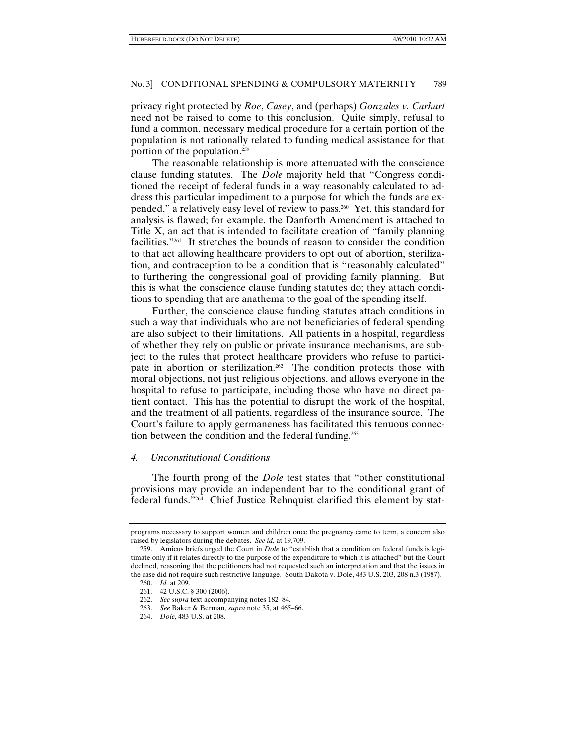privacy right protected by *Roe*, *Casey*, and (perhaps) *Gonzales v. Carhart* need not be raised to come to this conclusion. Quite simply, refusal to fund a common, necessary medical procedure for a certain portion of the population is not rationally related to funding medical assistance for that portion of the population.[259]

The reasonable relationship is more attenuated with the conscience clause funding statutes. The *Dole* majority held that "Congress conditioned the receipt of federal funds in a way reasonably calculated to address this particular impediment to a purpose for which the funds are expended," a relatively easy level of review to pass.[260] Yet, this standard for analysis is flawed; for example, the Danforth Amendment is attached to Title X, an act that is intended to facilitate creation of "family planning facilities."[261] It stretches the bounds of reason to consider the condition to that act allowing healthcare providers to opt out of abortion, sterilization, and contraception to be a condition that is "reasonably calculated" to furthering the congressional goal of providing family planning. But this is what the conscience clause funding statutes do; they attach conditions to spending that are anathema to the goal of the spending itself.

Further, the conscience clause funding statutes attach conditions in such a way that individuals who are not beneficiaries of federal spending are also subject to their limitations. All patients in a hospital, regardless of whether they rely on public or private insurance mechanisms, are subject to the rules that protect healthcare providers who refuse to participate in abortion or sterilization.[262] The condition protects those with moral objections, not just religious objections, and allows everyone in the hospital to refuse to participate, including those who have no direct patient contact. This has the potential to disrupt the work of the hospital, and the treatment of all patients, regardless of the insurance source. The Court's failure to apply germaneness has facilitated this tenuous connection between the condition and the federal funding.[263]

### *4. Unconstitutional Conditions*

The fourth prong of the *Dole* test states that "other constitutional provisions may provide an independent bar to the conditional grant of federal funds."[264] Chief Justice Rehnquist clarified this element by stat-

---

programs necessary to support women and children once the pregnancy came to term, a concern also raised by legislators during the debates. *See id.* at 19,709.

259. Amicus briefs urged the Court in *Dole* to "establish that a condition on federal funds is legitimate only if it relates directly to the purpose of the expenditure to which it is attached" but the Court declined, reasoning that the petitioners had not requested such an interpretation and that the issues in the case did not require such restrictive language. South Dakota v. Dole, 483 U.S. 203, 208 n.3 (1987).

260. *Id.* at 209.

261. 42 U.S.C. § 300 (2006).

262. *See supra* text accompanying notes 182–84.

263. *See* Baker & Berman, *supra* note 35, at 465–66.

264. *Dole*, 483 U.S. at 208.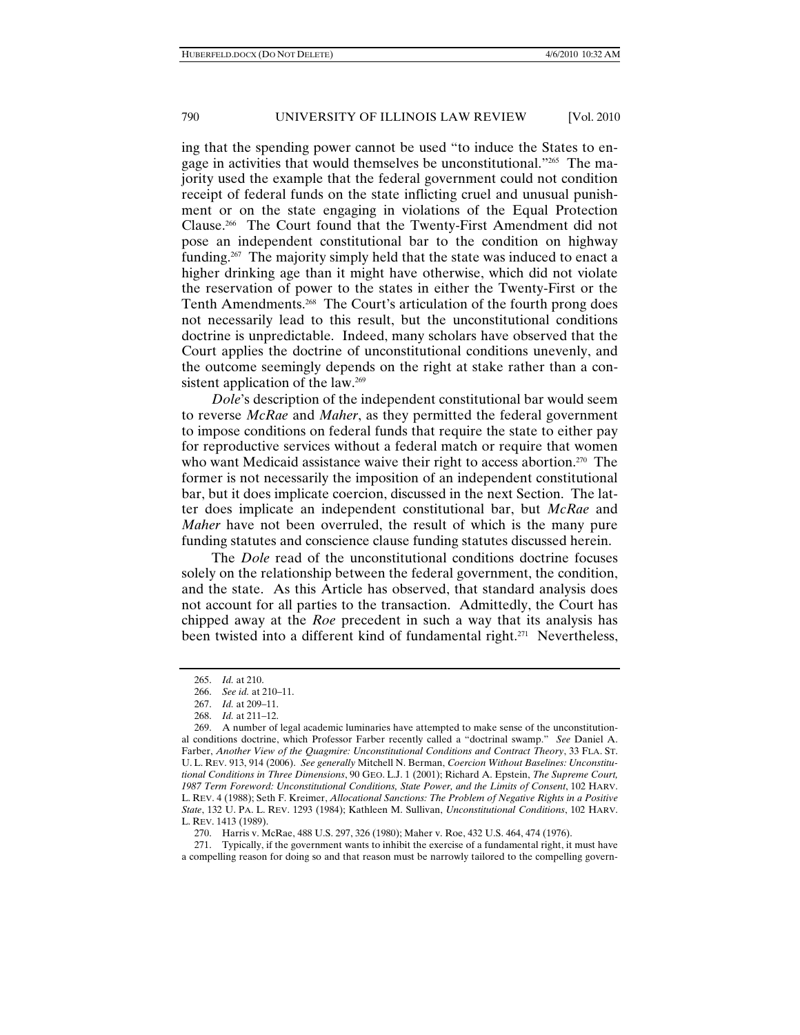ing that the spending power cannot be used "to induce the States to engage in activities that would themselves be unconstitutional."[265] The majority used the example that the federal government could not condition receipt of federal funds on the state inflicting cruel and unusual punishment or on the state engaging in violations of the Equal Protection Clause.[266] The Court found that the Twenty-First Amendment did not pose an independent constitutional bar to the condition on highway funding.[267] The majority simply held that the state was induced to enact a higher drinking age than it might have otherwise, which did not violate the reservation of power to the states in either the Twenty-First or the Tenth Amendments.[268] The Court's articulation of the fourth prong does not necessarily lead to this result, but the unconstitutional conditions doctrine is unpredictable. Indeed, many scholars have observed that the Court applies the doctrine of unconstitutional conditions unevenly, and the outcome seemingly depends on the right at stake rather than a consistent application of the law.[269]

*Dole*'s description of the independent constitutional bar would seem to reverse *McRae* and *Maher*, as they permitted the federal government to impose conditions on federal funds that require the state to either pay for reproductive services without a federal match or require that women who want Medicaid assistance waive their right to access abortion.[270] The former is not necessarily the imposition of an independent constitutional bar, but it does implicate coercion, discussed in the next Section. The latter does implicate an independent constitutional bar, but *McRae* and *Maher* have not been overruled, the result of which is the many pure funding statutes and conscience clause funding statutes discussed herein.

The *Dole* read of the unconstitutional conditions doctrine focuses solely on the relationship between the federal government, the condition, and the state. As this Article has observed, that standard analysis does not account for all parties to the transaction. Admittedly, the Court has chipped away at the *Roe* precedent in such a way that its analysis has been twisted into a different kind of fundamental right.[271] Nevertheless,

---

265. *Id.* at 210.

266. *See id.* at 210–11.

267. *Id.* at 209–11.

268. *Id.* at 211–12.

269. A number of legal academic luminaries have attempted to make sense of the unconstitutional conditions doctrine, which Professor Farber recently called a "doctrinal swamp." *See* Daniel A. Farber, *Another View of the Quagmire: Unconstitutional Conditions and Contract Theory*, 33 FLA. ST. U. L. REV. 913, 914 (2006). *See generally* Mitchell N. Berman, *Coercion Without Baselines: Unconstitutional Conditions in Three Dimensions*, 90 GEO. L.J. 1 (2001); Richard A. Epstein, *The Supreme Court, 1987 Term Foreword: Unconstitutional Conditions, State Power, and the Limits of Consent*, 102 HARV. L. REV. 4 (1988); Seth F. Kreimer, *Allocational Sanctions: The Problem of Negative Rights in a Positive State*, 132 U. PA. L. REV. 1293 (1984); Kathleen M. Sullivan, *Unconstitutional Conditions*, 102 HARV. L. REV. 1413 (1989).

270. Harris v. McRae, 488 U.S. 297, 326 (1980); Maher v. Roe, 432 U.S. 464, 474 (1976).

271. Typically, if the government wants to inhibit the exercise of a fundamental right, it must have a compelling reason for doing so and that reason must be narrowly tailored to the compelling govern-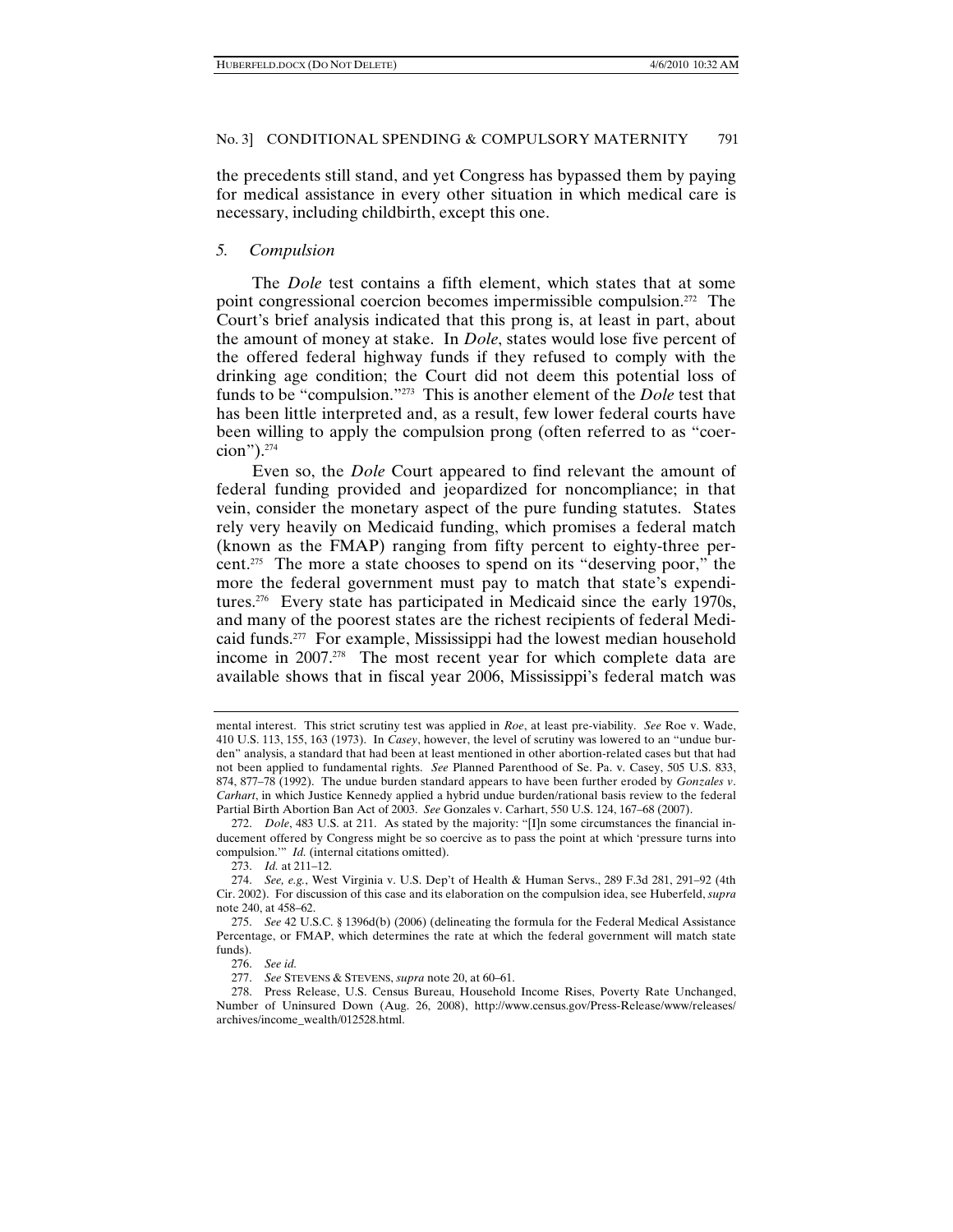the precedents still stand, and yet Congress has bypassed them by paying for medical assistance in every other situation in which medical care is necessary, including childbirth, except this one.

### *5. Compulsion*

The *Dole* test contains a fifth element, which states that at some point congressional coercion becomes impermissible compulsion.[272] The Court's brief analysis indicated that this prong is, at least in part, about the amount of money at stake. In *Dole*, states would lose five percent of the offered federal highway funds if they refused to comply with the drinking age condition; the Court did not deem this potential loss of funds to be "compulsion."[273] This is another element of the *Dole* test that has been little interpreted and, as a result, few lower federal courts have been willing to apply the compulsion prong (often referred to as "coercion").[274]

Even so, the *Dole* Court appeared to find relevant the amount of federal funding provided and jeopardized for noncompliance; in that vein, consider the monetary aspect of the pure funding statutes. States rely very heavily on Medicaid funding, which promises a federal match (known as the FMAP) ranging from fifty percent to eighty-three percent.[275] The more a state chooses to spend on its "deserving poor," the more the federal government must pay to match that state's expenditures.[276] Every state has participated in Medicaid since the early 1970s, and many of the poorest states are the richest recipients of federal Medicaid funds.[277] For example, Mississippi had the lowest median household income in 2007.[278] The most recent year for which complete data are available shows that in fiscal year 2006, Mississippi's federal match was

---

mental interest. This strict scrutiny test was applied in *Roe*, at least pre-viability. *See* Roe v. Wade, 410 U.S. 113, 155, 163 (1973). In *Casey*, however, the level of scrutiny was lowered to an "undue burden" analysis, a standard that had been at least mentioned in other abortion-related cases but that had not been applied to fundamental rights. *See* Planned Parenthood of Se. Pa. v. Casey, 505 U.S. 833, 874, 877–78 (1992). The undue burden standard appears to have been further eroded by *Gonzales v. Carhart*, in which Justice Kennedy applied a hybrid undue burden/rational basis review to the federal Partial Birth Abortion Ban Act of 2003. *See* Gonzales v. Carhart, 550 U.S. 124, 167–68 (2007).

272. *Dole*, 483 U.S. at 211. As stated by the majority: "[I]n some circumstances the financial inducement offered by Congress might be so coercive as to pass the point at which 'pressure turns into compulsion.'" *Id.* (internal citations omitted).

273. *Id.* at 211–12.

274. *See, e.g.*, West Virginia v. U.S. Dep't of Health & Human Servs., 289 F.3d 281, 291–92 (4th Cir. 2002). For discussion of this case and its elaboration on the compulsion idea, see Huberfeld, *supra* note 240, at 458–62.

275. *See* 42 U.S.C. § 1396d(b) (2006) (delineating the formula for the Federal Medical Assistance Percentage, or FMAP, which determines the rate at which the federal government will match state funds).

276. *See id.*

277. *See* STEVENS & STEVENS, *supra* note 20, at 60–61.

278. Press Release, U.S. Census Bureau, Household Income Rises, Poverty Rate Unchanged, Number of Uninsured Down (Aug. 26, 2008), http://www.census.gov/Press-Release/www/releases/archives/income_wealth/012528.html.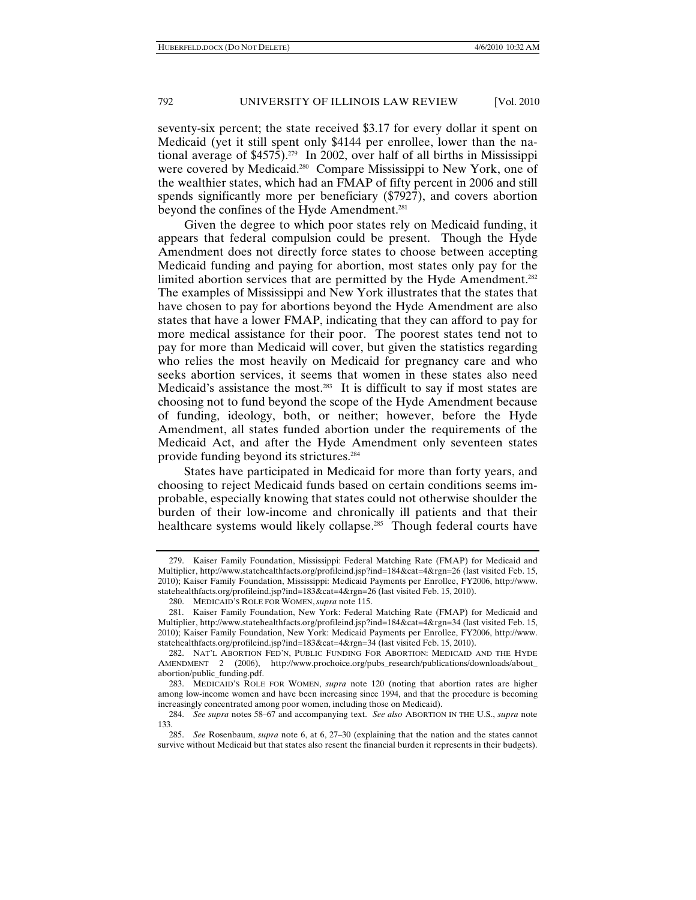seventy-six percent; the state received $3.17 for every dollar it spent on Medicaid (yet it still spent only $4144 per enrollee, lower than the national average of $4575).[279] In 2002, over half of all births in Mississippi were covered by Medicaid.[280] Compare Mississippi to New York, one of the wealthier states, which had an FMAP of fifty percent in 2006 and still spends significantly more per beneficiary ($7927), and covers abortion beyond the confines of the Hyde Amendment.[281]

Given the degree to which poor states rely on Medicaid funding, it appears that federal compulsion could be present. Though the Hyde Amendment does not directly force states to choose between accepting Medicaid funding and paying for abortion, most states only pay for the limited abortion services that are permitted by the Hyde Amendment.[282] The examples of Mississippi and New York illustrates that the states that have chosen to pay for abortions beyond the Hyde Amendment are also states that have a lower FMAP, indicating that they can afford to pay for more medical assistance for their poor. The poorest states tend not to pay for more than Medicaid will cover, but given the statistics regarding who relies the most heavily on Medicaid for pregnancy care and who seeks abortion services, it seems that women in these states also need Medicaid's assistance the most.[283] It is difficult to say if most states are choosing not to fund beyond the scope of the Hyde Amendment because of funding, ideology, both, or neither; however, before the Hyde Amendment, all states funded abortion under the requirements of the Medicaid Act, and after the Hyde Amendment only seventeen states provide funding beyond its strictures.[284]

States have participated in Medicaid for more than forty years, and choosing to reject Medicaid funds based on certain conditions seems improbable, especially knowing that states could not otherwise shoulder the burden of their low-income and chronically ill patients and that their healthcare systems would likely collapse.[285] Though federal courts have

---

279. Kaiser Family Foundation, Mississippi: Federal Matching Rate (FMAP) for Medicaid and Multiplier, http://www.statehealthfacts.org/profileind.jsp?ind=184&cat=4&rgn=26 (last visited Feb. 15, 2010); Kaiser Family Foundation, Mississippi: Medicaid Payments per Enrollee, FY2006, http://www.statehealthfacts.org/profileind.jsp?ind=183&cat=4&rgn=26 (last visited Feb. 15, 2010).

280. MEDICAID'S ROLE FOR WOMEN, *supra* note 115.

281. Kaiser Family Foundation, New York: Federal Matching Rate (FMAP) for Medicaid and Multiplier, http://www.statehealthfacts.org/profileind.jsp?ind=184&cat=4&rgn=34 (last visited Feb. 15, 2010); Kaiser Family Foundation, New York: Medicaid Payments per Enrollee, FY2006, http://www.statehealthfacts.org/profileind.jsp?ind=183&cat=4&rgn=34 (last visited Feb. 15, 2010).

282. NAT'L ABORTION FED'N, PUBLIC FUNDING FOR ABORTION: MEDICAID AND THE HYDE AMENDMENT 2 (2006), http://www.prochoice.org/pubs_research/publications/downloads/about_abortion/public_funding.pdf.

283. MEDICAID'S ROLE FOR WOMEN, *supra* note 120 (noting that abortion rates are higher among low-income women and have been increasing since 1994, and that the procedure is becoming increasingly concentrated among poor women, including those on Medicaid).

284. *See supra* notes 58–67 and accompanying text. *See also* ABORTION IN THE U.S., *supra* note 133.

285. *See* Rosenbaum, *supra* note 6, at 6, 27–30 (explaining that the nation and the states cannot survive without Medicaid but that states also resent the financial burden it represents in their budgets).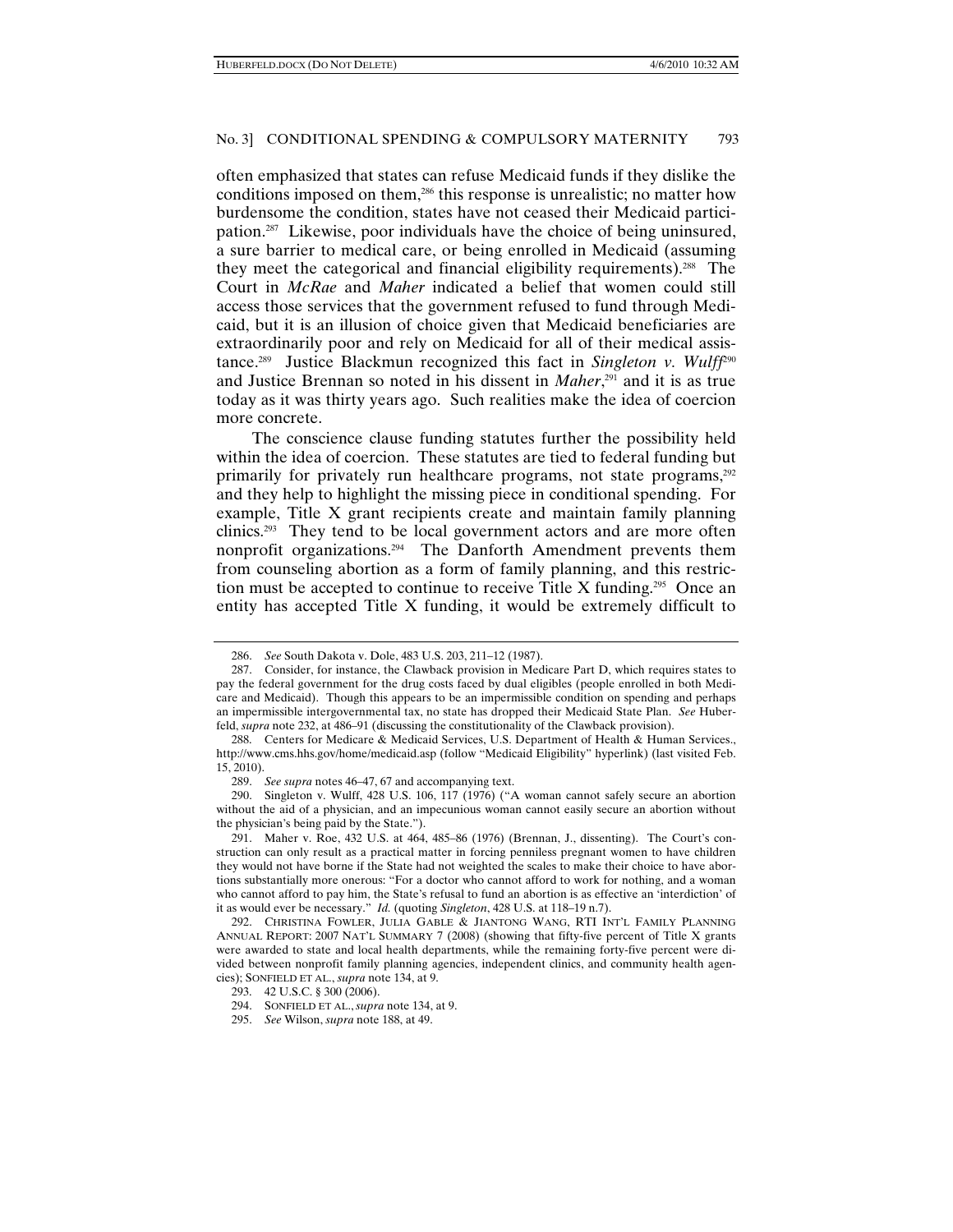often emphasized that states can refuse Medicaid funds if they dislike the conditions imposed on them,[286] this response is unrealistic; no matter how burdensome the condition, states have not ceased their Medicaid participation.[287] Likewise, poor individuals have the choice of being uninsured, a sure barrier to medical care, or being enrolled in Medicaid (assuming they meet the categorical and financial eligibility requirements).[288] The Court in *McRae* and *Maher* indicated a belief that women could still access those services that the government refused to fund through Medicaid, but it is an illusion of choice given that Medicaid beneficiaries are extraordinarily poor and rely on Medicaid for all of their medical assistance.[289] Justice Blackmun recognized this fact in *Singleton v. Wulff*[290] and Justice Brennan so noted in his dissent in *Maher*,[291] and it is as true today as it was thirty years ago. Such realities make the idea of coercion more concrete.

The conscience clause funding statutes further the possibility held within the idea of coercion. These statutes are tied to federal funding but primarily for privately run healthcare programs, not state programs,[292] and they help to highlight the missing piece in conditional spending. For example, Title X grant recipients create and maintain family planning clinics.[293] They tend to be local government actors and are more often nonprofit organizations.[294] The Danforth Amendment prevents them from counseling abortion as a form of family planning, and this restriction must be accepted to continue to receive Title X funding.[295] Once an entity has accepted Title X funding, it would be extremely difficult to

---

286. *See* South Dakota v. Dole, 483 U.S. 203, 211–12 (1987).

287. Consider, for instance, the Clawback provision in Medicare Part D, which requires states to pay the federal government for the drug costs faced by dual eligibles (people enrolled in both Medicare and Medicaid). Though this appears to be an impermissible condition on spending and perhaps an impermissible intergovernmental tax, no state has dropped their Medicaid State Plan. *See* Huberfeld, *supra* note 232, at 486–91 (discussing the constitutionality of the Clawback provision).

288. Centers for Medicare & Medicaid Services, U.S. Department of Health & Human Services., http://www.cms.hhs.gov/home/medicaid.asp (follow "Medicaid Eligibility" hyperlink) (last visited Feb. 15, 2010).

289. *See supra* notes 46–47, 67 and accompanying text.

290. Singleton v. Wulff, 428 U.S. 106, 117 (1976) ("A woman cannot safely secure an abortion without the aid of a physician, and an impecunious woman cannot easily secure an abortion without the physician's being paid by the State.").

291. Maher v. Roe, 432 U.S. at 464, 485–86 (1976) (Brennan, J., dissenting). The Court's construction can only result as a practical matter in forcing penniless pregnant women to have children they would not have borne if the State had not weighted the scales to make their choice to have abortions substantially more onerous: "For a doctor who cannot afford to work for nothing, and a woman who cannot afford to pay him, the State's refusal to fund an abortion is as effective an 'interdiction' of it as would ever be necessary." *Id.* (quoting *Singleton*, 428 U.S. at 118–19 n.7).

292. CHRISTINA FOWLER, JULIA GABLE & JIANTONG WANG, RTI INT'L FAMILY PLANNING ANNUAL REPORT: 2007 NAT'L SUMMARY 7 (2008) (showing that fifty-five percent of Title X grants were awarded to state and local health departments, while the remaining forty-five percent were divided between nonprofit family planning agencies, independent clinics, and community health agencies); SONFIELD ET AL., *supra* note 134, at 9.

293. 42 U.S.C. § 300 (2006).

294. SONFIELD ET AL., *supra* note 134, at 9.

295. *See* Wilson, *supra* note 188, at 49.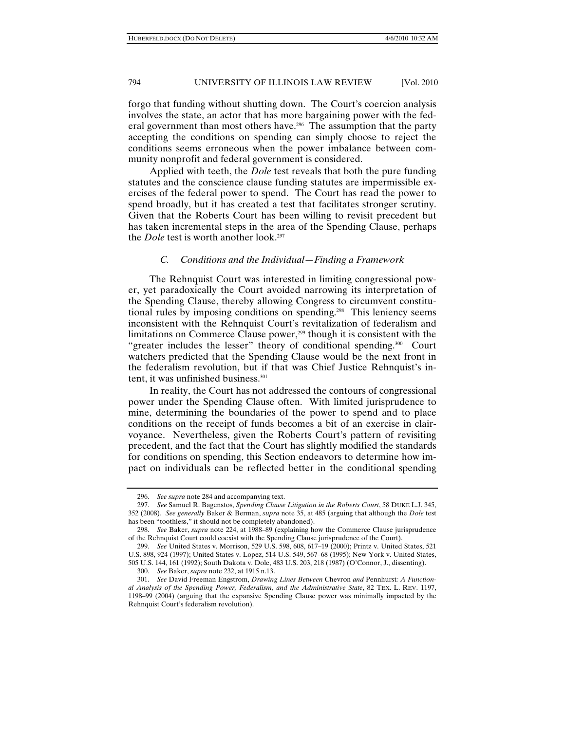forgo that funding without shutting down. The Court's coercion analysis involves the state, an actor that has more bargaining power with the federal government than most others have.[296] The assumption that the party accepting the conditions on spending can simply choose to reject the conditions seems erroneous when the power imbalance between community nonprofit and federal government is considered.

Applied with teeth, the *Dole* test reveals that both the pure funding statutes and the conscience clause funding statutes are impermissible exercises of the federal power to spend. The Court has read the power to spend broadly, but it has created a test that facilitates stronger scrutiny. Given that the Roberts Court has been willing to revisit precedent but has taken incremental steps in the area of the Spending Clause, perhaps the *Dole* test is worth another look.[297]

### *C. Conditions and the Individual—Finding a Framework*

The Rehnquist Court was interested in limiting congressional power, yet paradoxically the Court avoided narrowing its interpretation of the Spending Clause, thereby allowing Congress to circumvent constitutional rules by imposing conditions on spending.[298] This leniency seems inconsistent with the Rehnquist Court's revitalization of federalism and limitations on Commerce Clause power,[299] though it is consistent with the "greater includes the lesser" theory of conditional spending.[300] Court watchers predicted that the Spending Clause would be the next front in the federalism revolution, but if that was Chief Justice Rehnquist's intent, it was unfinished business.[301]

In reality, the Court has not addressed the contours of congressional power under the Spending Clause often. With limited jurisprudence to mine, determining the boundaries of the power to spend and to place conditions on the receipt of funds becomes a bit of an exercise in clairvoyance. Nevertheless, given the Roberts Court's pattern of revisiting precedent, and the fact that the Court has slightly modified the standards for conditions on spending, this Section endeavors to determine how impact on individuals can be reflected better in the conditional spending

---

296. *See supra* note 284 and accompanying text.

297. *See* Samuel R. Bagenstos, *Spending Clause Litigation in the Roberts Court*, 58 DUKE L.J. 345, 352 (2008). *See generally* Baker & Berman, *supra* note 35, at 485 (arguing that although the *Dole* test has been "toothless," it should not be completely abandoned).

298. *See* Baker, *supra* note 224, at 1988–89 (explaining how the Commerce Clause jurisprudence of the Rehnquist Court could coexist with the Spending Clause jurisprudence of the Court).

299. *See* United States v. Morrison, 529 U.S. 598, 608, 617–19 (2000); Printz v. United States, 521 U.S. 898, 924 (1997); United States v. Lopez, 514 U.S. 549, 567–68 (1995); New York v. United States, 505 U.S. 144, 161 (1992); South Dakota v. Dole, 483 U.S. 203, 218 (1987) (O'Connor, J., dissenting).

300. *See* Baker, *supra* note 232, at 1915 n.13.

301. *See* David Freeman Engstrom, *Drawing Lines Between* Chevron *and* Pennhurst*: A Functional Analysis of the Spending Power, Federalism, and the Administrative State*, 82 TEX. L. REV. 1197, 1198–99 (2004) (arguing that the expansive Spending Clause power was minimally impacted by the Rehnquist Court's federalism revolution).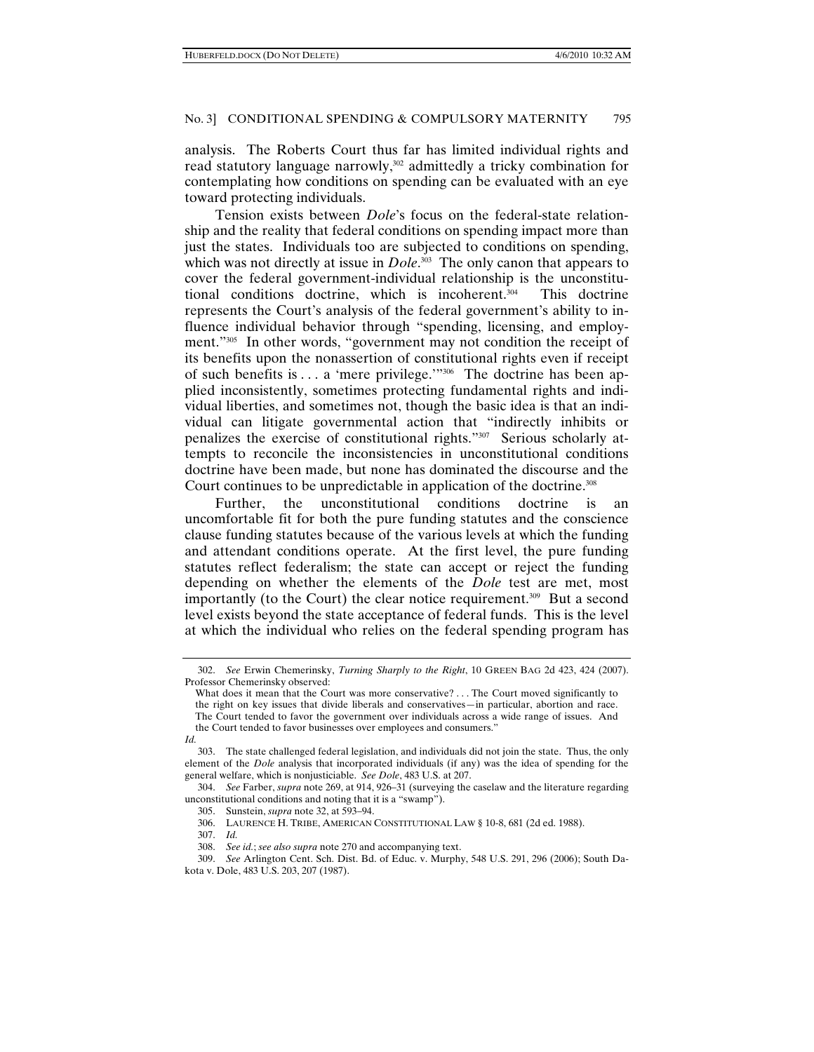analysis. The Roberts Court thus far has limited individual rights and read statutory language narrowly,[302] admittedly a tricky combination for contemplating how conditions on spending can be evaluated with an eye toward protecting individuals.

Tension exists between *Dole*'s focus on the federal-state relationship and the reality that federal conditions on spending impact more than just the states. Individuals too are subjected to conditions on spending, which was not directly at issue in *Dole*.[303] The only canon that appears to cover the federal government-individual relationship is the unconstitutional conditions doctrine, which is incoherent.[304] This doctrine represents the Court's analysis of the federal government's ability to influence individual behavior through "spending, licensing, and employment."[305] In other words, "government may not condition the receipt of its benefits upon the nonassertion of constitutional rights even if receipt of such benefits is . . . a 'mere privilege.'"[306] The doctrine has been applied inconsistently, sometimes protecting fundamental rights and individual liberties, and sometimes not, though the basic idea is that an individual can litigate governmental action that "indirectly inhibits or penalizes the exercise of constitutional rights."[307] Serious scholarly attempts to reconcile the inconsistencies in unconstitutional conditions doctrine have been made, but none has dominated the discourse and the Court continues to be unpredictable in application of the doctrine.[308]

Further, the unconstitutional conditions doctrine is an uncomfortable fit for both the pure funding statutes and the conscience clause funding statutes because of the various levels at which the funding and attendant conditions operate. At the first level, the pure funding statutes reflect federalism; the state can accept or reject the funding depending on whether the elements of the *Dole* test are met, most importantly (to the Court) the clear notice requirement.[309] But a second level exists beyond the state acceptance of federal funds. This is the level at which the individual who relies on the federal spending program has

---

302. *See* Erwin Chemerinsky, *Turning Sharply to the Right*, 10 GREEN BAG 2d 423, 424 (2007). Professor Chemerinsky observed:

> What does it mean that the Court was more conservative? . . . The Court moved significantly to the right on key issues that divide liberals and conservatives—in particular, abortion and race. The Court tended to favor the government over individuals across a wide range of issues. And the Court tended to favor businesses over employees and consumers."

*Id.*

303. The state challenged federal legislation, and individuals did not join the state. Thus, the only element of the *Dole* analysis that incorporated individuals (if any) was the idea of spending for the general welfare, which is nonjusticiable. *See Dole*, 483 U.S. at 207.

304. *See* Farber, *supra* note 269, at 914, 926–31 (surveying the caselaw and the literature regarding unconstitutional conditions and noting that it is a "swamp").

305. Sunstein, *supra* note 32, at 593–94.

306. LAURENCE H. TRIBE, AMERICAN CONSTITUTIONAL LAW § 10-8, 681 (2d ed. 1988).

307. *Id.*

308. *See id.*; *see also supra* note 270 and accompanying text.

309. *See* Arlington Cent. Sch. Dist. Bd. of Educ. v. Murphy, 548 U.S. 291, 296 (2006); South Dakota v. Dole, 483 U.S. 203, 207 (1987).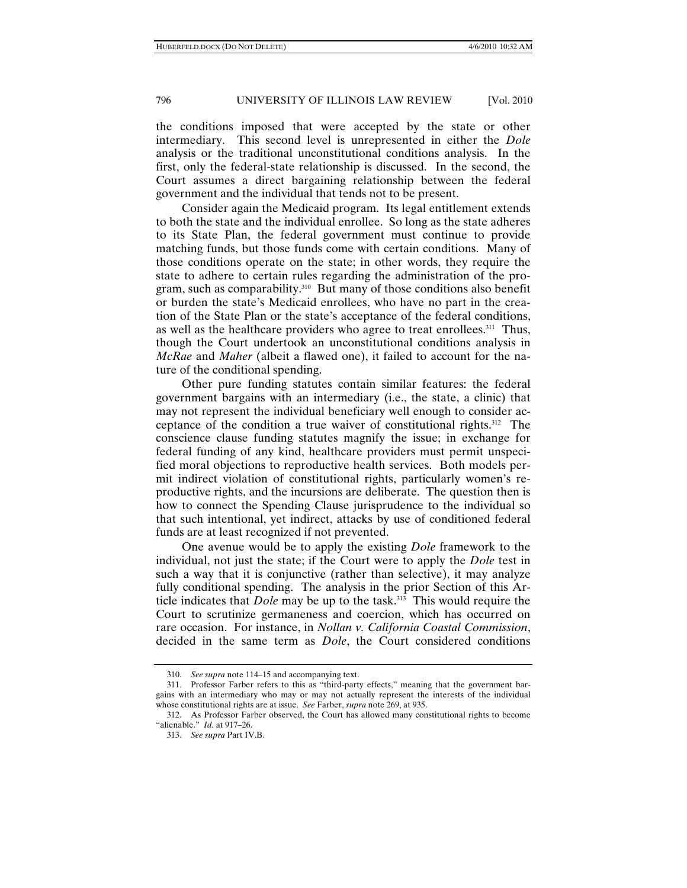the conditions imposed that were accepted by the state or other intermediary. This second level is unrepresented in either the *Dole* analysis or the traditional unconstitutional conditions analysis. In the first, only the federal-state relationship is discussed. In the second, the Court assumes a direct bargaining relationship between the federal government and the individual that tends not to be present.

Consider again the Medicaid program. Its legal entitlement extends to both the state and the individual enrollee. So long as the state adheres to its State Plan, the federal government must continue to provide matching funds, but those funds come with certain conditions. Many of those conditions operate on the state; in other words, they require the state to adhere to certain rules regarding the administration of the program, such as comparability.[310] But many of those conditions also benefit or burden the state's Medicaid enrollees, who have no part in the creation of the State Plan or the state's acceptance of the federal conditions, as well as the healthcare providers who agree to treat enrollees.[311] Thus, though the Court undertook an unconstitutional conditions analysis in *McRae* and *Maher* (albeit a flawed one), it failed to account for the nature of the conditional spending.

Other pure funding statutes contain similar features: the federal government bargains with an intermediary (i.e., the state, a clinic) that may not represent the individual beneficiary well enough to consider acceptance of the condition a true waiver of constitutional rights.[312] The conscience clause funding statutes magnify the issue; in exchange for federal funding of any kind, healthcare providers must permit unspecified moral objections to reproductive health services. Both models permit indirect violation of constitutional rights, particularly women's reproductive rights, and the incursions are deliberate. The question then is how to connect the Spending Clause jurisprudence to the individual so that such intentional, yet indirect, attacks by use of conditioned federal funds are at least recognized if not prevented.

One avenue would be to apply the existing *Dole* framework to the individual, not just the state; if the Court were to apply the *Dole* test in such a way that it is conjunctive (rather than selective), it may analyze fully conditional spending. The analysis in the prior Section of this Article indicates that *Dole* may be up to the task.[313] This would require the Court to scrutinize germaneness and coercion, which has occurred on rare occasion. For instance, in *Nollan v. California Coastal Commission*, decided in the same term as *Dole*, the Court considered conditions

---

310. *See supra* note 114–15 and accompanying text.

311. Professor Farber refers to this as "third-party effects," meaning that the government bargains with an intermediary who may or may not actually represent the interests of the individual whose constitutional rights are at issue. *See* Farber, *supra* note 269, at 935.

312. As Professor Farber observed, the Court has allowed many constitutional rights to become "alienable." *Id.* at 917–26.

313. *See supra* Part IV.B.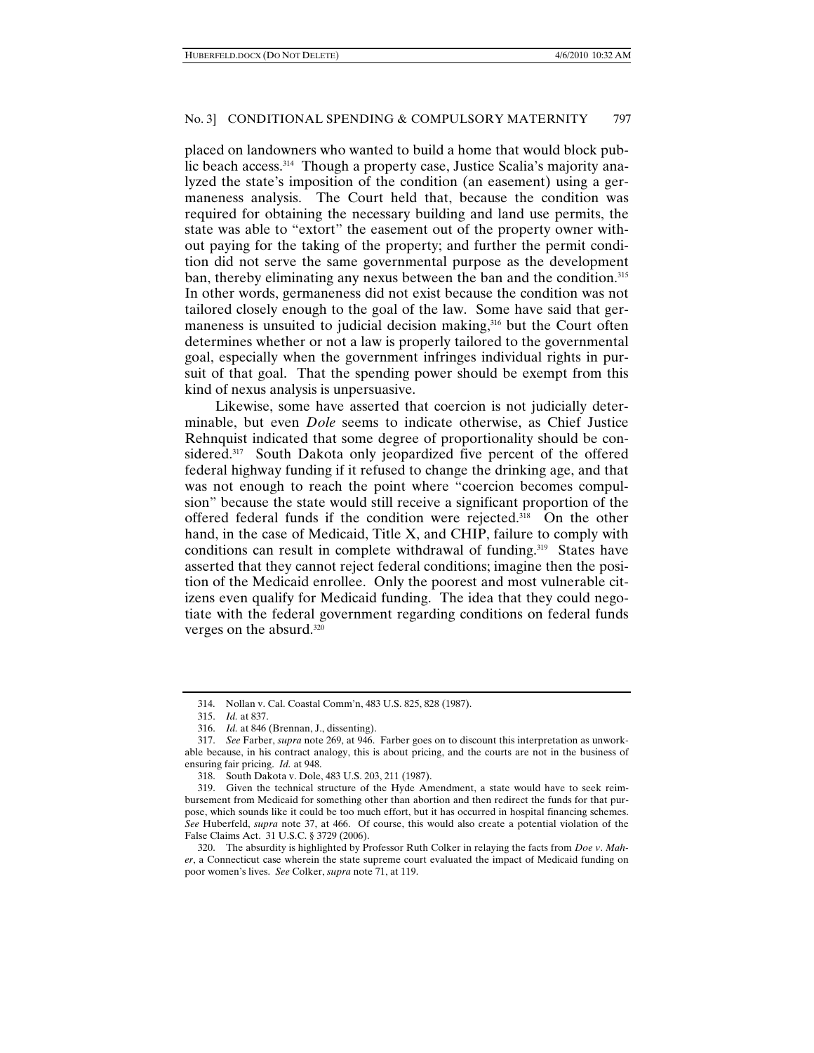placed on landowners who wanted to build a home that would block public beach access.[314] Though a property case, Justice Scalia's majority analyzed the state's imposition of the condition (an easement) using a germaneness analysis. The Court held that, because the condition was required for obtaining the necessary building and land use permits, the state was able to "extort" the easement out of the property owner without paying for the taking of the property; and further the permit condition did not serve the same governmental purpose as the development ban, thereby eliminating any nexus between the ban and the condition.[315] In other words, germaneness did not exist because the condition was not tailored closely enough to the goal of the law. Some have said that germaneness is unsuited to judicial decision making,[316] but the Court often determines whether or not a law is properly tailored to the governmental goal, especially when the government infringes individual rights in pursuit of that goal. That the spending power should be exempt from this kind of nexus analysis is unpersuasive.

Likewise, some have asserted that coercion is not judicially determinable, but even *Dole* seems to indicate otherwise, as Chief Justice Rehnquist indicated that some degree of proportionality should be considered.[317] South Dakota only jeopardized five percent of the offered federal highway funding if it refused to change the drinking age, and that was not enough to reach the point where "coercion becomes compulsion" because the state would still receive a significant proportion of the offered federal funds if the condition were rejected.[318] On the other hand, in the case of Medicaid, Title X, and CHIP, failure to comply with conditions can result in complete withdrawal of funding.[319] States have asserted that they cannot reject federal conditions; imagine then the position of the Medicaid enrollee. Only the poorest and most vulnerable citizens even qualify for Medicaid funding. The idea that they could negotiate with the federal government regarding conditions on federal funds verges on the absurd.[320]

---

314. Nollan v. Cal. Coastal Comm'n, 483 U.S. 825, 828 (1987).

315. *Id.* at 837.

316. *Id.* at 846 (Brennan, J., dissenting).

317. *See* Farber, *supra* note 269, at 946. Farber goes on to discount this interpretation as unworkable because, in his contract analogy, this is about pricing, and the courts are not in the business of ensuring fair pricing. *Id.* at 948.

318. South Dakota v. Dole, 483 U.S. 203, 211 (1987).

319. Given the technical structure of the Hyde Amendment, a state would have to seek reimbursement from Medicaid for something other than abortion and then redirect the funds for that purpose, which sounds like it could be too much effort, but it has occurred in hospital financing schemes. *See* Huberfeld, *supra* note 37, at 466. Of course, this would also create a potential violation of the False Claims Act. 31 U.S.C. § 3729 (2006).

320. The absurdity is highlighted by Professor Ruth Colker in relaying the facts from *Doe v. Maher*, a Connecticut case wherein the state supreme court evaluated the impact of Medicaid funding on poor women's lives. *See* Colker, *supra* note 71, at 119.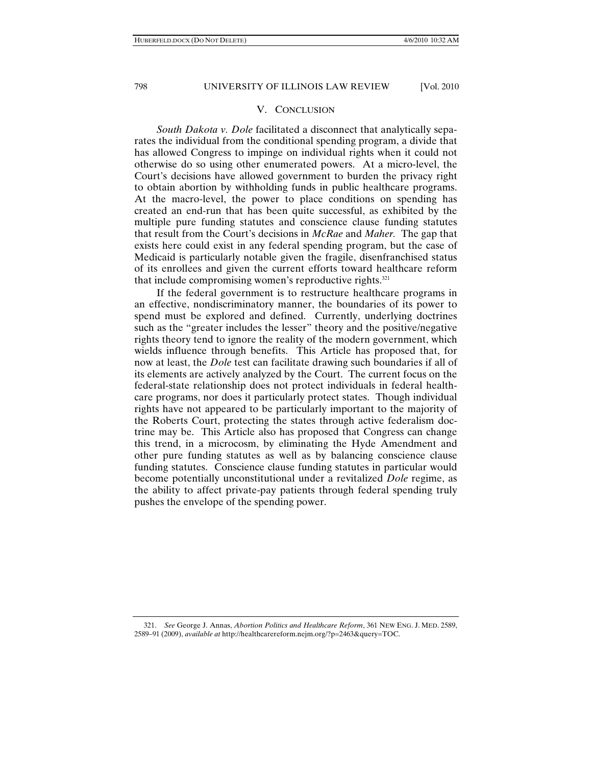## V. CONCLUSION

*South Dakota v. Dole* facilitated a disconnect that analytically separates the individual from the conditional spending program, a divide that has allowed Congress to impinge on individual rights when it could not otherwise do so using other enumerated powers. At a micro-level, the Court's decisions have allowed government to burden the privacy right to obtain abortion by withholding funds in public healthcare programs. At the macro-level, the power to place conditions on spending has created an end-run that has been quite successful, as exhibited by the multiple pure funding statutes and conscience clause funding statutes that result from the Court's decisions in *McRae* and *Maher*. The gap that exists here could exist in any federal spending program, but the case of Medicaid is particularly notable given the fragile, disenfranchised status of its enrollees and given the current efforts toward healthcare reform that include compromising women's reproductive rights.[321]

If the federal government is to restructure healthcare programs in an effective, nondiscriminatory manner, the boundaries of its power to spend must be explored and defined. Currently, underlying doctrines such as the "greater includes the lesser" theory and the positive/negative rights theory tend to ignore the reality of the modern government, which wields influence through benefits. This Article has proposed that, for now at least, the *Dole* test can facilitate drawing such boundaries if all of its elements are actively analyzed by the Court. The current focus on the federal-state relationship does not protect individuals in federal healthcare programs, nor does it particularly protect states. Though individual rights have not appeared to be particularly important to the majority of the Roberts Court, protecting the states through active federalism doctrine may be. This Article also has proposed that Congress can change this trend, in a microcosm, by eliminating the Hyde Amendment and other pure funding statutes as well as by balancing conscience clause funding statutes. Conscience clause funding statutes in particular would become potentially unconstitutional under a revitalized *Dole* regime, as the ability to affect private-pay patients through federal spending truly pushes the envelope of the spending power.

321. *See* George J. Annas, *Abortion Politics and Healthcare Reform*, 361 NEW ENG. J. MED. 2589, 2589–91 (2009), *available at* http://healthcarereform.nejm.org/?p=2463&query=TOC.